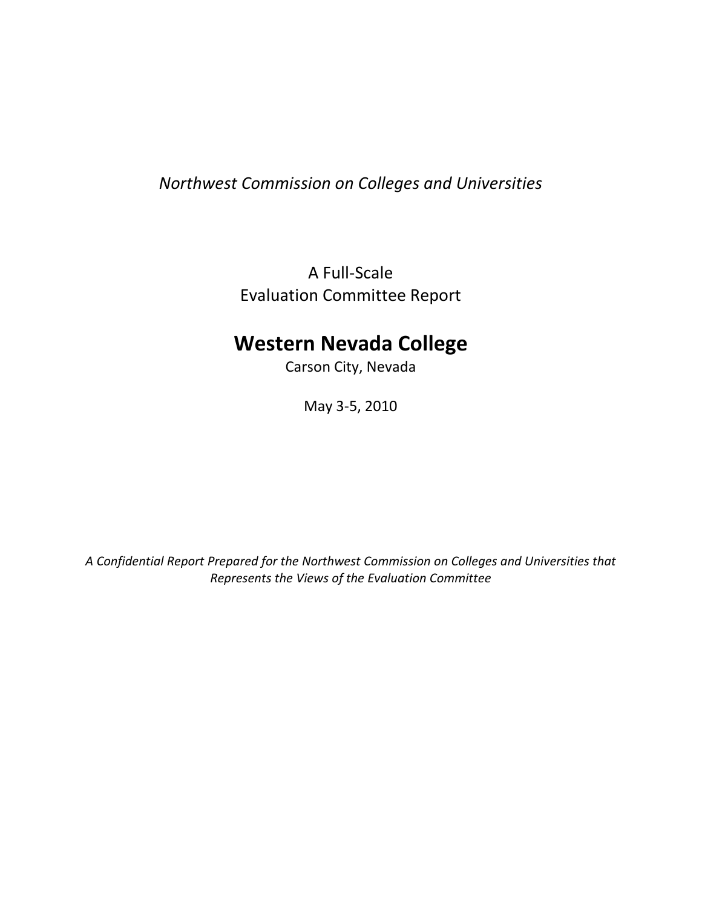*Northwest Commission on Colleges and Universities*

A Full-Scale
Evaluation Committee Report

# Western Nevada College

Carson City, Nevada

May 3-5, 2010

*A Confidential Report Prepared for the Northwest Commission on Colleges and Universities that Represents the Views of the Evaluation Committee*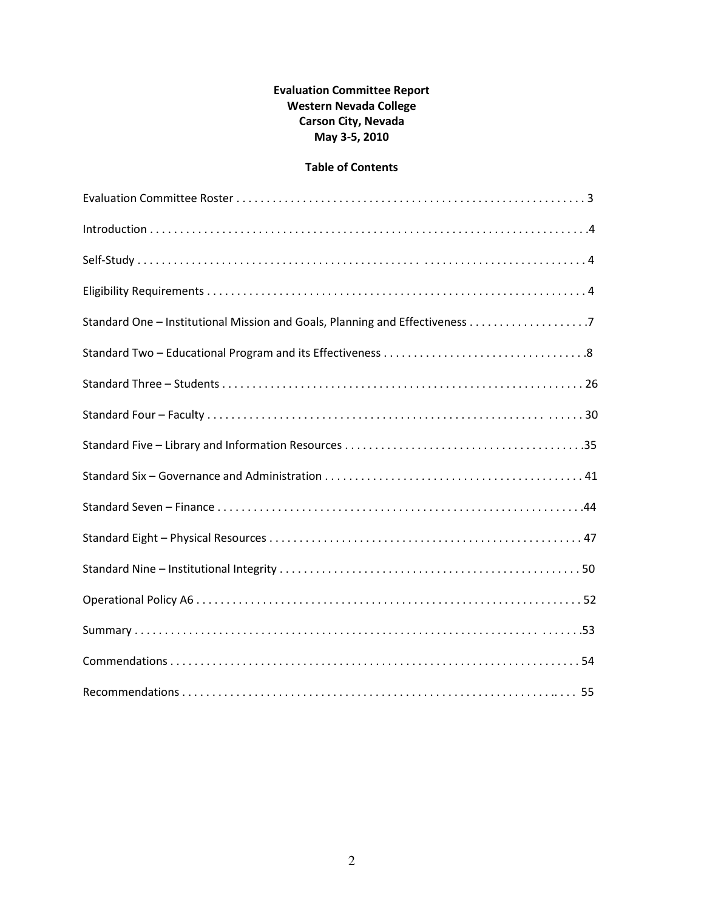**Evaluation Committee Report**
**Western Nevada College**
**Carson City, Nevada**
**May 3-5, 2010**

**Table of Contents**

| Section | Page |
|---|---|
| Evaluation Committee Roster | 3 |
| Introduction | 4 |
| Self-Study | 4 |
| Eligibility Requirements | 4 |
| Standard One – Institutional Mission and Goals, Planning and Effectiveness | 7 |
| Standard Two – Educational Program and its Effectiveness | 8 |
| Standard Three – Students | 26 |
| Standard Four – Faculty | 30 |
| Standard Five – Library and Information Resources | 35 |
| Standard Six – Governance and Administration | 41 |
| Standard Seven – Finance | 44 |
| Standard Eight – Physical Resources | 47 |
| Standard Nine – Institutional Integrity | 50 |
| Operational Policy A6 | 52 |
| Summary | 53 |
| Commendations | 54 |
| Recommendations | 55 |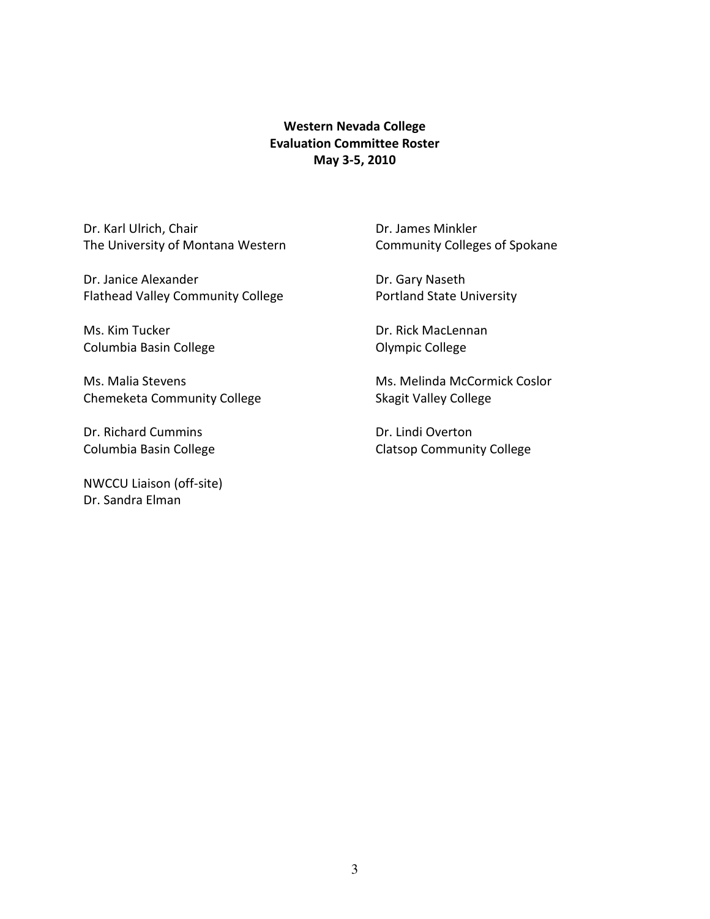**Western Nevada College**
**Evaluation Committee Roster**
**May 3-5, 2010**

Dr. Karl Ulrich, Chair
The University of Montana Western

Dr. Janice Alexander
Flathead Valley Community College

Ms. Kim Tucker
Columbia Basin College

Ms. Malia Stevens
Chemeketa Community College

Dr. Richard Cummins
Columbia Basin College

NWCCU Liaison (off-site)
Dr. Sandra Elman

Dr. James Minkler
Community Colleges of Spokane

Dr. Gary Naseth
Portland State University

Dr. Rick MacLennan
Olympic College

Ms. Melinda McCormick Coslor
Skagit Valley College

Dr. Lindi Overton
Clatsop Community College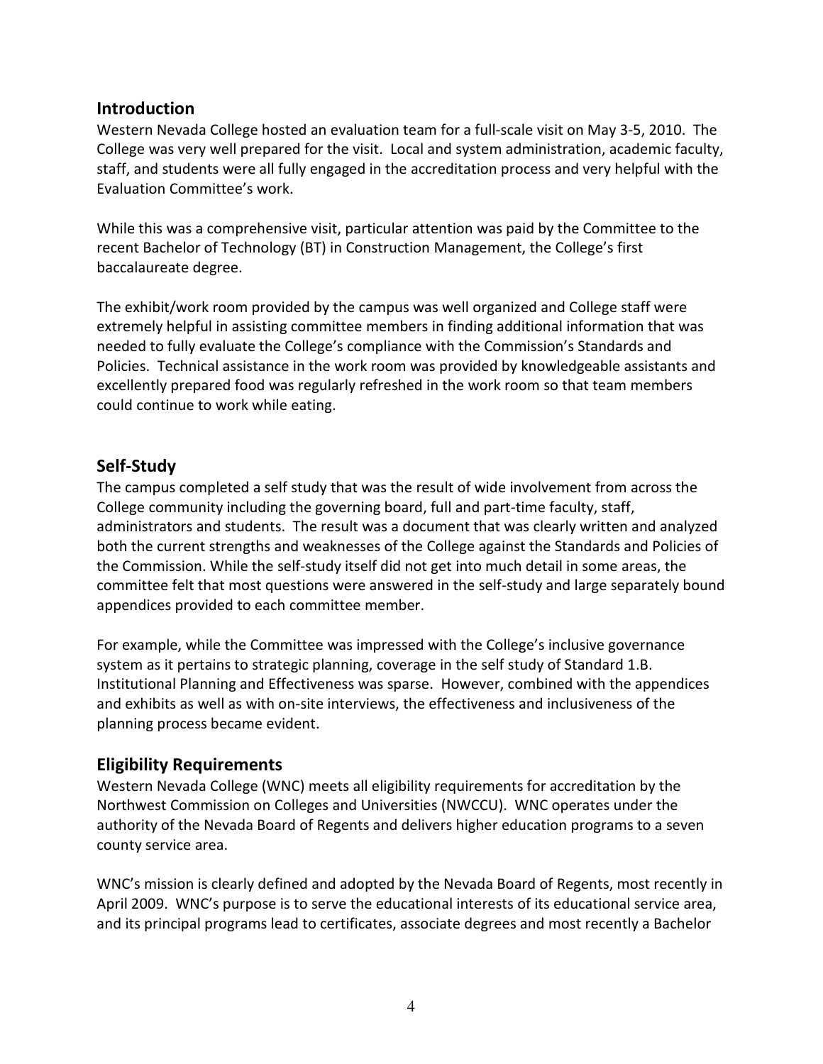## Introduction

Western Nevada College hosted an evaluation team for a full-scale visit on May 3-5, 2010. The College was very well prepared for the visit. Local and system administration, academic faculty, staff, and students were all fully engaged in the accreditation process and very helpful with the Evaluation Committee's work.

While this was a comprehensive visit, particular attention was paid by the Committee to the recent Bachelor of Technology (BT) in Construction Management, the College's first baccalaureate degree.

The exhibit/work room provided by the campus was well organized and College staff were extremely helpful in assisting committee members in finding additional information that was needed to fully evaluate the College's compliance with the Commission's Standards and Policies. Technical assistance in the work room was provided by knowledgeable assistants and excellently prepared food was regularly refreshed in the work room so that team members could continue to work while eating.

## Self-Study

The campus completed a self study that was the result of wide involvement from across the College community including the governing board, full and part-time faculty, staff, administrators and students. The result was a document that was clearly written and analyzed both the current strengths and weaknesses of the College against the Standards and Policies of the Commission. While the self-study itself did not get into much detail in some areas, the committee felt that most questions were answered in the self-study and large separately bound appendices provided to each committee member.

For example, while the Committee was impressed with the College's inclusive governance system as it pertains to strategic planning, coverage in the self study of Standard 1.B. Institutional Planning and Effectiveness was sparse. However, combined with the appendices and exhibits as well as with on-site interviews, the effectiveness and inclusiveness of the planning process became evident.

## Eligibility Requirements

Western Nevada College (WNC) meets all eligibility requirements for accreditation by the Northwest Commission on Colleges and Universities (NWCCU). WNC operates under the authority of the Nevada Board of Regents and delivers higher education programs to a seven county service area.

WNC's mission is clearly defined and adopted by the Nevada Board of Regents, most recently in April 2009. WNC's purpose is to serve the educational interests of its educational service area, and its principal programs lead to certificates, associate degrees and most recently a Bachelor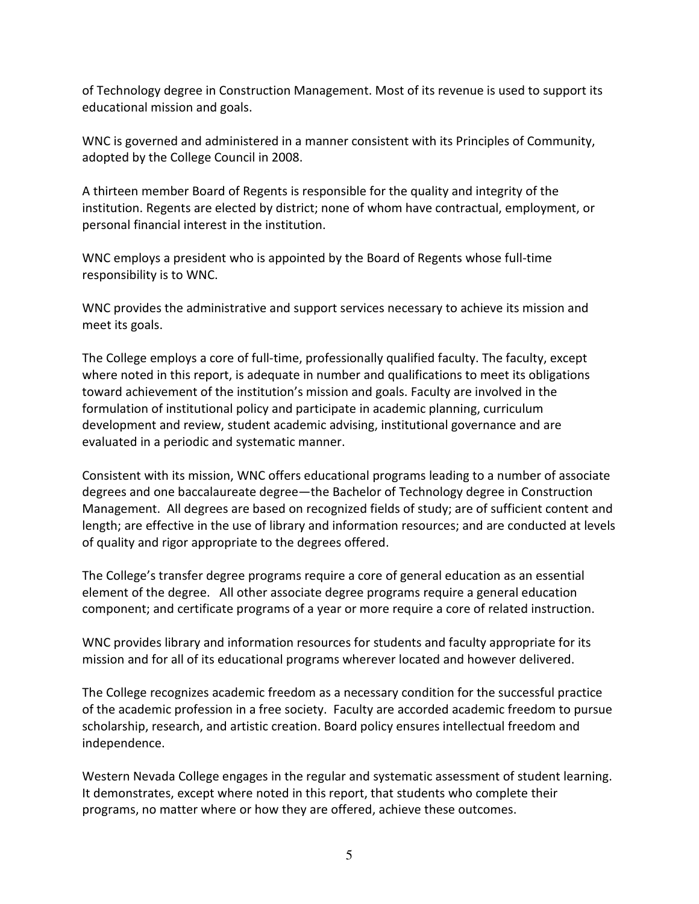of Technology degree in Construction Management. Most of its revenue is used to support its educational mission and goals.

WNC is governed and administered in a manner consistent with its Principles of Community, adopted by the College Council in 2008.

A thirteen member Board of Regents is responsible for the quality and integrity of the institution. Regents are elected by district; none of whom have contractual, employment, or personal financial interest in the institution.

WNC employs a president who is appointed by the Board of Regents whose full-time responsibility is to WNC.

WNC provides the administrative and support services necessary to achieve its mission and meet its goals.

The College employs a core of full-time, professionally qualified faculty. The faculty, except where noted in this report, is adequate in number and qualifications to meet its obligations toward achievement of the institution's mission and goals. Faculty are involved in the formulation of institutional policy and participate in academic planning, curriculum development and review, student academic advising, institutional governance and are evaluated in a periodic and systematic manner.

Consistent with its mission, WNC offers educational programs leading to a number of associate degrees and one baccalaureate degree—the Bachelor of Technology degree in Construction Management. All degrees are based on recognized fields of study; are of sufficient content and length; are effective in the use of library and information resources; and are conducted at levels of quality and rigor appropriate to the degrees offered.

The College's transfer degree programs require a core of general education as an essential element of the degree. All other associate degree programs require a general education component; and certificate programs of a year or more require a core of related instruction.

WNC provides library and information resources for students and faculty appropriate for its mission and for all of its educational programs wherever located and however delivered.

The College recognizes academic freedom as a necessary condition for the successful practice of the academic profession in a free society. Faculty are accorded academic freedom to pursue scholarship, research, and artistic creation. Board policy ensures intellectual freedom and independence.

Western Nevada College engages in the regular and systematic assessment of student learning. It demonstrates, except where noted in this report, that students who complete their programs, no matter where or how they are offered, achieve these outcomes.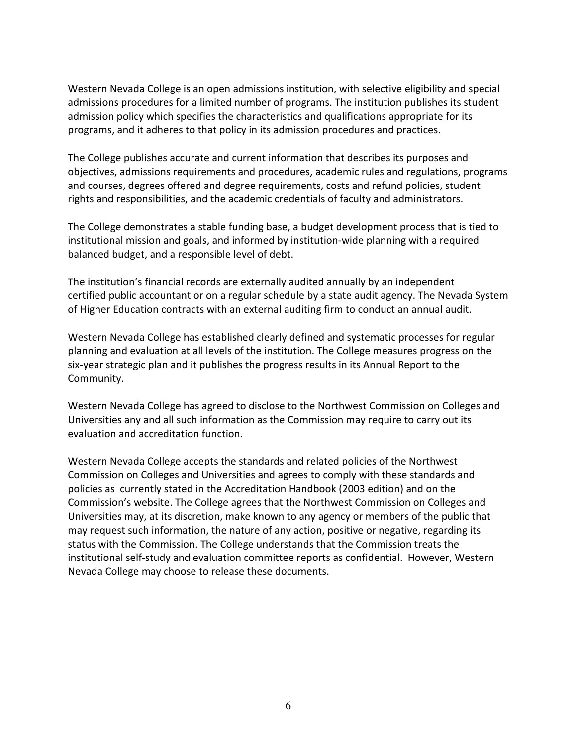Western Nevada College is an open admissions institution, with selective eligibility and special admissions procedures for a limited number of programs. The institution publishes its student admission policy which specifies the characteristics and qualifications appropriate for its programs, and it adheres to that policy in its admission procedures and practices.

The College publishes accurate and current information that describes its purposes and objectives, admissions requirements and procedures, academic rules and regulations, programs and courses, degrees offered and degree requirements, costs and refund policies, student rights and responsibilities, and the academic credentials of faculty and administrators.

The College demonstrates a stable funding base, a budget development process that is tied to institutional mission and goals, and informed by institution-wide planning with a required balanced budget, and a responsible level of debt.

The institution's financial records are externally audited annually by an independent certified public accountant or on a regular schedule by a state audit agency. The Nevada System of Higher Education contracts with an external auditing firm to conduct an annual audit.

Western Nevada College has established clearly defined and systematic processes for regular planning and evaluation at all levels of the institution. The College measures progress on the six-year strategic plan and it publishes the progress results in its Annual Report to the Community.

Western Nevada College has agreed to disclose to the Northwest Commission on Colleges and Universities any and all such information as the Commission may require to carry out its evaluation and accreditation function.

Western Nevada College accepts the standards and related policies of the Northwest Commission on Colleges and Universities and agrees to comply with these standards and policies as currently stated in the Accreditation Handbook (2003 edition) and on the Commission's website. The College agrees that the Northwest Commission on Colleges and Universities may, at its discretion, make known to any agency or members of the public that may request such information, the nature of any action, positive or negative, regarding its status with the Commission. The College understands that the Commission treats the institutional self-study and evaluation committee reports as confidential. However, Western Nevada College may choose to release these documents.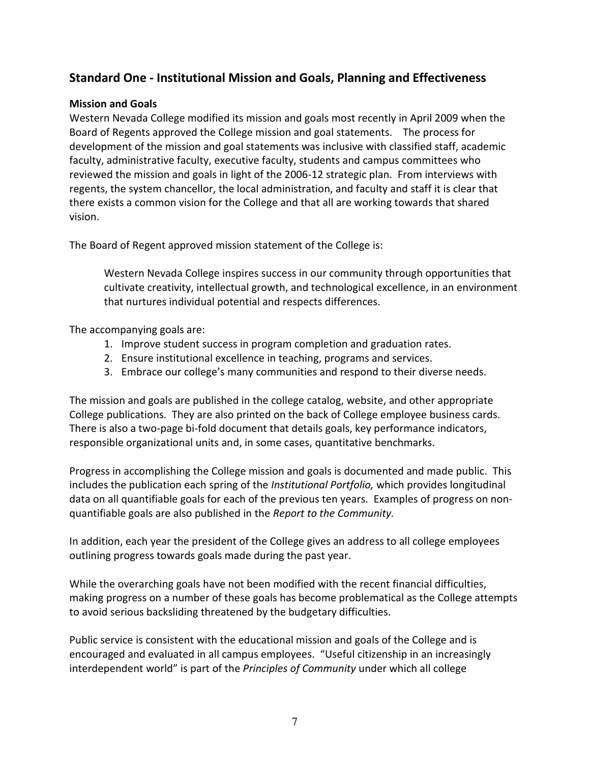## Standard One - Institutional Mission and Goals, Planning and Effectiveness

### Mission and Goals

Western Nevada College modified its mission and goals most recently in April 2009 when the Board of Regents approved the College mission and goal statements. The process for development of the mission and goal statements was inclusive with classified staff, academic faculty, administrative faculty, executive faculty, students and campus committees who reviewed the mission and goals in light of the 2006-12 strategic plan. From interviews with regents, the system chancellor, the local administration, and faculty and staff it is clear that there exists a common vision for the College and that all are working towards that shared vision.

The Board of Regent approved mission statement of the College is:

> Western Nevada College inspires success in our community through opportunities that cultivate creativity, intellectual growth, and technological excellence, in an environment that nurtures individual potential and respects differences.

The accompanying goals are:

1. Improve student success in program completion and graduation rates.
2. Ensure institutional excellence in teaching, programs and services.
3. Embrace our college's many communities and respond to their diverse needs.

The mission and goals are published in the college catalog, website, and other appropriate College publications. They are also printed on the back of College employee business cards. There is also a two-page bi-fold document that details goals, key performance indicators, responsible organizational units and, in some cases, quantitative benchmarks.

Progress in accomplishing the College mission and goals is documented and made public. This includes the publication each spring of the *Institutional Portfolio,* which provides longitudinal data on all quantifiable goals for each of the previous ten years. Examples of progress on non-quantifiable goals are also published in the *Report to the Community.*

In addition, each year the president of the College gives an address to all college employees outlining progress towards goals made during the past year.

While the overarching goals have not been modified with the recent financial difficulties, making progress on a number of these goals has become problematical as the College attempts to avoid serious backsliding threatened by the budgetary difficulties.

Public service is consistent with the educational mission and goals of the College and is encouraged and evaluated in all campus employees. "Useful citizenship in an increasingly interdependent world" is part of the *Principles of Community* under which all college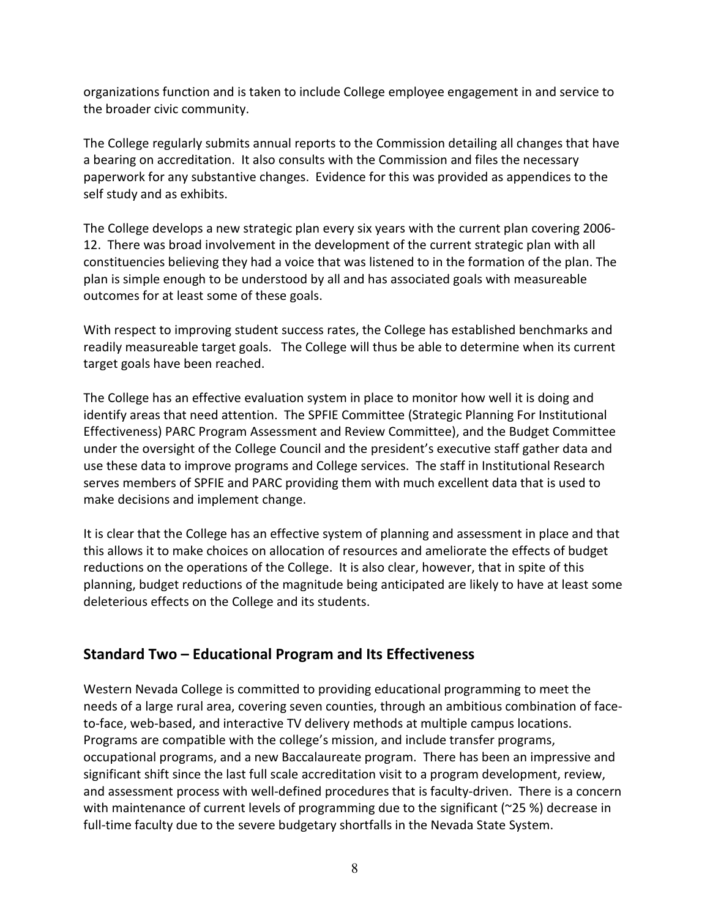organizations function and is taken to include College employee engagement in and service to the broader civic community.

The College regularly submits annual reports to the Commission detailing all changes that have a bearing on accreditation. It also consults with the Commission and files the necessary paperwork for any substantive changes. Evidence for this was provided as appendices to the self study and as exhibits.

The College develops a new strategic plan every six years with the current plan covering 2006-12. There was broad involvement in the development of the current strategic plan with all constituencies believing they had a voice that was listened to in the formation of the plan. The plan is simple enough to be understood by all and has associated goals with measureable outcomes for at least some of these goals.

With respect to improving student success rates, the College has established benchmarks and readily measureable target goals. The College will thus be able to determine when its current target goals have been reached.

The College has an effective evaluation system in place to monitor how well it is doing and identify areas that need attention. The SPFIE Committee (Strategic Planning For Institutional Effectiveness) PARC Program Assessment and Review Committee), and the Budget Committee under the oversight of the College Council and the president's executive staff gather data and use these data to improve programs and College services. The staff in Institutional Research serves members of SPFIE and PARC providing them with much excellent data that is used to make decisions and implement change.

It is clear that the College has an effective system of planning and assessment in place and that this allows it to make choices on allocation of resources and ameliorate the effects of budget reductions on the operations of the College. It is also clear, however, that in spite of this planning, budget reductions of the magnitude being anticipated are likely to have at least some deleterious effects on the College and its students.

## Standard Two – Educational Program and Its Effectiveness

Western Nevada College is committed to providing educational programming to meet the needs of a large rural area, covering seven counties, through an ambitious combination of face-to-face, web-based, and interactive TV delivery methods at multiple campus locations. Programs are compatible with the college's mission, and include transfer programs, occupational programs, and a new Baccalaureate program. There has been an impressive and significant shift since the last full scale accreditation visit to a program development, review, and assessment process with well-defined procedures that is faculty-driven. There is a concern with maintenance of current levels of programming due to the significant (~25 %) decrease in full-time faculty due to the severe budgetary shortfalls in the Nevada State System.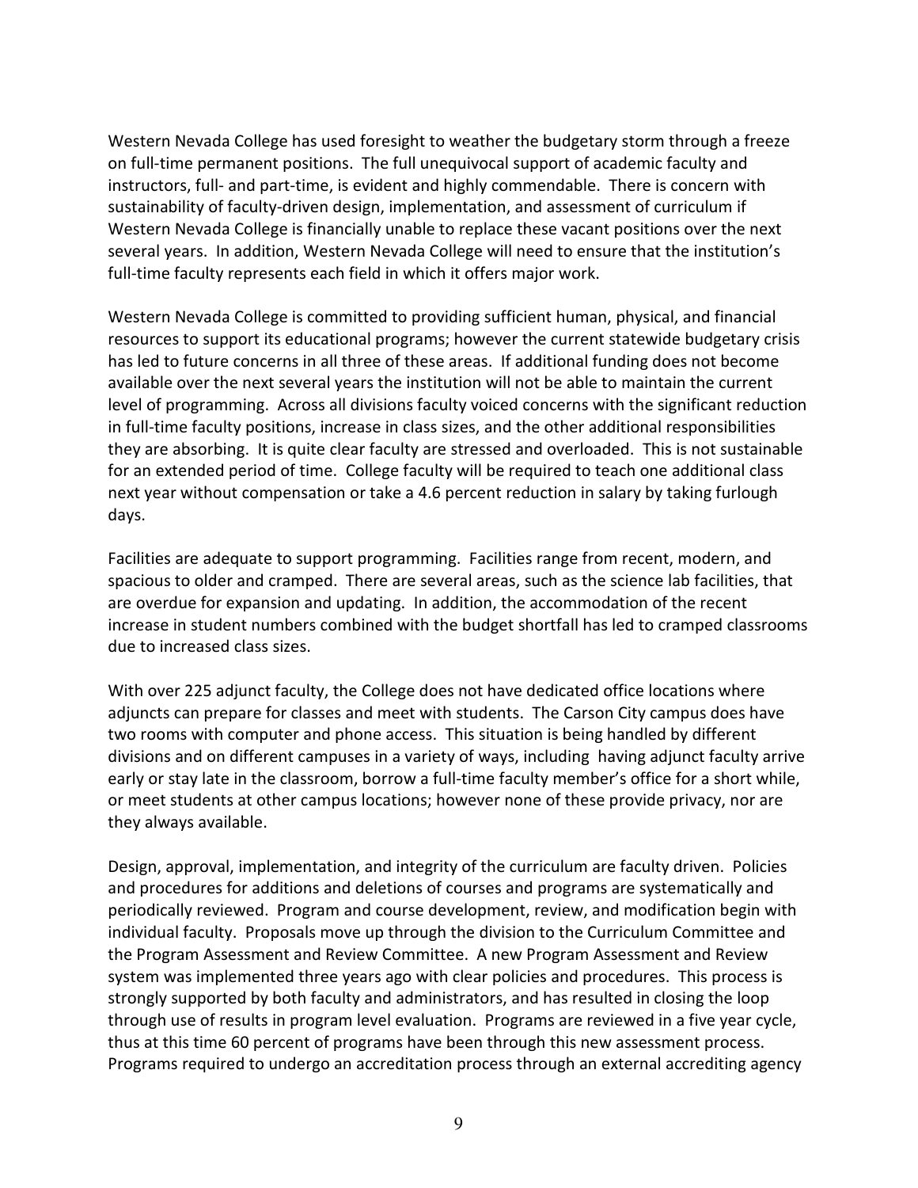Western Nevada College has used foresight to weather the budgetary storm through a freeze on full-time permanent positions. The full unequivocal support of academic faculty and instructors, full- and part-time, is evident and highly commendable. There is concern with sustainability of faculty-driven design, implementation, and assessment of curriculum if Western Nevada College is financially unable to replace these vacant positions over the next several years. In addition, Western Nevada College will need to ensure that the institution's full-time faculty represents each field in which it offers major work.

Western Nevada College is committed to providing sufficient human, physical, and financial resources to support its educational programs; however the current statewide budgetary crisis has led to future concerns in all three of these areas. If additional funding does not become available over the next several years the institution will not be able to maintain the current level of programming. Across all divisions faculty voiced concerns with the significant reduction in full-time faculty positions, increase in class sizes, and the other additional responsibilities they are absorbing. It is quite clear faculty are stressed and overloaded. This is not sustainable for an extended period of time. College faculty will be required to teach one additional class next year without compensation or take a 4.6 percent reduction in salary by taking furlough days.

Facilities are adequate to support programming. Facilities range from recent, modern, and spacious to older and cramped. There are several areas, such as the science lab facilities, that are overdue for expansion and updating. In addition, the accommodation of the recent increase in student numbers combined with the budget shortfall has led to cramped classrooms due to increased class sizes.

With over 225 adjunct faculty, the College does not have dedicated office locations where adjuncts can prepare for classes and meet with students. The Carson City campus does have two rooms with computer and phone access. This situation is being handled by different divisions and on different campuses in a variety of ways, including having adjunct faculty arrive early or stay late in the classroom, borrow a full-time faculty member's office for a short while, or meet students at other campus locations; however none of these provide privacy, nor are they always available.

Design, approval, implementation, and integrity of the curriculum are faculty driven. Policies and procedures for additions and deletions of courses and programs are systematically and periodically reviewed. Program and course development, review, and modification begin with individual faculty. Proposals move up through the division to the Curriculum Committee and the Program Assessment and Review Committee. A new Program Assessment and Review system was implemented three years ago with clear policies and procedures. This process is strongly supported by both faculty and administrators, and has resulted in closing the loop through use of results in program level evaluation. Programs are reviewed in a five year cycle, thus at this time 60 percent of programs have been through this new assessment process. Programs required to undergo an accreditation process through an external accrediting agency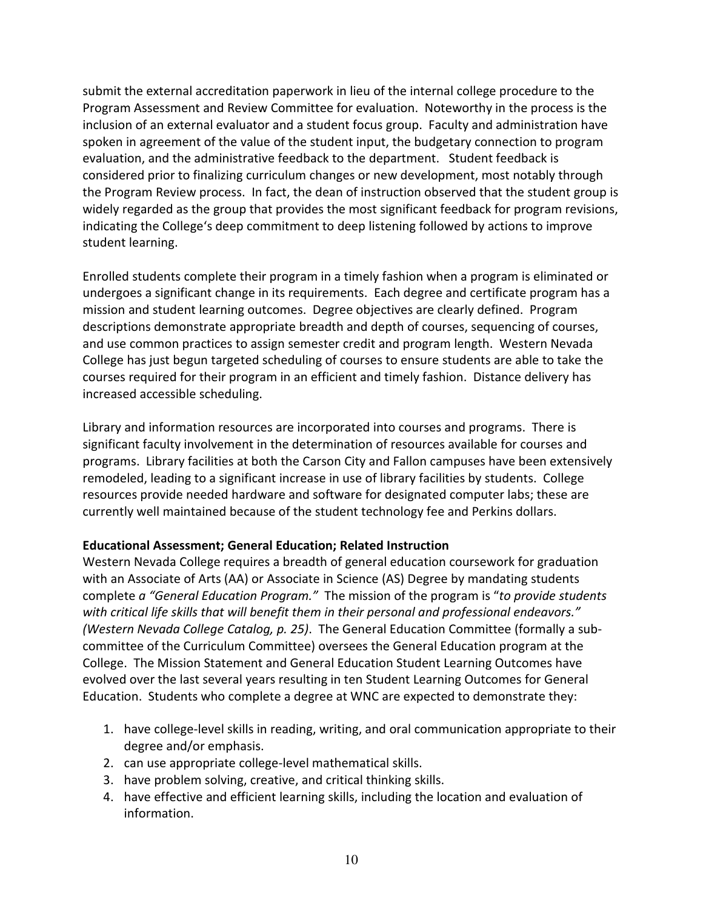submit the external accreditation paperwork in lieu of the internal college procedure to the Program Assessment and Review Committee for evaluation. Noteworthy in the process is the inclusion of an external evaluator and a student focus group. Faculty and administration have spoken in agreement of the value of the student input, the budgetary connection to program evaluation, and the administrative feedback to the department. Student feedback is considered prior to finalizing curriculum changes or new development, most notably through the Program Review process. In fact, the dean of instruction observed that the student group is widely regarded as the group that provides the most significant feedback for program revisions, indicating the College's deep commitment to deep listening followed by actions to improve student learning.

Enrolled students complete their program in a timely fashion when a program is eliminated or undergoes a significant change in its requirements. Each degree and certificate program has a mission and student learning outcomes. Degree objectives are clearly defined. Program descriptions demonstrate appropriate breadth and depth of courses, sequencing of courses, and use common practices to assign semester credit and program length. Western Nevada College has just begun targeted scheduling of courses to ensure students are able to take the courses required for their program in an efficient and timely fashion. Distance delivery has increased accessible scheduling.

Library and information resources are incorporated into courses and programs. There is significant faculty involvement in the determination of resources available for courses and programs. Library facilities at both the Carson City and Fallon campuses have been extensively remodeled, leading to a significant increase in use of library facilities by students. College resources provide needed hardware and software for designated computer labs; these are currently well maintained because of the student technology fee and Perkins dollars.

**Educational Assessment; General Education; Related Instruction**

Western Nevada College requires a breadth of general education coursework for graduation with an Associate of Arts (AA) or Associate in Science (AS) Degree by mandating students complete *a "General Education Program."* The mission of the program is "*to provide students with critical life skills that will benefit them in their personal and professional endeavors." (Western Nevada College Catalog, p. 25)*. The General Education Committee (formally a sub-committee of the Curriculum Committee) oversees the General Education program at the College. The Mission Statement and General Education Student Learning Outcomes have evolved over the last several years resulting in ten Student Learning Outcomes for General Education. Students who complete a degree at WNC are expected to demonstrate they:

1. have college-level skills in reading, writing, and oral communication appropriate to their degree and/or emphasis.
2. can use appropriate college-level mathematical skills.
3. have problem solving, creative, and critical thinking skills.
4. have effective and efficient learning skills, including the location and evaluation of information.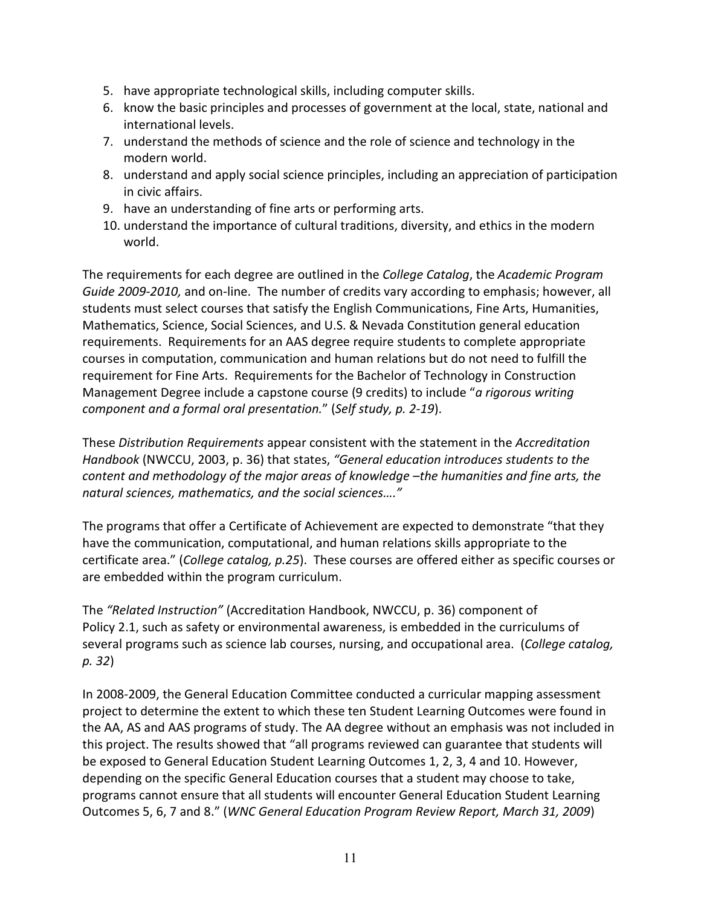5. have appropriate technological skills, including computer skills.
6. know the basic principles and processes of government at the local, state, national and international levels.
7. understand the methods of science and the role of science and technology in the modern world.
8. understand and apply social science principles, including an appreciation of participation in civic affairs.
9. have an understanding of fine arts or performing arts.
10. understand the importance of cultural traditions, diversity, and ethics in the modern world.

The requirements for each degree are outlined in the *College Catalog*, the *Academic Program Guide 2009-2010,* and on-line. The number of credits vary according to emphasis; however, all students must select courses that satisfy the English Communications, Fine Arts, Humanities, Mathematics, Science, Social Sciences, and U.S. & Nevada Constitution general education requirements. Requirements for an AAS degree require students to complete appropriate courses in computation, communication and human relations but do not need to fulfill the requirement for Fine Arts. Requirements for the Bachelor of Technology in Construction Management Degree include a capstone course (9 credits) to include "*a rigorous writing component and a formal oral presentation.*" (*Self study, p. 2-19*).

These *Distribution Requirements* appear consistent with the statement in the *Accreditation Handbook* (NWCCU, 2003, p. 36) that states, *"General education introduces students to the content and methodology of the major areas of knowledge –the humanities and fine arts, the natural sciences, mathematics, and the social sciences…."*

The programs that offer a Certificate of Achievement are expected to demonstrate "that they have the communication, computational, and human relations skills appropriate to the certificate area." (*College catalog, p.25*). These courses are offered either as specific courses or are embedded within the program curriculum.

The *"Related Instruction"* (Accreditation Handbook, NWCCU, p. 36) component of Policy 2.1, such as safety or environmental awareness, is embedded in the curriculums of several programs such as science lab courses, nursing, and occupational area. (*College catalog, p. 32*)

In 2008-2009, the General Education Committee conducted a curricular mapping assessment project to determine the extent to which these ten Student Learning Outcomes were found in the AA, AS and AAS programs of study. The AA degree without an emphasis was not included in this project. The results showed that "all programs reviewed can guarantee that students will be exposed to General Education Student Learning Outcomes 1, 2, 3, 4 and 10. However, depending on the specific General Education courses that a student may choose to take, programs cannot ensure that all students will encounter General Education Student Learning Outcomes 5, 6, 7 and 8." (*WNC General Education Program Review Report, March 31, 2009*)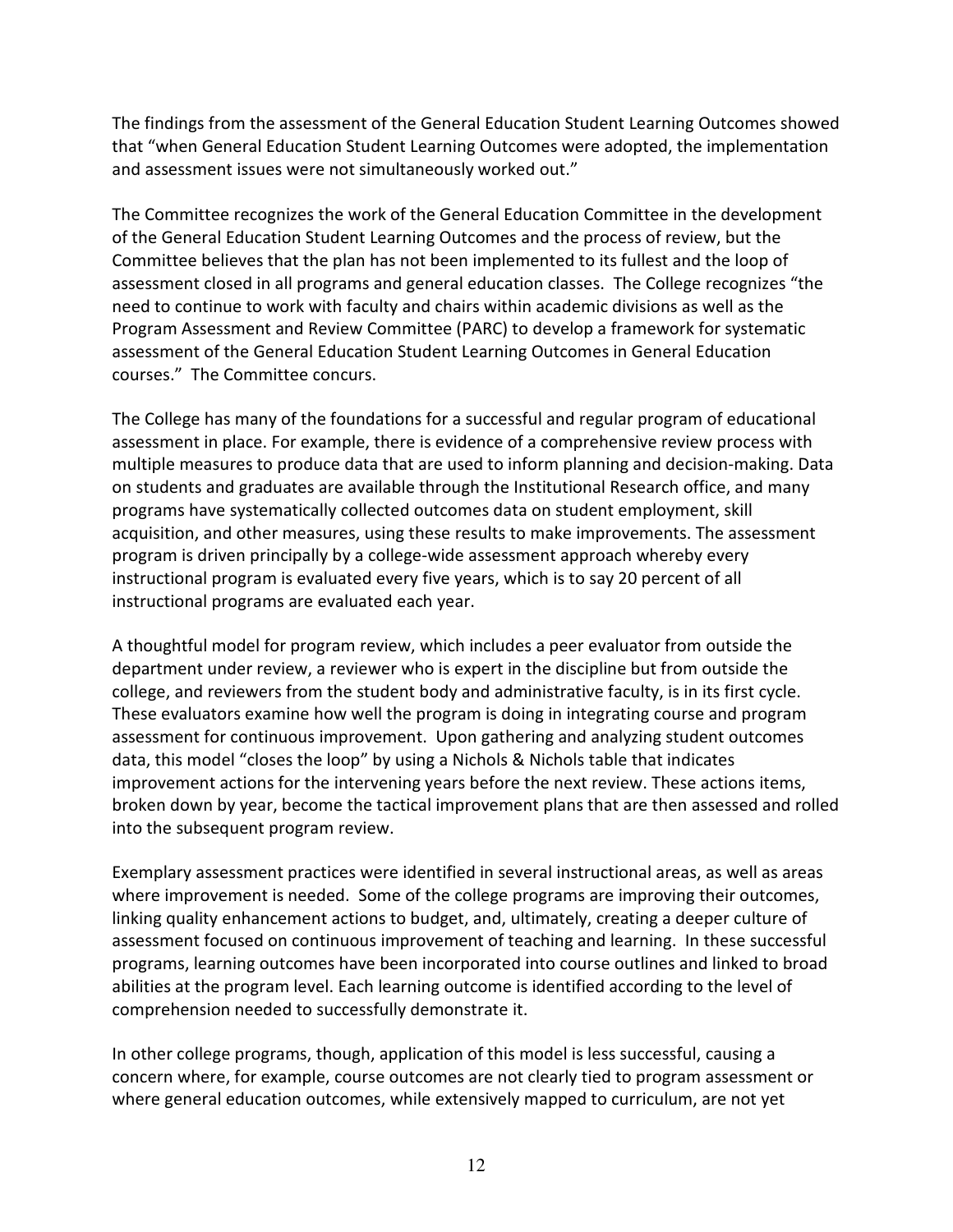The findings from the assessment of the General Education Student Learning Outcomes showed that "when General Education Student Learning Outcomes were adopted, the implementation and assessment issues were not simultaneously worked out."

The Committee recognizes the work of the General Education Committee in the development of the General Education Student Learning Outcomes and the process of review, but the Committee believes that the plan has not been implemented to its fullest and the loop of assessment closed in all programs and general education classes. The College recognizes "the need to continue to work with faculty and chairs within academic divisions as well as the Program Assessment and Review Committee (PARC) to develop a framework for systematic assessment of the General Education Student Learning Outcomes in General Education courses." The Committee concurs.

The College has many of the foundations for a successful and regular program of educational assessment in place. For example, there is evidence of a comprehensive review process with multiple measures to produce data that are used to inform planning and decision-making. Data on students and graduates are available through the Institutional Research office, and many programs have systematically collected outcomes data on student employment, skill acquisition, and other measures, using these results to make improvements. The assessment program is driven principally by a college-wide assessment approach whereby every instructional program is evaluated every five years, which is to say 20 percent of all instructional programs are evaluated each year.

A thoughtful model for program review, which includes a peer evaluator from outside the department under review, a reviewer who is expert in the discipline but from outside the college, and reviewers from the student body and administrative faculty, is in its first cycle. These evaluators examine how well the program is doing in integrating course and program assessment for continuous improvement. Upon gathering and analyzing student outcomes data, this model "closes the loop" by using a Nichols & Nichols table that indicates improvement actions for the intervening years before the next review. These actions items, broken down by year, become the tactical improvement plans that are then assessed and rolled into the subsequent program review.

Exemplary assessment practices were identified in several instructional areas, as well as areas where improvement is needed. Some of the college programs are improving their outcomes, linking quality enhancement actions to budget, and, ultimately, creating a deeper culture of assessment focused on continuous improvement of teaching and learning. In these successful programs, learning outcomes have been incorporated into course outlines and linked to broad abilities at the program level. Each learning outcome is identified according to the level of comprehension needed to successfully demonstrate it.

In other college programs, though, application of this model is less successful, causing a concern where, for example, course outcomes are not clearly tied to program assessment or where general education outcomes, while extensively mapped to curriculum, are not yet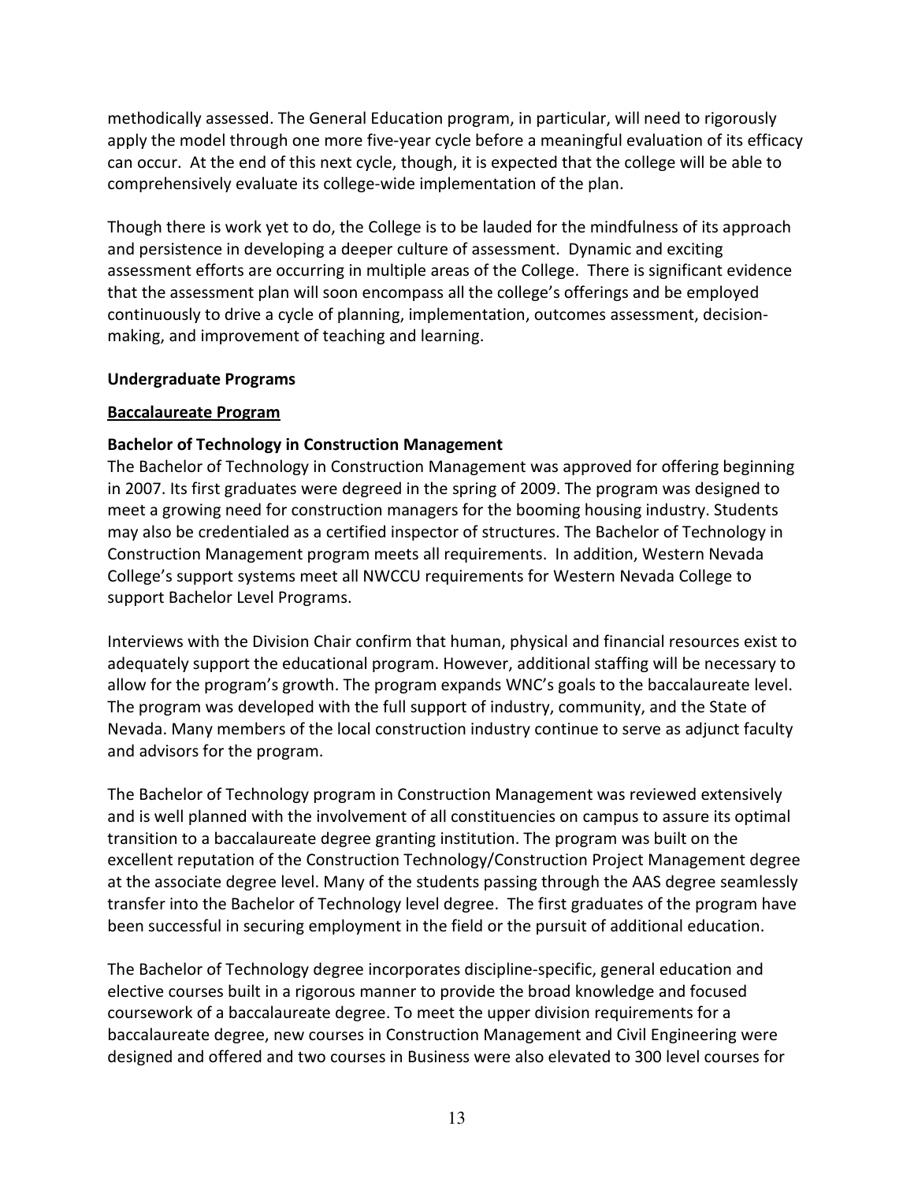methodically assessed. The General Education program, in particular, will need to rigorously apply the model through one more five-year cycle before a meaningful evaluation of its efficacy can occur. At the end of this next cycle, though, it is expected that the college will be able to comprehensively evaluate its college-wide implementation of the plan.

Though there is work yet to do, the College is to be lauded for the mindfulness of its approach and persistence in developing a deeper culture of assessment. Dynamic and exciting assessment efforts are occurring in multiple areas of the College. There is significant evidence that the assessment plan will soon encompass all the college's offerings and be employed continuously to drive a cycle of planning, implementation, outcomes assessment, decision-making, and improvement of teaching and learning.

**Undergraduate Programs**

**<u>Baccalaureate Program</u>**

**Bachelor of Technology in Construction Management**

The Bachelor of Technology in Construction Management was approved for offering beginning in 2007. Its first graduates were degreed in the spring of 2009. The program was designed to meet a growing need for construction managers for the booming housing industry. Students may also be credentialed as a certified inspector of structures. The Bachelor of Technology in Construction Management program meets all requirements. In addition, Western Nevada College's support systems meet all NWCCU requirements for Western Nevada College to support Bachelor Level Programs.

Interviews with the Division Chair confirm that human, physical and financial resources exist to adequately support the educational program. However, additional staffing will be necessary to allow for the program's growth. The program expands WNC's goals to the baccalaureate level. The program was developed with the full support of industry, community, and the State of Nevada. Many members of the local construction industry continue to serve as adjunct faculty and advisors for the program.

The Bachelor of Technology program in Construction Management was reviewed extensively and is well planned with the involvement of all constituencies on campus to assure its optimal transition to a baccalaureate degree granting institution. The program was built on the excellent reputation of the Construction Technology/Construction Project Management degree at the associate degree level. Many of the students passing through the AAS degree seamlessly transfer into the Bachelor of Technology level degree. The first graduates of the program have been successful in securing employment in the field or the pursuit of additional education.

The Bachelor of Technology degree incorporates discipline-specific, general education and elective courses built in a rigorous manner to provide the broad knowledge and focused coursework of a baccalaureate degree. To meet the upper division requirements for a baccalaureate degree, new courses in Construction Management and Civil Engineering were designed and offered and two courses in Business were also elevated to 300 level courses for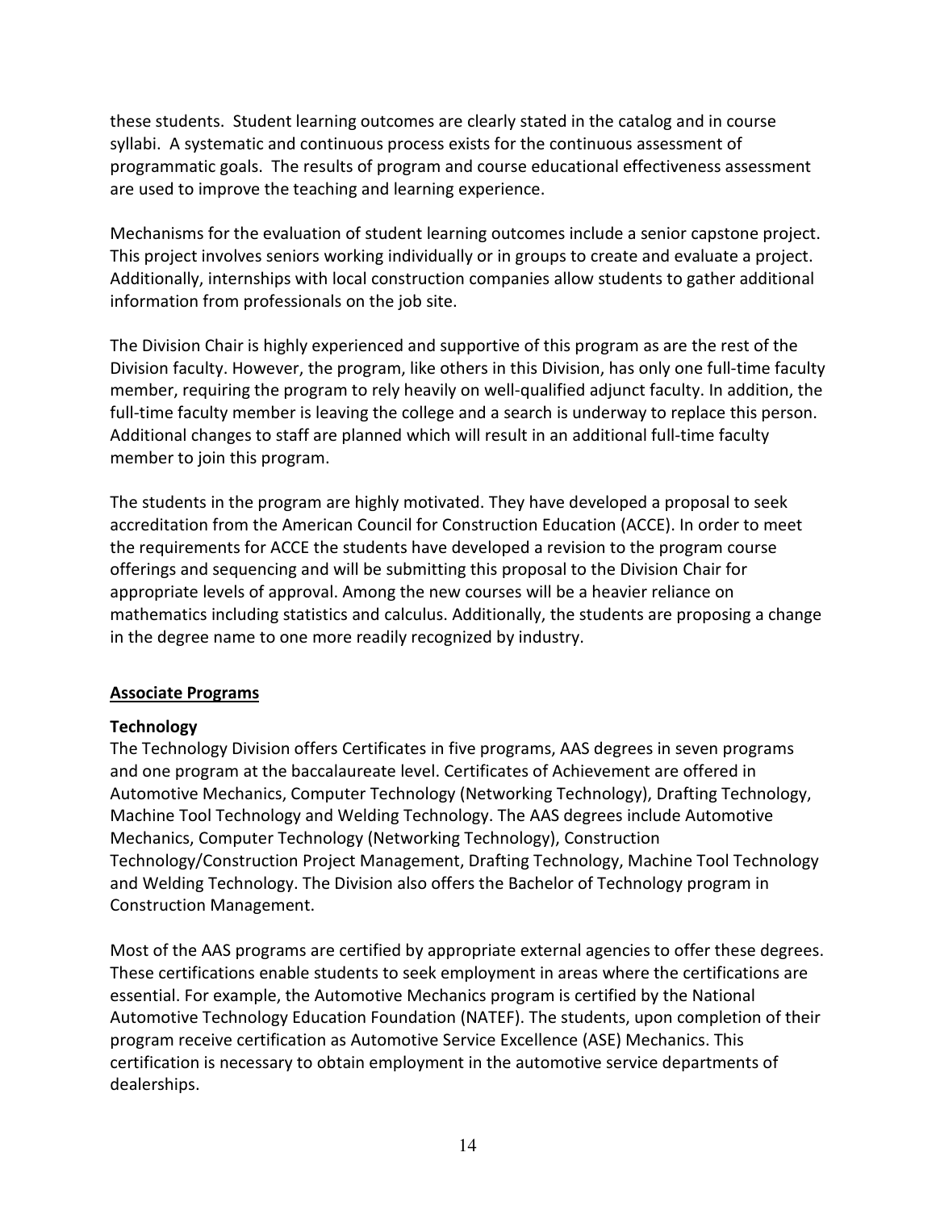these students. Student learning outcomes are clearly stated in the catalog and in course syllabi. A systematic and continuous process exists for the continuous assessment of programmatic goals. The results of program and course educational effectiveness assessment are used to improve the teaching and learning experience.

Mechanisms for the evaluation of student learning outcomes include a senior capstone project. This project involves seniors working individually or in groups to create and evaluate a project. Additionally, internships with local construction companies allow students to gather additional information from professionals on the job site.

The Division Chair is highly experienced and supportive of this program as are the rest of the Division faculty. However, the program, like others in this Division, has only one full-time faculty member, requiring the program to rely heavily on well-qualified adjunct faculty. In addition, the full-time faculty member is leaving the college and a search is underway to replace this person. Additional changes to staff are planned which will result in an additional full-time faculty member to join this program.

The students in the program are highly motivated. They have developed a proposal to seek accreditation from the American Council for Construction Education (ACCE). In order to meet the requirements for ACCE the students have developed a revision to the program course offerings and sequencing and will be submitting this proposal to the Division Chair for appropriate levels of approval. Among the new courses will be a heavier reliance on mathematics including statistics and calculus. Additionally, the students are proposing a change in the degree name to one more readily recognized by industry.

## Associate Programs

### Technology

The Technology Division offers Certificates in five programs, AAS degrees in seven programs and one program at the baccalaureate level. Certificates of Achievement are offered in Automotive Mechanics, Computer Technology (Networking Technology), Drafting Technology, Machine Tool Technology and Welding Technology. The AAS degrees include Automotive Mechanics, Computer Technology (Networking Technology), Construction Technology/Construction Project Management, Drafting Technology, Machine Tool Technology and Welding Technology. The Division also offers the Bachelor of Technology program in Construction Management.

Most of the AAS programs are certified by appropriate external agencies to offer these degrees. These certifications enable students to seek employment in areas where the certifications are essential. For example, the Automotive Mechanics program is certified by the National Automotive Technology Education Foundation (NATEF). The students, upon completion of their program receive certification as Automotive Service Excellence (ASE) Mechanics. This certification is necessary to obtain employment in the automotive service departments of dealerships.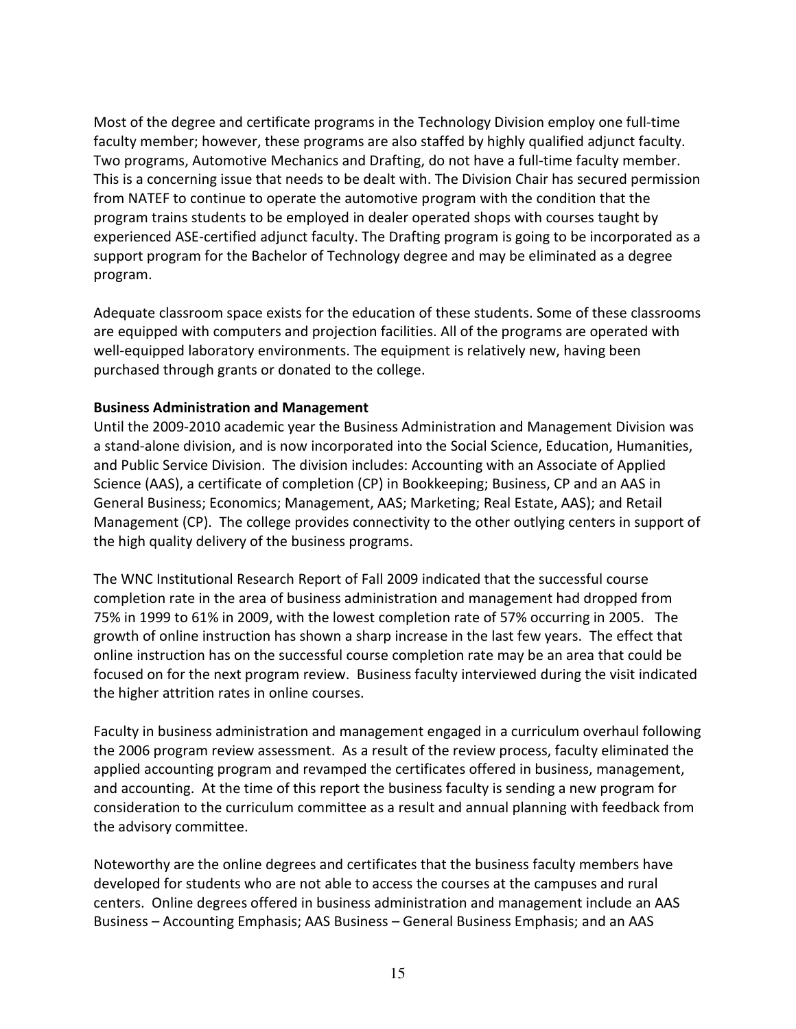Most of the degree and certificate programs in the Technology Division employ one full-time faculty member; however, these programs are also staffed by highly qualified adjunct faculty. Two programs, Automotive Mechanics and Drafting, do not have a full-time faculty member. This is a concerning issue that needs to be dealt with. The Division Chair has secured permission from NATEF to continue to operate the automotive program with the condition that the program trains students to be employed in dealer operated shops with courses taught by experienced ASE-certified adjunct faculty. The Drafting program is going to be incorporated as a support program for the Bachelor of Technology degree and may be eliminated as a degree program.

Adequate classroom space exists for the education of these students. Some of these classrooms are equipped with computers and projection facilities. All of the programs are operated with well-equipped laboratory environments. The equipment is relatively new, having been purchased through grants or donated to the college.

**Business Administration and Management**

Until the 2009-2010 academic year the Business Administration and Management Division was a stand-alone division, and is now incorporated into the Social Science, Education, Humanities, and Public Service Division. The division includes: Accounting with an Associate of Applied Science (AAS), a certificate of completion (CP) in Bookkeeping; Business, CP and an AAS in General Business; Economics; Management, AAS; Marketing; Real Estate, AAS); and Retail Management (CP). The college provides connectivity to the other outlying centers in support of the high quality delivery of the business programs.

The WNC Institutional Research Report of Fall 2009 indicated that the successful course completion rate in the area of business administration and management had dropped from 75% in 1999 to 61% in 2009, with the lowest completion rate of 57% occurring in 2005. The growth of online instruction has shown a sharp increase in the last few years. The effect that online instruction has on the successful course completion rate may be an area that could be focused on for the next program review. Business faculty interviewed during the visit indicated the higher attrition rates in online courses.

Faculty in business administration and management engaged in a curriculum overhaul following the 2006 program review assessment. As a result of the review process, faculty eliminated the applied accounting program and revamped the certificates offered in business, management, and accounting. At the time of this report the business faculty is sending a new program for consideration to the curriculum committee as a result and annual planning with feedback from the advisory committee.

Noteworthy are the online degrees and certificates that the business faculty members have developed for students who are not able to access the courses at the campuses and rural centers. Online degrees offered in business administration and management include an AAS Business – Accounting Emphasis; AAS Business – General Business Emphasis; and an AAS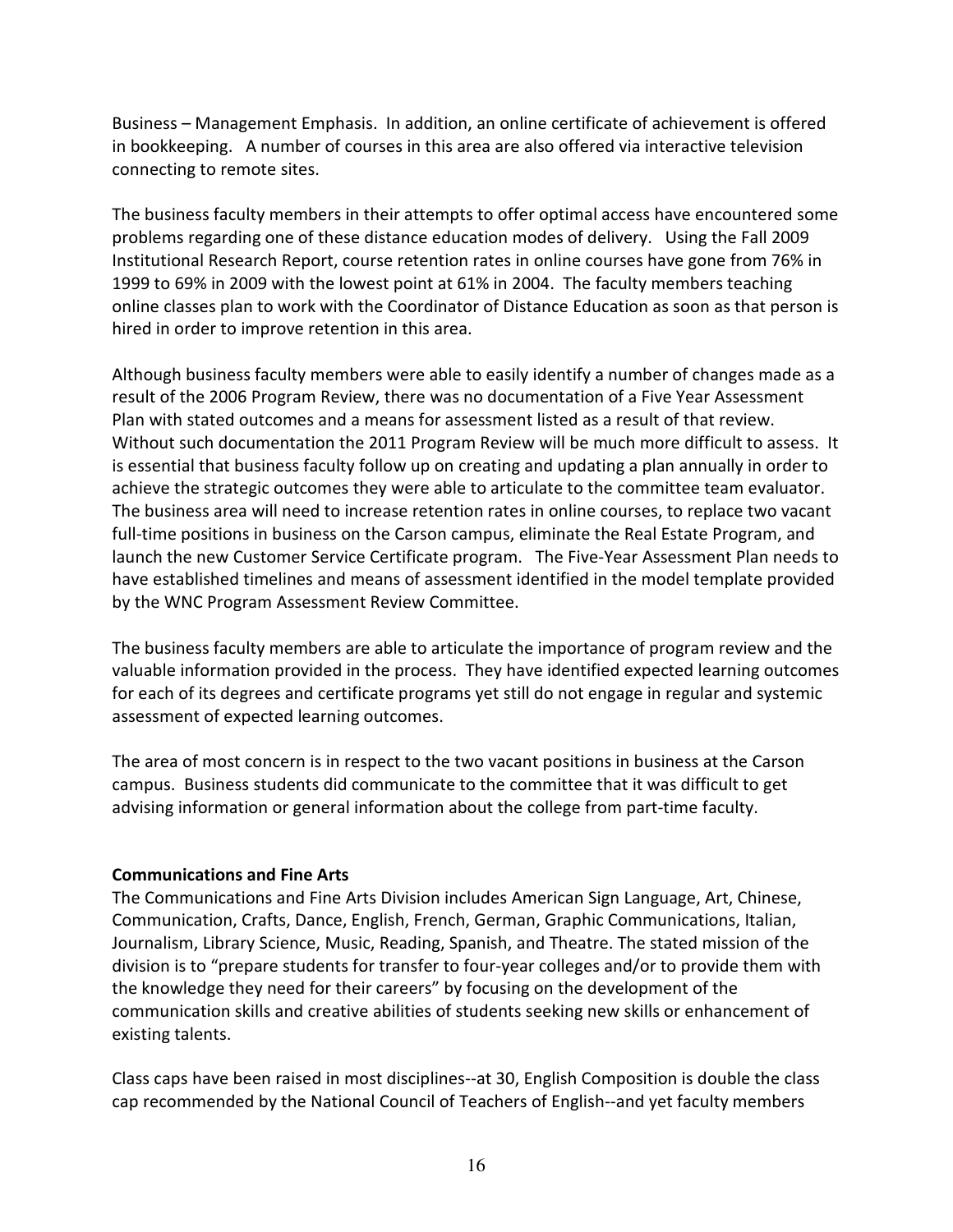Business – Management Emphasis. In addition, an online certificate of achievement is offered in bookkeeping. A number of courses in this area are also offered via interactive television connecting to remote sites.

The business faculty members in their attempts to offer optimal access have encountered some problems regarding one of these distance education modes of delivery. Using the Fall 2009 Institutional Research Report, course retention rates in online courses have gone from 76% in 1999 to 69% in 2009 with the lowest point at 61% in 2004. The faculty members teaching online classes plan to work with the Coordinator of Distance Education as soon as that person is hired in order to improve retention in this area.

Although business faculty members were able to easily identify a number of changes made as a result of the 2006 Program Review, there was no documentation of a Five Year Assessment Plan with stated outcomes and a means for assessment listed as a result of that review. Without such documentation the 2011 Program Review will be much more difficult to assess. It is essential that business faculty follow up on creating and updating a plan annually in order to achieve the strategic outcomes they were able to articulate to the committee team evaluator. The business area will need to increase retention rates in online courses, to replace two vacant full-time positions in business on the Carson campus, eliminate the Real Estate Program, and launch the new Customer Service Certificate program. The Five-Year Assessment Plan needs to have established timelines and means of assessment identified in the model template provided by the WNC Program Assessment Review Committee.

The business faculty members are able to articulate the importance of program review and the valuable information provided in the process. They have identified expected learning outcomes for each of its degrees and certificate programs yet still do not engage in regular and systemic assessment of expected learning outcomes.

The area of most concern is in respect to the two vacant positions in business at the Carson campus. Business students did communicate to the committee that it was difficult to get advising information or general information about the college from part-time faculty.

**Communications and Fine Arts**

The Communications and Fine Arts Division includes American Sign Language, Art, Chinese, Communication, Crafts, Dance, English, French, German, Graphic Communications, Italian, Journalism, Library Science, Music, Reading, Spanish, and Theatre. The stated mission of the division is to "prepare students for transfer to four-year colleges and/or to provide them with the knowledge they need for their careers" by focusing on the development of the communication skills and creative abilities of students seeking new skills or enhancement of existing talents.

Class caps have been raised in most disciplines--at 30, English Composition is double the class cap recommended by the National Council of Teachers of English--and yet faculty members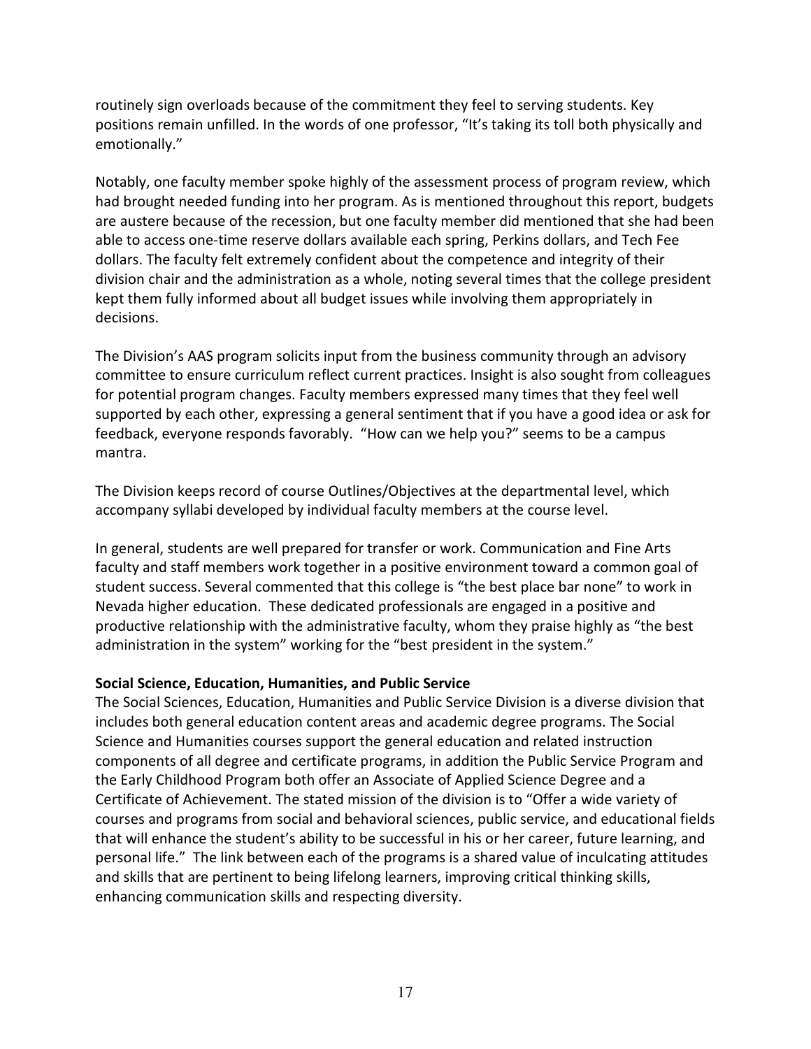routinely sign overloads because of the commitment they feel to serving students. Key positions remain unfilled. In the words of one professor, "It's taking its toll both physically and emotionally."

Notably, one faculty member spoke highly of the assessment process of program review, which had brought needed funding into her program. As is mentioned throughout this report, budgets are austere because of the recession, but one faculty member did mentioned that she had been able to access one-time reserve dollars available each spring, Perkins dollars, and Tech Fee dollars. The faculty felt extremely confident about the competence and integrity of their division chair and the administration as a whole, noting several times that the college president kept them fully informed about all budget issues while involving them appropriately in decisions.

The Division's AAS program solicits input from the business community through an advisory committee to ensure curriculum reflect current practices. Insight is also sought from colleagues for potential program changes. Faculty members expressed many times that they feel well supported by each other, expressing a general sentiment that if you have a good idea or ask for feedback, everyone responds favorably. "How can we help you?" seems to be a campus mantra.

The Division keeps record of course Outlines/Objectives at the departmental level, which accompany syllabi developed by individual faculty members at the course level.

In general, students are well prepared for transfer or work. Communication and Fine Arts faculty and staff members work together in a positive environment toward a common goal of student success. Several commented that this college is "the best place bar none" to work in Nevada higher education. These dedicated professionals are engaged in a positive and productive relationship with the administrative faculty, whom they praise highly as "the best administration in the system" working for the "best president in the system."

**Social Science, Education, Humanities, and Public Service**

The Social Sciences, Education, Humanities and Public Service Division is a diverse division that includes both general education content areas and academic degree programs. The Social Science and Humanities courses support the general education and related instruction components of all degree and certificate programs, in addition the Public Service Program and the Early Childhood Program both offer an Associate of Applied Science Degree and a Certificate of Achievement. The stated mission of the division is to "Offer a wide variety of courses and programs from social and behavioral sciences, public service, and educational fields that will enhance the student's ability to be successful in his or her career, future learning, and personal life." The link between each of the programs is a shared value of inculcating attitudes and skills that are pertinent to being lifelong learners, improving critical thinking skills, enhancing communication skills and respecting diversity.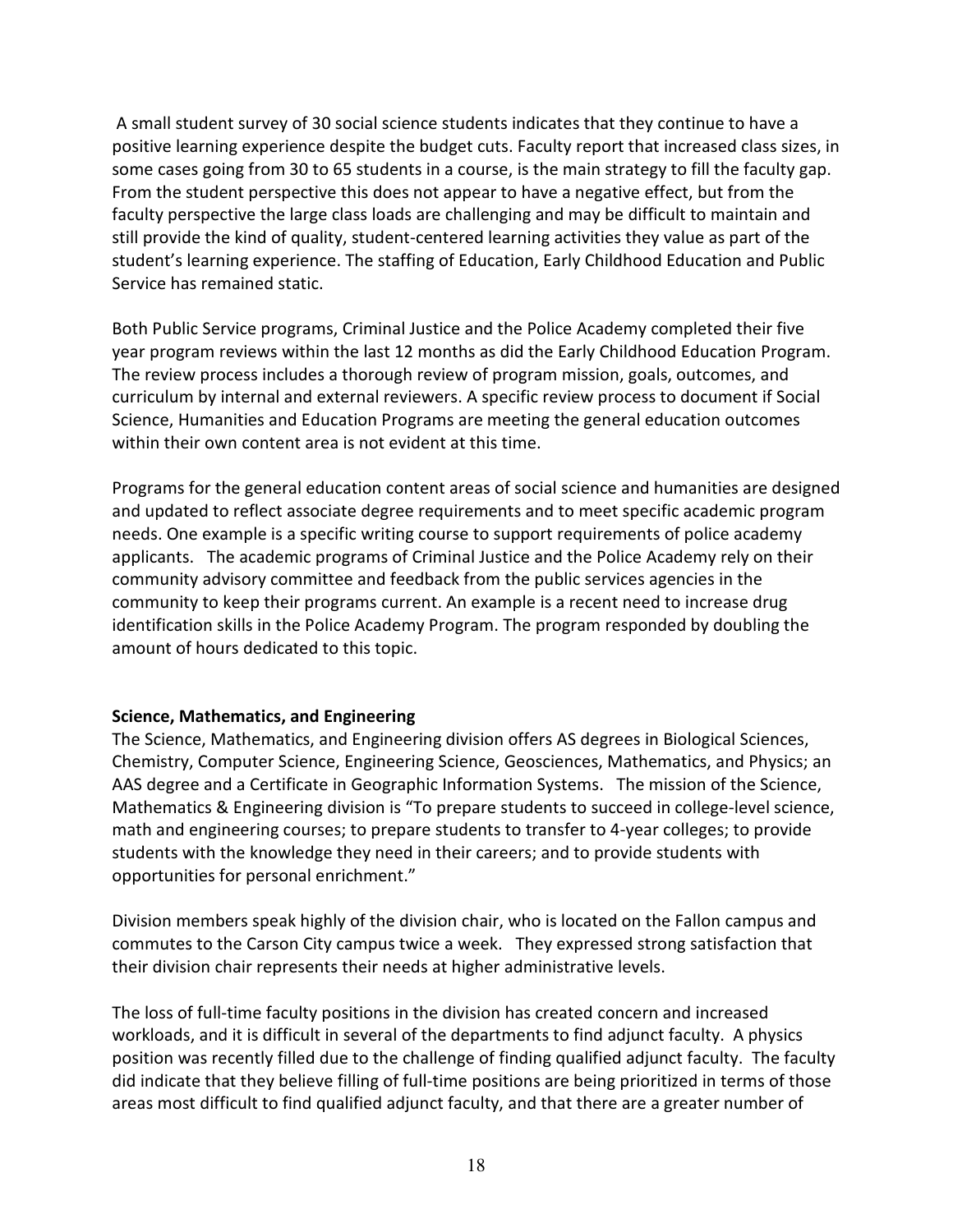A small student survey of 30 social science students indicates that they continue to have a positive learning experience despite the budget cuts. Faculty report that increased class sizes, in some cases going from 30 to 65 students in a course, is the main strategy to fill the faculty gap. From the student perspective this does not appear to have a negative effect, but from the faculty perspective the large class loads are challenging and may be difficult to maintain and still provide the kind of quality, student-centered learning activities they value as part of the student's learning experience. The staffing of Education, Early Childhood Education and Public Service has remained static.

Both Public Service programs, Criminal Justice and the Police Academy completed their five year program reviews within the last 12 months as did the Early Childhood Education Program. The review process includes a thorough review of program mission, goals, outcomes, and curriculum by internal and external reviewers. A specific review process to document if Social Science, Humanities and Education Programs are meeting the general education outcomes within their own content area is not evident at this time.

Programs for the general education content areas of social science and humanities are designed and updated to reflect associate degree requirements and to meet specific academic program needs. One example is a specific writing course to support requirements of police academy applicants. The academic programs of Criminal Justice and the Police Academy rely on their community advisory committee and feedback from the public services agencies in the community to keep their programs current. An example is a recent need to increase drug identification skills in the Police Academy Program. The program responded by doubling the amount of hours dedicated to this topic.

**Science, Mathematics, and Engineering**

The Science, Mathematics, and Engineering division offers AS degrees in Biological Sciences, Chemistry, Computer Science, Engineering Science, Geosciences, Mathematics, and Physics; an AAS degree and a Certificate in Geographic Information Systems. The mission of the Science, Mathematics & Engineering division is "To prepare students to succeed in college-level science, math and engineering courses; to prepare students to transfer to 4-year colleges; to provide students with the knowledge they need in their careers; and to provide students with opportunities for personal enrichment."

Division members speak highly of the division chair, who is located on the Fallon campus and commutes to the Carson City campus twice a week. They expressed strong satisfaction that their division chair represents their needs at higher administrative levels.

The loss of full-time faculty positions in the division has created concern and increased workloads, and it is difficult in several of the departments to find adjunct faculty. A physics position was recently filled due to the challenge of finding qualified adjunct faculty. The faculty did indicate that they believe filling of full-time positions are being prioritized in terms of those areas most difficult to find qualified adjunct faculty, and that there are a greater number of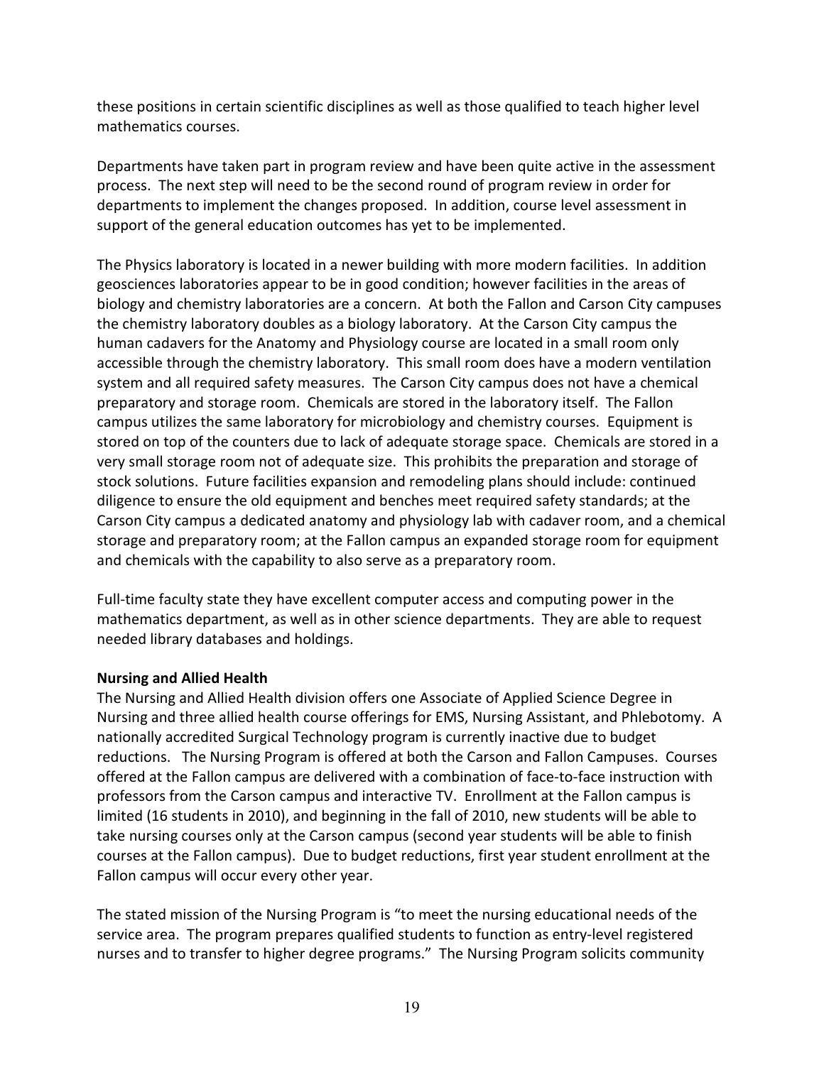these positions in certain scientific disciplines as well as those qualified to teach higher level mathematics courses.

Departments have taken part in program review and have been quite active in the assessment process. The next step will need to be the second round of program review in order for departments to implement the changes proposed. In addition, course level assessment in support of the general education outcomes has yet to be implemented.

The Physics laboratory is located in a newer building with more modern facilities. In addition geosciences laboratories appear to be in good condition; however facilities in the areas of biology and chemistry laboratories are a concern. At both the Fallon and Carson City campuses the chemistry laboratory doubles as a biology laboratory. At the Carson City campus the human cadavers for the Anatomy and Physiology course are located in a small room only accessible through the chemistry laboratory. This small room does have a modern ventilation system and all required safety measures. The Carson City campus does not have a chemical preparatory and storage room. Chemicals are stored in the laboratory itself. The Fallon campus utilizes the same laboratory for microbiology and chemistry courses. Equipment is stored on top of the counters due to lack of adequate storage space. Chemicals are stored in a very small storage room not of adequate size. This prohibits the preparation and storage of stock solutions. Future facilities expansion and remodeling plans should include: continued diligence to ensure the old equipment and benches meet required safety standards; at the Carson City campus a dedicated anatomy and physiology lab with cadaver room, and a chemical storage and preparatory room; at the Fallon campus an expanded storage room for equipment and chemicals with the capability to also serve as a preparatory room.

Full-time faculty state they have excellent computer access and computing power in the mathematics department, as well as in other science departments. They are able to request needed library databases and holdings.

**Nursing and Allied Health**

The Nursing and Allied Health division offers one Associate of Applied Science Degree in Nursing and three allied health course offerings for EMS, Nursing Assistant, and Phlebotomy. A nationally accredited Surgical Technology program is currently inactive due to budget reductions. The Nursing Program is offered at both the Carson and Fallon Campuses. Courses offered at the Fallon campus are delivered with a combination of face-to-face instruction with professors from the Carson campus and interactive TV. Enrollment at the Fallon campus is limited (16 students in 2010), and beginning in the fall of 2010, new students will be able to take nursing courses only at the Carson campus (second year students will be able to finish courses at the Fallon campus). Due to budget reductions, first year student enrollment at the Fallon campus will occur every other year.

The stated mission of the Nursing Program is "to meet the nursing educational needs of the service area. The program prepares qualified students to function as entry-level registered nurses and to transfer to higher degree programs." The Nursing Program solicits community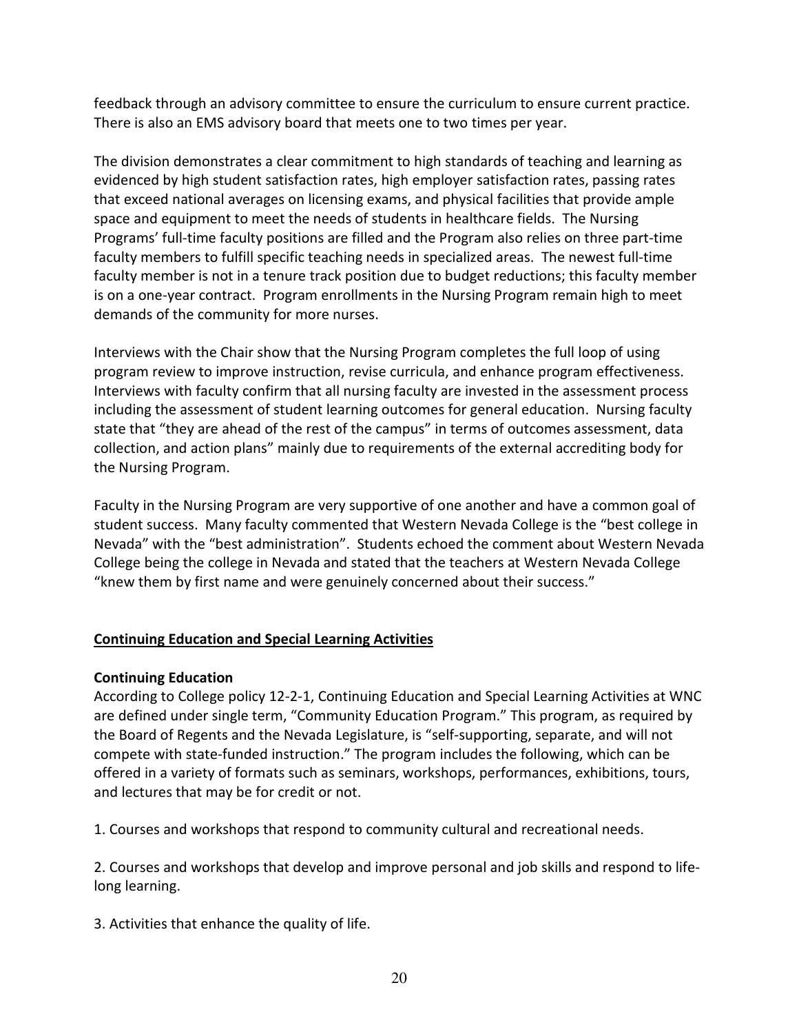feedback through an advisory committee to ensure the curriculum to ensure current practice. There is also an EMS advisory board that meets one to two times per year.

The division demonstrates a clear commitment to high standards of teaching and learning as evidenced by high student satisfaction rates, high employer satisfaction rates, passing rates that exceed national averages on licensing exams, and physical facilities that provide ample space and equipment to meet the needs of students in healthcare fields. The Nursing Programs' full-time faculty positions are filled and the Program also relies on three part-time faculty members to fulfill specific teaching needs in specialized areas. The newest full-time faculty member is not in a tenure track position due to budget reductions; this faculty member is on a one-year contract. Program enrollments in the Nursing Program remain high to meet demands of the community for more nurses.

Interviews with the Chair show that the Nursing Program completes the full loop of using program review to improve instruction, revise curricula, and enhance program effectiveness. Interviews with faculty confirm that all nursing faculty are invested in the assessment process including the assessment of student learning outcomes for general education. Nursing faculty state that "they are ahead of the rest of the campus" in terms of outcomes assessment, data collection, and action plans" mainly due to requirements of the external accrediting body for the Nursing Program.

Faculty in the Nursing Program are very supportive of one another and have a common goal of student success. Many faculty commented that Western Nevada College is the "best college in Nevada" with the "best administration". Students echoed the comment about Western Nevada College being the college in Nevada and stated that the teachers at Western Nevada College "knew them by first name and were genuinely concerned about their success."

## Continuing Education and Special Learning Activities

### Continuing Education

According to College policy 12-2-1, Continuing Education and Special Learning Activities at WNC are defined under single term, "Community Education Program." This program, as required by the Board of Regents and the Nevada Legislature, is "self-supporting, separate, and will not compete with state-funded instruction." The program includes the following, which can be offered in a variety of formats such as seminars, workshops, performances, exhibitions, tours, and lectures that may be for credit or not.

1. Courses and workshops that respond to community cultural and recreational needs.

2. Courses and workshops that develop and improve personal and job skills and respond to life-long learning.

3. Activities that enhance the quality of life.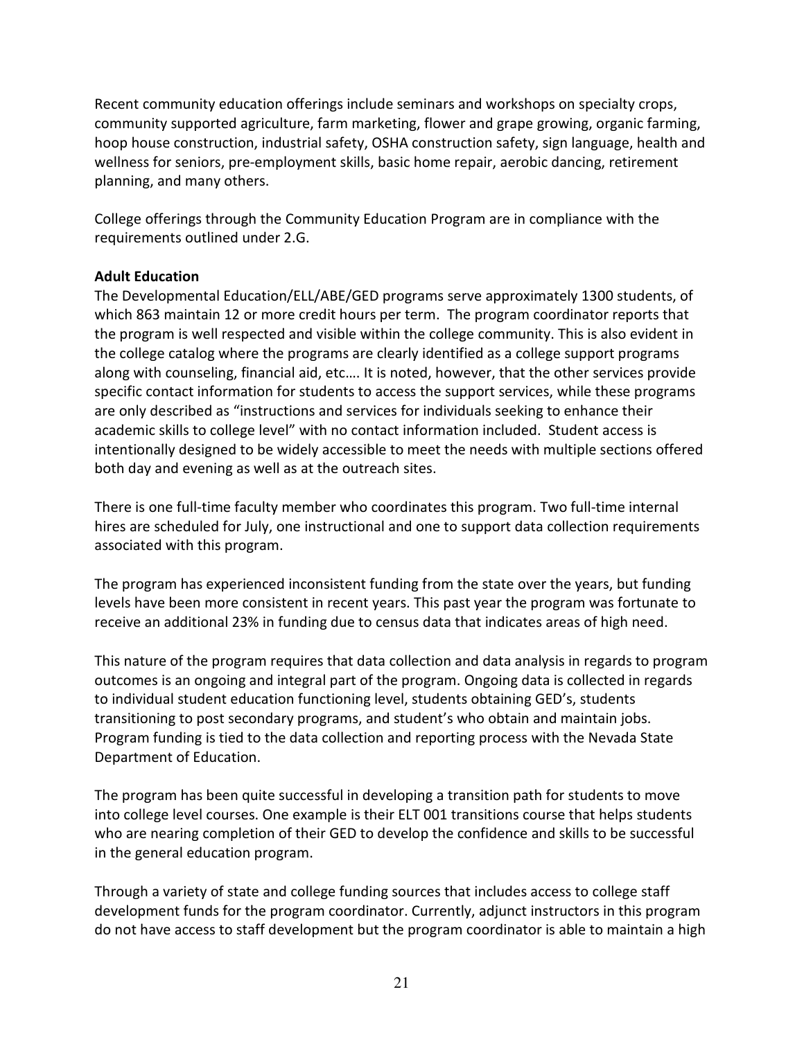Recent community education offerings include seminars and workshops on specialty crops, community supported agriculture, farm marketing, flower and grape growing, organic farming, hoop house construction, industrial safety, OSHA construction safety, sign language, health and wellness for seniors, pre-employment skills, basic home repair, aerobic dancing, retirement planning, and many others.

College offerings through the Community Education Program are in compliance with the requirements outlined under 2.G.

**Adult Education**

The Developmental Education/ELL/ABE/GED programs serve approximately 1300 students, of which 863 maintain 12 or more credit hours per term. The program coordinator reports that the program is well respected and visible within the college community. This is also evident in the college catalog where the programs are clearly identified as a college support programs along with counseling, financial aid, etc…. It is noted, however, that the other services provide specific contact information for students to access the support services, while these programs are only described as "instructions and services for individuals seeking to enhance their academic skills to college level" with no contact information included. Student access is intentionally designed to be widely accessible to meet the needs with multiple sections offered both day and evening as well as at the outreach sites.

There is one full-time faculty member who coordinates this program. Two full-time internal hires are scheduled for July, one instructional and one to support data collection requirements associated with this program.

The program has experienced inconsistent funding from the state over the years, but funding levels have been more consistent in recent years. This past year the program was fortunate to receive an additional 23% in funding due to census data that indicates areas of high need.

This nature of the program requires that data collection and data analysis in regards to program outcomes is an ongoing and integral part of the program. Ongoing data is collected in regards to individual student education functioning level, students obtaining GED's, students transitioning to post secondary programs, and student's who obtain and maintain jobs. Program funding is tied to the data collection and reporting process with the Nevada State Department of Education.

The program has been quite successful in developing a transition path for students to move into college level courses. One example is their ELT 001 transitions course that helps students who are nearing completion of their GED to develop the confidence and skills to be successful in the general education program.

Through a variety of state and college funding sources that includes access to college staff development funds for the program coordinator. Currently, adjunct instructors in this program do not have access to staff development but the program coordinator is able to maintain a high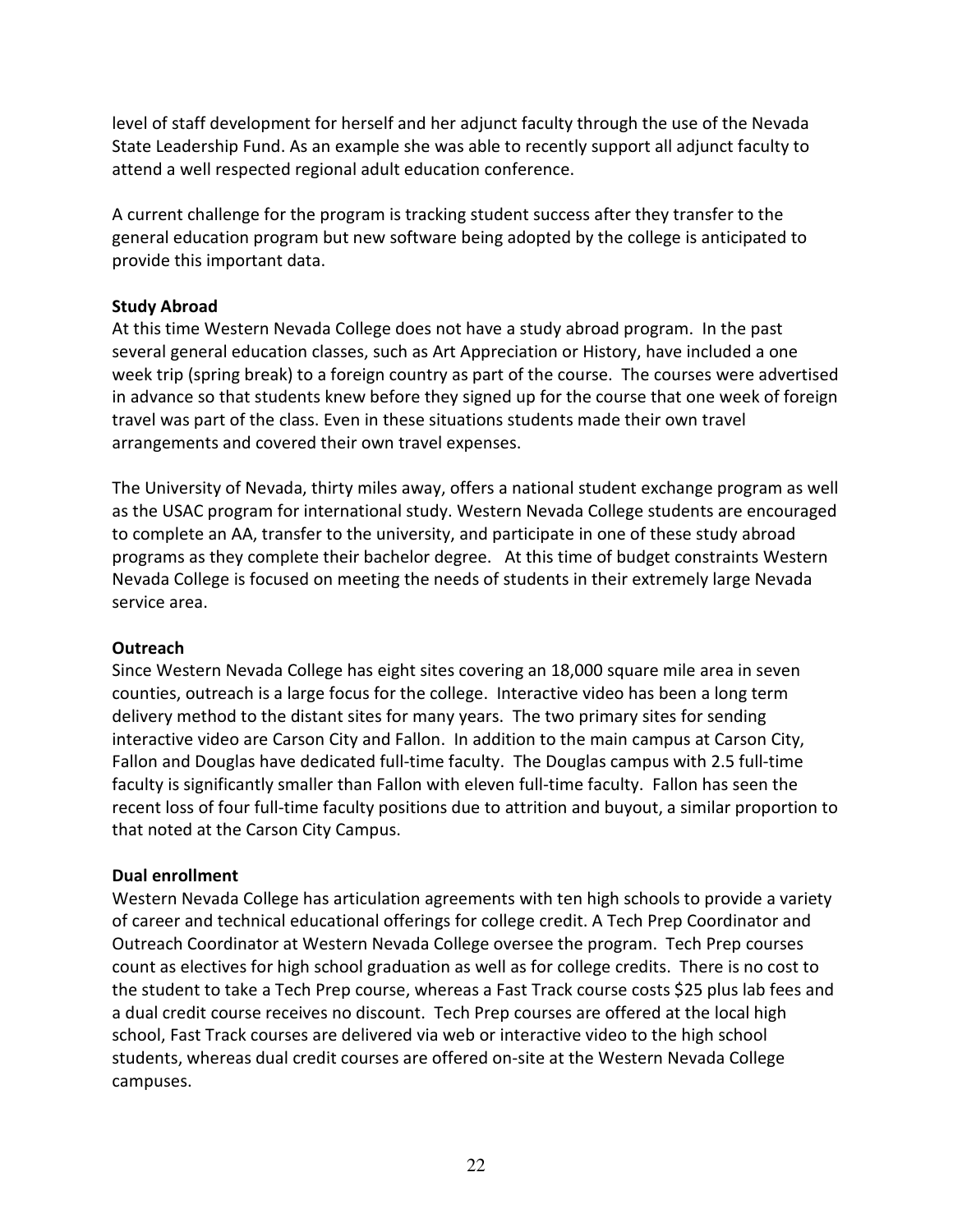level of staff development for herself and her adjunct faculty through the use of the Nevada State Leadership Fund. As an example she was able to recently support all adjunct faculty to attend a well respected regional adult education conference.

A current challenge for the program is tracking student success after they transfer to the general education program but new software being adopted by the college is anticipated to provide this important data.

**Study Abroad**

At this time Western Nevada College does not have a study abroad program. In the past several general education classes, such as Art Appreciation or History, have included a one week trip (spring break) to a foreign country as part of the course. The courses were advertised in advance so that students knew before they signed up for the course that one week of foreign travel was part of the class. Even in these situations students made their own travel arrangements and covered their own travel expenses.

The University of Nevada, thirty miles away, offers a national student exchange program as well as the USAC program for international study. Western Nevada College students are encouraged to complete an AA, transfer to the university, and participate in one of these study abroad programs as they complete their bachelor degree. At this time of budget constraints Western Nevada College is focused on meeting the needs of students in their extremely large Nevada service area.

**Outreach**

Since Western Nevada College has eight sites covering an 18,000 square mile area in seven counties, outreach is a large focus for the college. Interactive video has been a long term delivery method to the distant sites for many years. The two primary sites for sending interactive video are Carson City and Fallon. In addition to the main campus at Carson City, Fallon and Douglas have dedicated full-time faculty. The Douglas campus with 2.5 full-time faculty is significantly smaller than Fallon with eleven full-time faculty. Fallon has seen the recent loss of four full-time faculty positions due to attrition and buyout, a similar proportion to that noted at the Carson City Campus.

**Dual enrollment**

Western Nevada College has articulation agreements with ten high schools to provide a variety of career and technical educational offerings for college credit. A Tech Prep Coordinator and Outreach Coordinator at Western Nevada College oversee the program. Tech Prep courses count as electives for high school graduation as well as for college credits. There is no cost to the student to take a Tech Prep course, whereas a Fast Track course costs $25 plus lab fees and a dual credit course receives no discount. Tech Prep courses are offered at the local high school, Fast Track courses are delivered via web or interactive video to the high school students, whereas dual credit courses are offered on-site at the Western Nevada College campuses.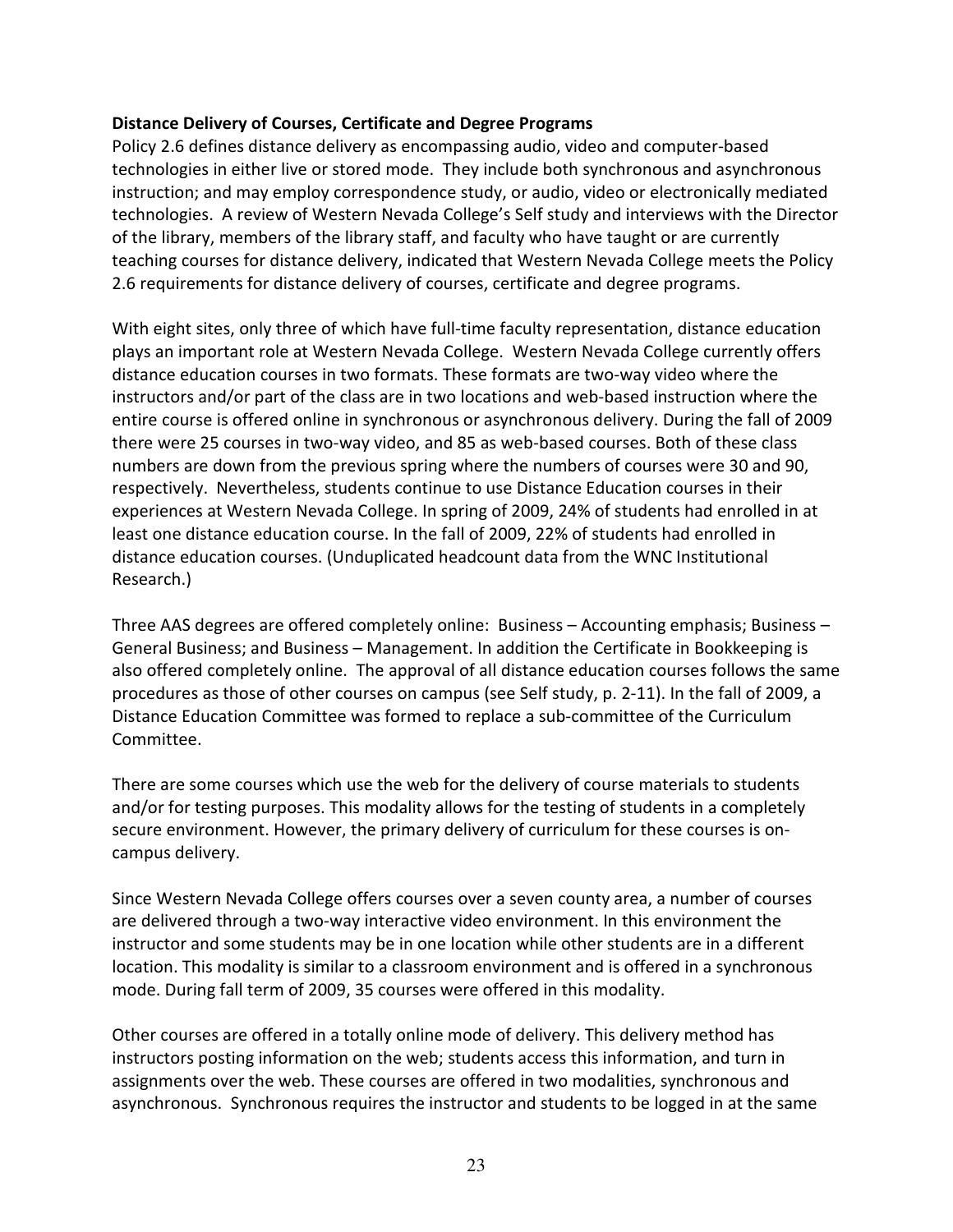**Distance Delivery of Courses, Certificate and Degree Programs**

Policy 2.6 defines distance delivery as encompassing audio, video and computer-based technologies in either live or stored mode. They include both synchronous and asynchronous instruction; and may employ correspondence study, or audio, video or electronically mediated technologies. A review of Western Nevada College's Self study and interviews with the Director of the library, members of the library staff, and faculty who have taught or are currently teaching courses for distance delivery, indicated that Western Nevada College meets the Policy 2.6 requirements for distance delivery of courses, certificate and degree programs.

With eight sites, only three of which have full-time faculty representation, distance education plays an important role at Western Nevada College. Western Nevada College currently offers distance education courses in two formats. These formats are two-way video where the instructors and/or part of the class are in two locations and web-based instruction where the entire course is offered online in synchronous or asynchronous delivery. During the fall of 2009 there were 25 courses in two-way video, and 85 as web-based courses. Both of these class numbers are down from the previous spring where the numbers of courses were 30 and 90, respectively. Nevertheless, students continue to use Distance Education courses in their experiences at Western Nevada College. In spring of 2009, 24% of students had enrolled in at least one distance education course. In the fall of 2009, 22% of students had enrolled in distance education courses. (Unduplicated headcount data from the WNC Institutional Research.)

Three AAS degrees are offered completely online: Business – Accounting emphasis; Business – General Business; and Business – Management. In addition the Certificate in Bookkeeping is also offered completely online. The approval of all distance education courses follows the same procedures as those of other courses on campus (see Self study, p. 2-11). In the fall of 2009, a Distance Education Committee was formed to replace a sub-committee of the Curriculum Committee.

There are some courses which use the web for the delivery of course materials to students and/or for testing purposes. This modality allows for the testing of students in a completely secure environment. However, the primary delivery of curriculum for these courses is on-campus delivery.

Since Western Nevada College offers courses over a seven county area, a number of courses are delivered through a two-way interactive video environment. In this environment the instructor and some students may be in one location while other students are in a different location. This modality is similar to a classroom environment and is offered in a synchronous mode. During fall term of 2009, 35 courses were offered in this modality.

Other courses are offered in a totally online mode of delivery. This delivery method has instructors posting information on the web; students access this information, and turn in assignments over the web. These courses are offered in two modalities, synchronous and asynchronous. Synchronous requires the instructor and students to be logged in at the same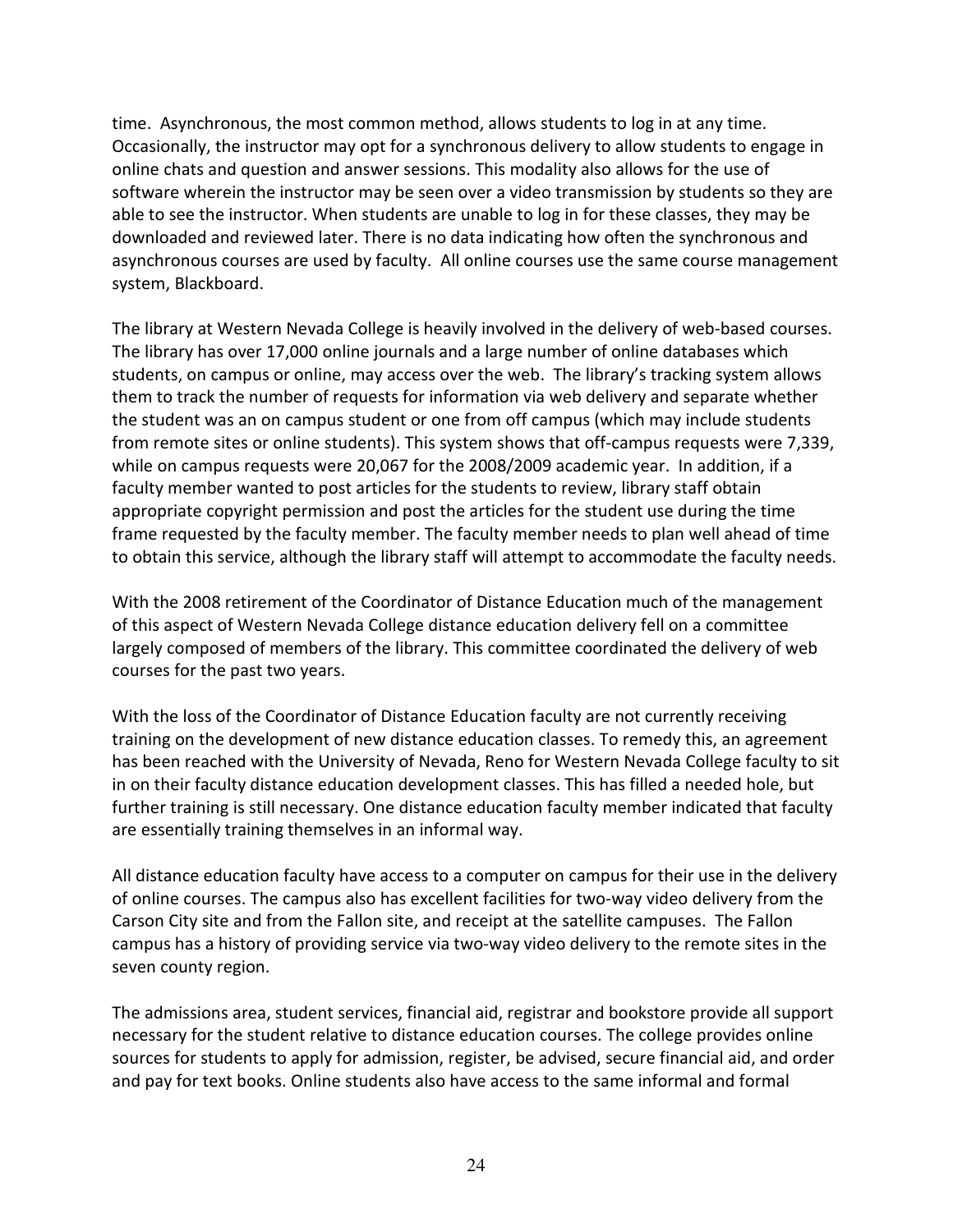time. Asynchronous, the most common method, allows students to log in at any time. Occasionally, the instructor may opt for a synchronous delivery to allow students to engage in online chats and question and answer sessions. This modality also allows for the use of software wherein the instructor may be seen over a video transmission by students so they are able to see the instructor. When students are unable to log in for these classes, they may be downloaded and reviewed later. There is no data indicating how often the synchronous and asynchronous courses are used by faculty. All online courses use the same course management system, Blackboard.

The library at Western Nevada College is heavily involved in the delivery of web-based courses. The library has over 17,000 online journals and a large number of online databases which students, on campus or online, may access over the web. The library's tracking system allows them to track the number of requests for information via web delivery and separate whether the student was an on campus student or one from off campus (which may include students from remote sites or online students). This system shows that off-campus requests were 7,339, while on campus requests were 20,067 for the 2008/2009 academic year. In addition, if a faculty member wanted to post articles for the students to review, library staff obtain appropriate copyright permission and post the articles for the student use during the time frame requested by the faculty member. The faculty member needs to plan well ahead of time to obtain this service, although the library staff will attempt to accommodate the faculty needs.

With the 2008 retirement of the Coordinator of Distance Education much of the management of this aspect of Western Nevada College distance education delivery fell on a committee largely composed of members of the library. This committee coordinated the delivery of web courses for the past two years.

With the loss of the Coordinator of Distance Education faculty are not currently receiving training on the development of new distance education classes. To remedy this, an agreement has been reached with the University of Nevada, Reno for Western Nevada College faculty to sit in on their faculty distance education development classes. This has filled a needed hole, but further training is still necessary. One distance education faculty member indicated that faculty are essentially training themselves in an informal way.

All distance education faculty have access to a computer on campus for their use in the delivery of online courses. The campus also has excellent facilities for two-way video delivery from the Carson City site and from the Fallon site, and receipt at the satellite campuses. The Fallon campus has a history of providing service via two-way video delivery to the remote sites in the seven county region.

The admissions area, student services, financial aid, registrar and bookstore provide all support necessary for the student relative to distance education courses. The college provides online sources for students to apply for admission, register, be advised, secure financial aid, and order and pay for text books. Online students also have access to the same informal and formal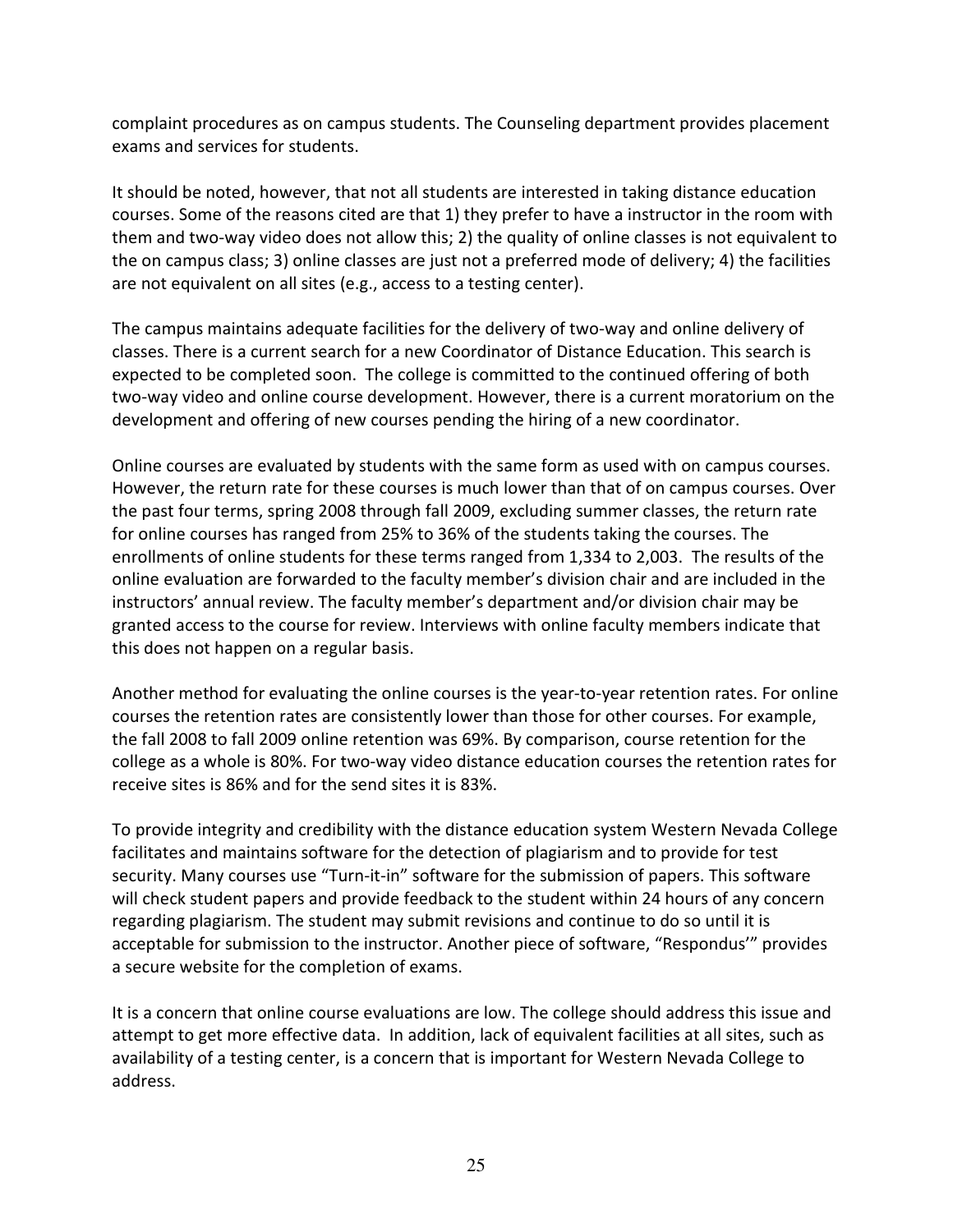complaint procedures as on campus students. The Counseling department provides placement exams and services for students.

It should be noted, however, that not all students are interested in taking distance education courses. Some of the reasons cited are that 1) they prefer to have a instructor in the room with them and two-way video does not allow this; 2) the quality of online classes is not equivalent to the on campus class; 3) online classes are just not a preferred mode of delivery; 4) the facilities are not equivalent on all sites (e.g., access to a testing center).

The campus maintains adequate facilities for the delivery of two-way and online delivery of classes. There is a current search for a new Coordinator of Distance Education. This search is expected to be completed soon. The college is committed to the continued offering of both two-way video and online course development. However, there is a current moratorium on the development and offering of new courses pending the hiring of a new coordinator.

Online courses are evaluated by students with the same form as used with on campus courses. However, the return rate for these courses is much lower than that of on campus courses. Over the past four terms, spring 2008 through fall 2009, excluding summer classes, the return rate for online courses has ranged from 25% to 36% of the students taking the courses. The enrollments of online students for these terms ranged from 1,334 to 2,003. The results of the online evaluation are forwarded to the faculty member's division chair and are included in the instructors' annual review. The faculty member's department and/or division chair may be granted access to the course for review. Interviews with online faculty members indicate that this does not happen on a regular basis.

Another method for evaluating the online courses is the year-to-year retention rates. For online courses the retention rates are consistently lower than those for other courses. For example, the fall 2008 to fall 2009 online retention was 69%. By comparison, course retention for the college as a whole is 80%. For two-way video distance education courses the retention rates for receive sites is 86% and for the send sites it is 83%.

To provide integrity and credibility with the distance education system Western Nevada College facilitates and maintains software for the detection of plagiarism and to provide for test security. Many courses use "Turn-it-in" software for the submission of papers. This software will check student papers and provide feedback to the student within 24 hours of any concern regarding plagiarism. The student may submit revisions and continue to do so until it is acceptable for submission to the instructor. Another piece of software, "Respondus'" provides a secure website for the completion of exams.

It is a concern that online course evaluations are low. The college should address this issue and attempt to get more effective data. In addition, lack of equivalent facilities at all sites, such as availability of a testing center, is a concern that is important for Western Nevada College to address.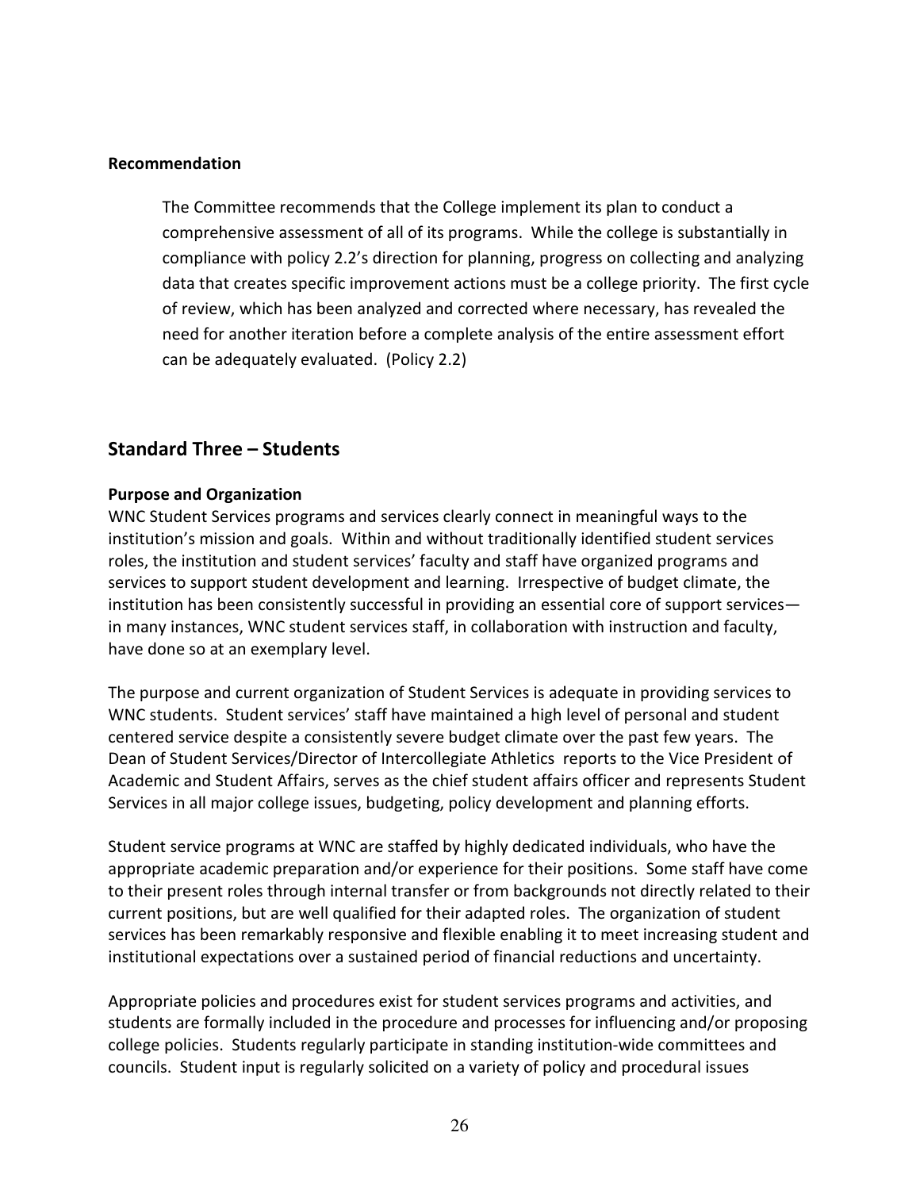**Recommendation**

> The Committee recommends that the College implement its plan to conduct a comprehensive assessment of all of its programs. While the college is substantially in compliance with policy 2.2's direction for planning, progress on collecting and analyzing data that creates specific improvement actions must be a college priority. The first cycle of review, which has been analyzed and corrected where necessary, has revealed the need for another iteration before a complete analysis of the entire assessment effort can be adequately evaluated. (Policy 2.2)

## Standard Three – Students

**Purpose and Organization**

WNC Student Services programs and services clearly connect in meaningful ways to the institution's mission and goals. Within and without traditionally identified student services roles, the institution and student services' faculty and staff have organized programs and services to support student development and learning. Irrespective of budget climate, the institution has been consistently successful in providing an essential core of support services—in many instances, WNC student services staff, in collaboration with instruction and faculty, have done so at an exemplary level.

The purpose and current organization of Student Services is adequate in providing services to WNC students. Student services' staff have maintained a high level of personal and student centered service despite a consistently severe budget climate over the past few years. The Dean of Student Services/Director of Intercollegiate Athletics reports to the Vice President of Academic and Student Affairs, serves as the chief student affairs officer and represents Student Services in all major college issues, budgeting, policy development and planning efforts.

Student service programs at WNC are staffed by highly dedicated individuals, who have the appropriate academic preparation and/or experience for their positions. Some staff have come to their present roles through internal transfer or from backgrounds not directly related to their current positions, but are well qualified for their adapted roles. The organization of student services has been remarkably responsive and flexible enabling it to meet increasing student and institutional expectations over a sustained period of financial reductions and uncertainty.

Appropriate policies and procedures exist for student services programs and activities, and students are formally included in the procedure and processes for influencing and/or proposing college policies. Students regularly participate in standing institution-wide committees and councils. Student input is regularly solicited on a variety of policy and procedural issues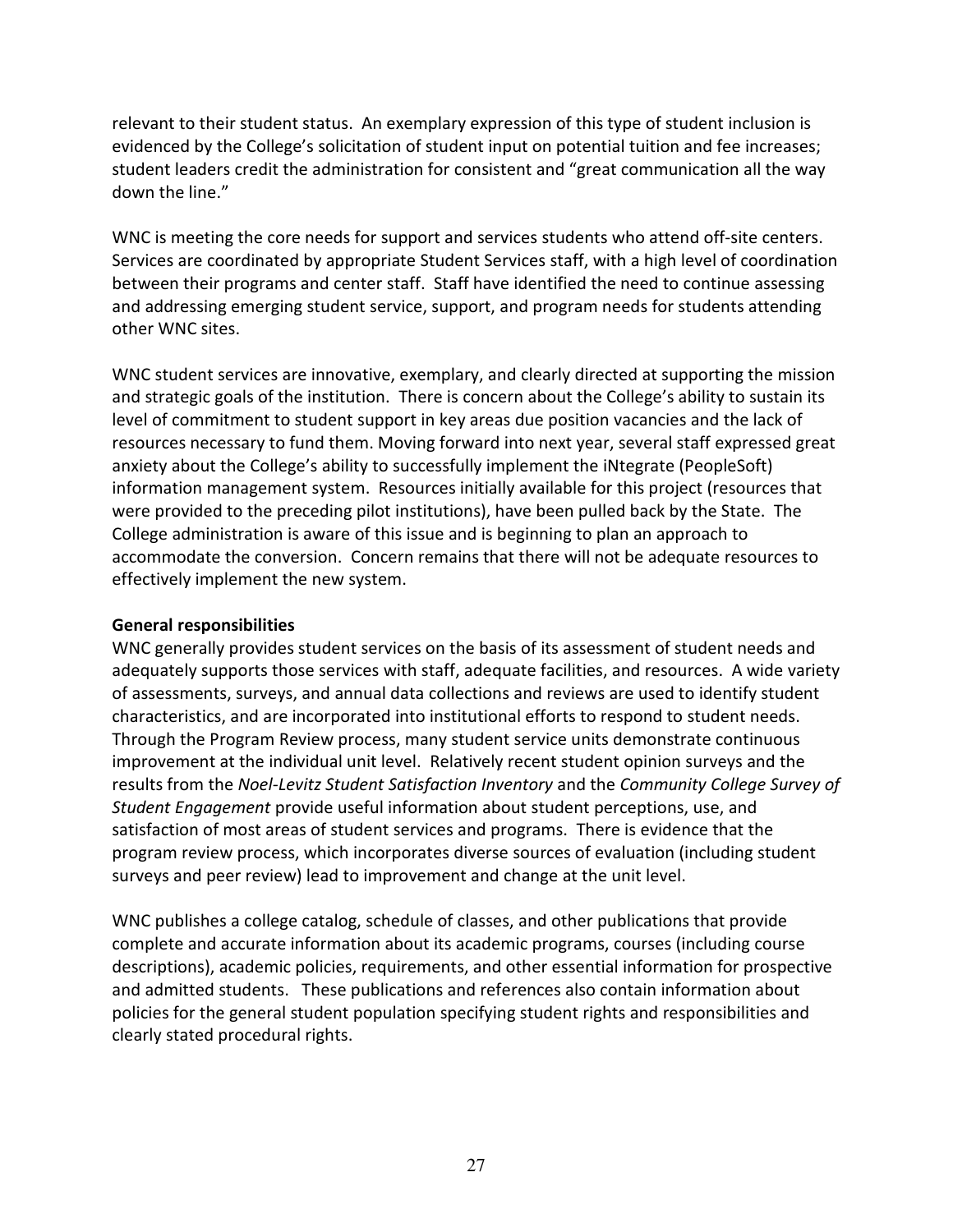relevant to their student status. An exemplary expression of this type of student inclusion is evidenced by the College's solicitation of student input on potential tuition and fee increases; student leaders credit the administration for consistent and "great communication all the way down the line."

WNC is meeting the core needs for support and services students who attend off-site centers. Services are coordinated by appropriate Student Services staff, with a high level of coordination between their programs and center staff. Staff have identified the need to continue assessing and addressing emerging student service, support, and program needs for students attending other WNC sites.

WNC student services are innovative, exemplary, and clearly directed at supporting the mission and strategic goals of the institution. There is concern about the College's ability to sustain its level of commitment to student support in key areas due position vacancies and the lack of resources necessary to fund them. Moving forward into next year, several staff expressed great anxiety about the College's ability to successfully implement the iNtegrate (PeopleSoft) information management system. Resources initially available for this project (resources that were provided to the preceding pilot institutions), have been pulled back by the State. The College administration is aware of this issue and is beginning to plan an approach to accommodate the conversion. Concern remains that there will not be adequate resources to effectively implement the new system.

**General responsibilities**

WNC generally provides student services on the basis of its assessment of student needs and adequately supports those services with staff, adequate facilities, and resources. A wide variety of assessments, surveys, and annual data collections and reviews are used to identify student characteristics, and are incorporated into institutional efforts to respond to student needs. Through the Program Review process, many student service units demonstrate continuous improvement at the individual unit level. Relatively recent student opinion surveys and the results from the *Noel-Levitz Student Satisfaction Inventory* and the *Community College Survey of Student Engagement* provide useful information about student perceptions, use, and satisfaction of most areas of student services and programs. There is evidence that the program review process, which incorporates diverse sources of evaluation (including student surveys and peer review) lead to improvement and change at the unit level.

WNC publishes a college catalog, schedule of classes, and other publications that provide complete and accurate information about its academic programs, courses (including course descriptions), academic policies, requirements, and other essential information for prospective and admitted students. These publications and references also contain information about policies for the general student population specifying student rights and responsibilities and clearly stated procedural rights.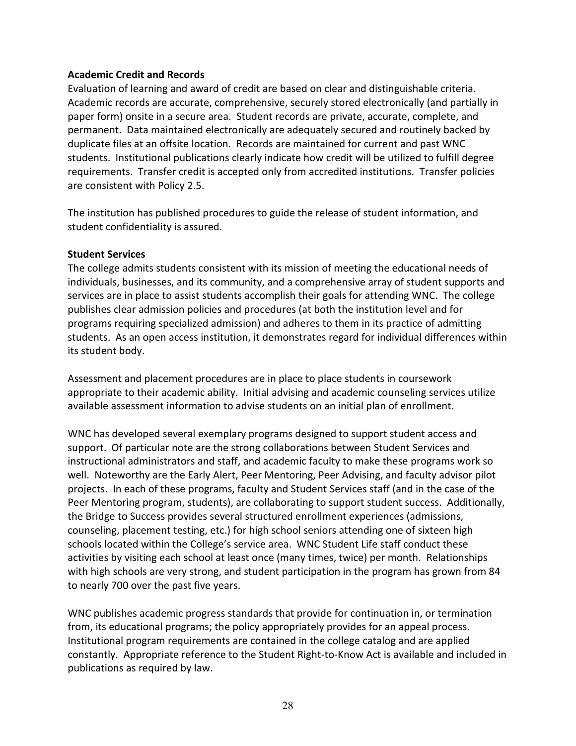**Academic Credit and Records**

Evaluation of learning and award of credit are based on clear and distinguishable criteria. Academic records are accurate, comprehensive, securely stored electronically (and partially in paper form) onsite in a secure area. Student records are private, accurate, complete, and permanent. Data maintained electronically are adequately secured and routinely backed by duplicate files at an offsite location. Records are maintained for current and past WNC students. Institutional publications clearly indicate how credit will be utilized to fulfill degree requirements. Transfer credit is accepted only from accredited institutions. Transfer policies are consistent with Policy 2.5.

The institution has published procedures to guide the release of student information, and student confidentiality is assured.

**Student Services**

The college admits students consistent with its mission of meeting the educational needs of individuals, businesses, and its community, and a comprehensive array of student supports and services are in place to assist students accomplish their goals for attending WNC. The college publishes clear admission policies and procedures (at both the institution level and for programs requiring specialized admission) and adheres to them in its practice of admitting students. As an open access institution, it demonstrates regard for individual differences within its student body.

Assessment and placement procedures are in place to place students in coursework appropriate to their academic ability. Initial advising and academic counseling services utilize available assessment information to advise students on an initial plan of enrollment.

WNC has developed several exemplary programs designed to support student access and support. Of particular note are the strong collaborations between Student Services and instructional administrators and staff, and academic faculty to make these programs work so well. Noteworthy are the Early Alert, Peer Mentoring, Peer Advising, and faculty advisor pilot projects. In each of these programs, faculty and Student Services staff (and in the case of the Peer Mentoring program, students), are collaborating to support student success. Additionally, the Bridge to Success provides several structured enrollment experiences (admissions, counseling, placement testing, etc.) for high school seniors attending one of sixteen high schools located within the College's service area. WNC Student Life staff conduct these activities by visiting each school at least once (many times, twice) per month. Relationships with high schools are very strong, and student participation in the program has grown from 84 to nearly 700 over the past five years.

WNC publishes academic progress standards that provide for continuation in, or termination from, its educational programs; the policy appropriately provides for an appeal process. Institutional program requirements are contained in the college catalog and are applied constantly. Appropriate reference to the Student Right-to-Know Act is available and included in publications as required by law.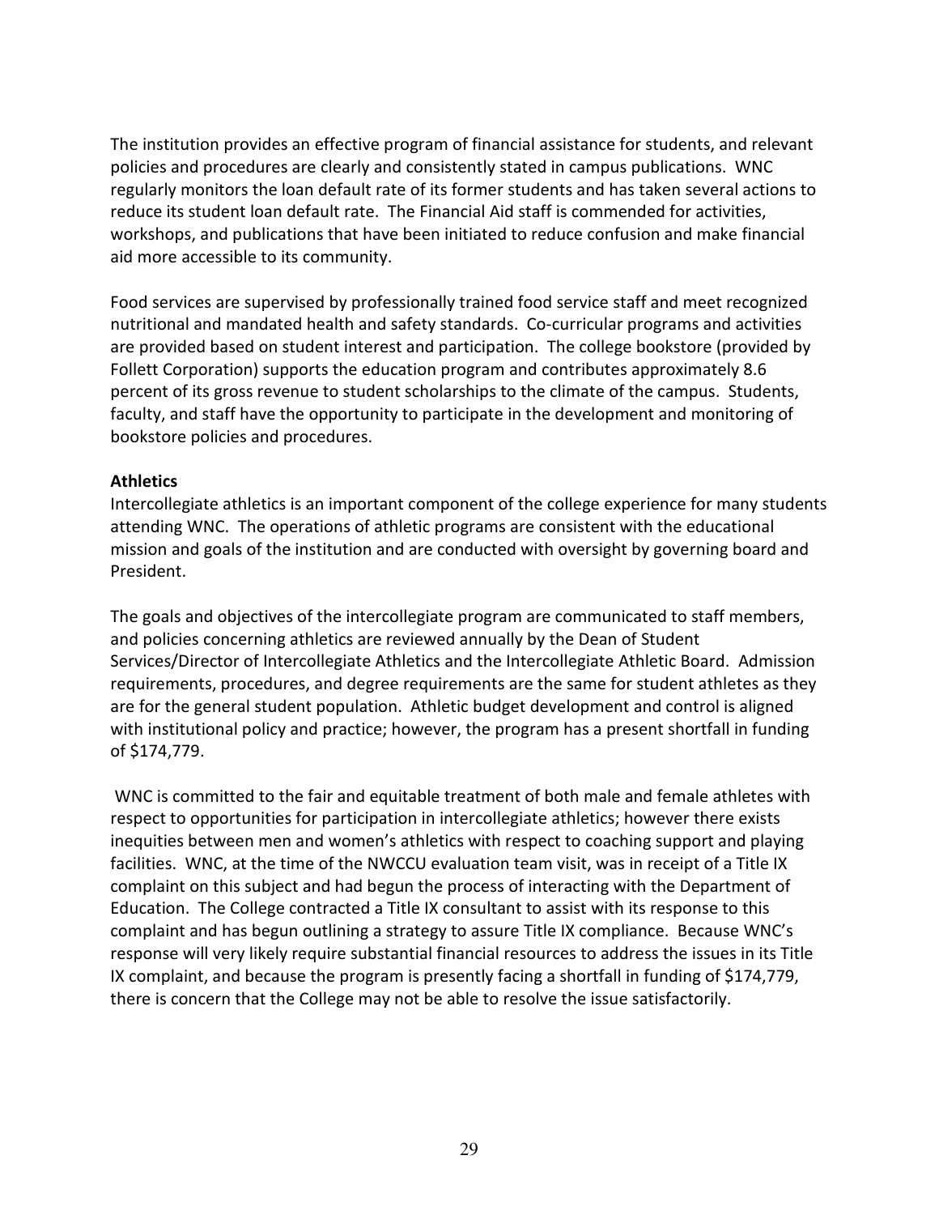The institution provides an effective program of financial assistance for students, and relevant policies and procedures are clearly and consistently stated in campus publications. WNC regularly monitors the loan default rate of its former students and has taken several actions to reduce its student loan default rate. The Financial Aid staff is commended for activities, workshops, and publications that have been initiated to reduce confusion and make financial aid more accessible to its community.

Food services are supervised by professionally trained food service staff and meet recognized nutritional and mandated health and safety standards. Co-curricular programs and activities are provided based on student interest and participation. The college bookstore (provided by Follett Corporation) supports the education program and contributes approximately 8.6 percent of its gross revenue to student scholarships to the climate of the campus. Students, faculty, and staff have the opportunity to participate in the development and monitoring of bookstore policies and procedures.

**Athletics**

Intercollegiate athletics is an important component of the college experience for many students attending WNC. The operations of athletic programs are consistent with the educational mission and goals of the institution and are conducted with oversight by governing board and President.

The goals and objectives of the intercollegiate program are communicated to staff members, and policies concerning athletics are reviewed annually by the Dean of Student Services/Director of Intercollegiate Athletics and the Intercollegiate Athletic Board. Admission requirements, procedures, and degree requirements are the same for student athletes as they are for the general student population. Athletic budget development and control is aligned with institutional policy and practice; however, the program has a present shortfall in funding of $174,779.

WNC is committed to the fair and equitable treatment of both male and female athletes with respect to opportunities for participation in intercollegiate athletics; however there exists inequities between men and women's athletics with respect to coaching support and playing facilities. WNC, at the time of the NWCCU evaluation team visit, was in receipt of a Title IX complaint on this subject and had begun the process of interacting with the Department of Education. The College contracted a Title IX consultant to assist with its response to this complaint and has begun outlining a strategy to assure Title IX compliance. Because WNC's response will very likely require substantial financial resources to address the issues in its Title IX complaint, and because the program is presently facing a shortfall in funding of $174,779, there is concern that the College may not be able to resolve the issue satisfactorily.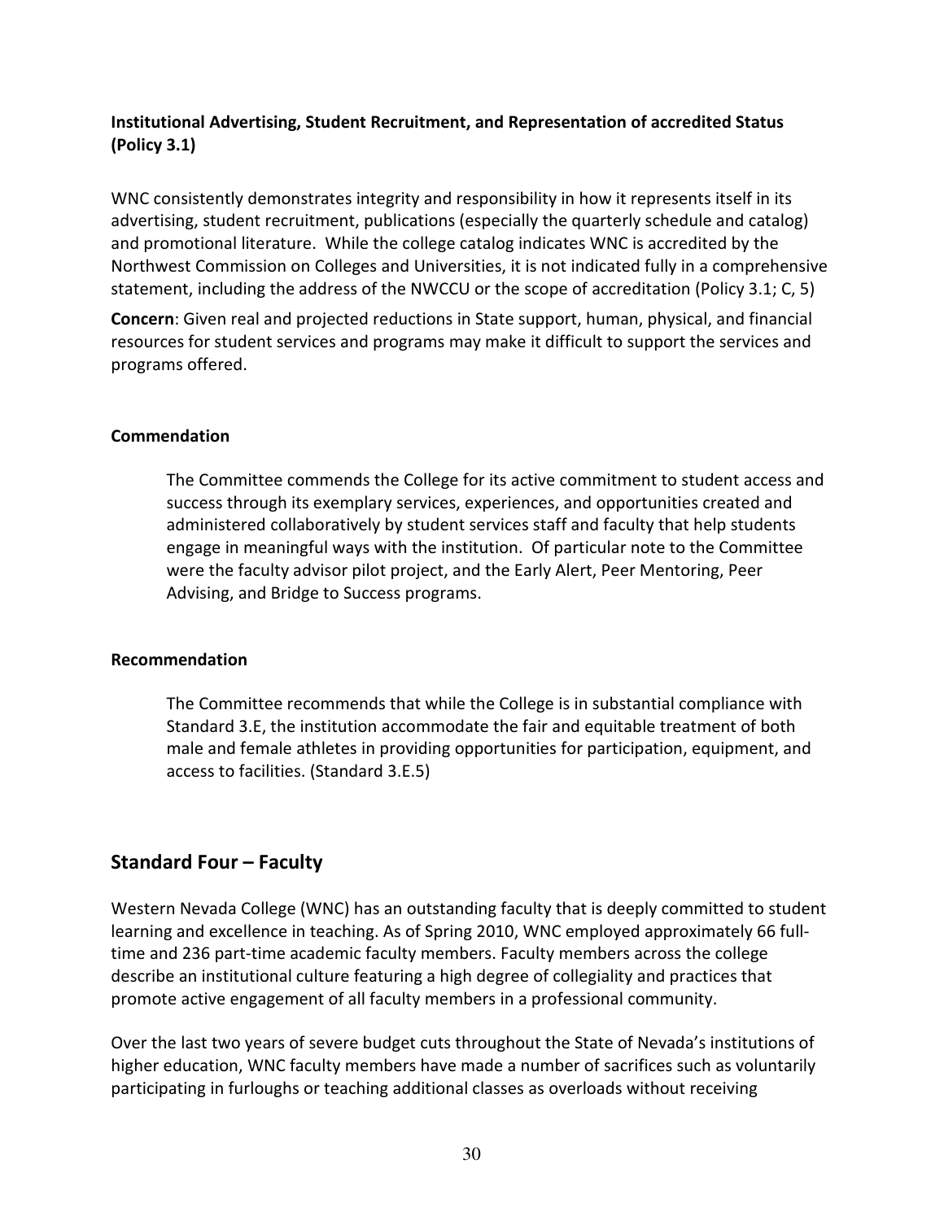**Institutional Advertising, Student Recruitment, and Representation of accredited Status (Policy 3.1)**

WNC consistently demonstrates integrity and responsibility in how it represents itself in its advertising, student recruitment, publications (especially the quarterly schedule and catalog) and promotional literature. While the college catalog indicates WNC is accredited by the Northwest Commission on Colleges and Universities, it is not indicated fully in a comprehensive statement, including the address of the NWCCU or the scope of accreditation (Policy 3.1; C, 5)

**Concern**: Given real and projected reductions in State support, human, physical, and financial resources for student services and programs may make it difficult to support the services and programs offered.

**Commendation**

> The Committee commends the College for its active commitment to student access and success through its exemplary services, experiences, and opportunities created and administered collaboratively by student services staff and faculty that help students engage in meaningful ways with the institution. Of particular note to the Committee were the faculty advisor pilot project, and the Early Alert, Peer Mentoring, Peer Advising, and Bridge to Success programs.

**Recommendation**

> The Committee recommends that while the College is in substantial compliance with Standard 3.E, the institution accommodate the fair and equitable treatment of both male and female athletes in providing opportunities for participation, equipment, and access to facilities. (Standard 3.E.5)

## Standard Four – Faculty

Western Nevada College (WNC) has an outstanding faculty that is deeply committed to student learning and excellence in teaching. As of Spring 2010, WNC employed approximately 66 full-time and 236 part-time academic faculty members. Faculty members across the college describe an institutional culture featuring a high degree of collegiality and practices that promote active engagement of all faculty members in a professional community.

Over the last two years of severe budget cuts throughout the State of Nevada's institutions of higher education, WNC faculty members have made a number of sacrifices such as voluntarily participating in furloughs or teaching additional classes as overloads without receiving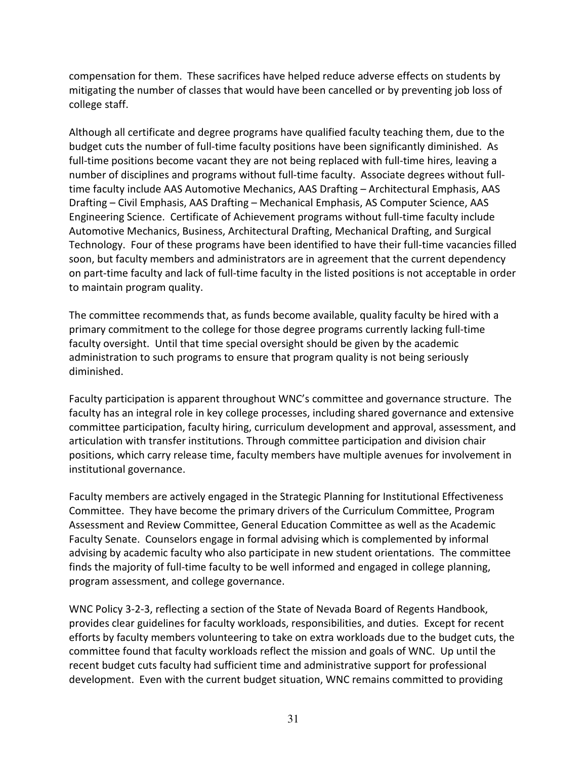compensation for them. These sacrifices have helped reduce adverse effects on students by mitigating the number of classes that would have been cancelled or by preventing job loss of college staff.

Although all certificate and degree programs have qualified faculty teaching them, due to the budget cuts the number of full-time faculty positions have been significantly diminished. As full-time positions become vacant they are not being replaced with full-time hires, leaving a number of disciplines and programs without full-time faculty. Associate degrees without full-time faculty include AAS Automotive Mechanics, AAS Drafting – Architectural Emphasis, AAS Drafting – Civil Emphasis, AAS Drafting – Mechanical Emphasis, AS Computer Science, AAS Engineering Science. Certificate of Achievement programs without full-time faculty include Automotive Mechanics, Business, Architectural Drafting, Mechanical Drafting, and Surgical Technology. Four of these programs have been identified to have their full-time vacancies filled soon, but faculty members and administrators are in agreement that the current dependency on part-time faculty and lack of full-time faculty in the listed positions is not acceptable in order to maintain program quality.

The committee recommends that, as funds become available, quality faculty be hired with a primary commitment to the college for those degree programs currently lacking full-time faculty oversight. Until that time special oversight should be given by the academic administration to such programs to ensure that program quality is not being seriously diminished.

Faculty participation is apparent throughout WNC's committee and governance structure. The faculty has an integral role in key college processes, including shared governance and extensive committee participation, faculty hiring, curriculum development and approval, assessment, and articulation with transfer institutions. Through committee participation and division chair positions, which carry release time, faculty members have multiple avenues for involvement in institutional governance.

Faculty members are actively engaged in the Strategic Planning for Institutional Effectiveness Committee. They have become the primary drivers of the Curriculum Committee, Program Assessment and Review Committee, General Education Committee as well as the Academic Faculty Senate. Counselors engage in formal advising which is complemented by informal advising by academic faculty who also participate in new student orientations. The committee finds the majority of full-time faculty to be well informed and engaged in college planning, program assessment, and college governance.

WNC Policy 3-2-3, reflecting a section of the State of Nevada Board of Regents Handbook, provides clear guidelines for faculty workloads, responsibilities, and duties. Except for recent efforts by faculty members volunteering to take on extra workloads due to the budget cuts, the committee found that faculty workloads reflect the mission and goals of WNC. Up until the recent budget cuts faculty had sufficient time and administrative support for professional development. Even with the current budget situation, WNC remains committed to providing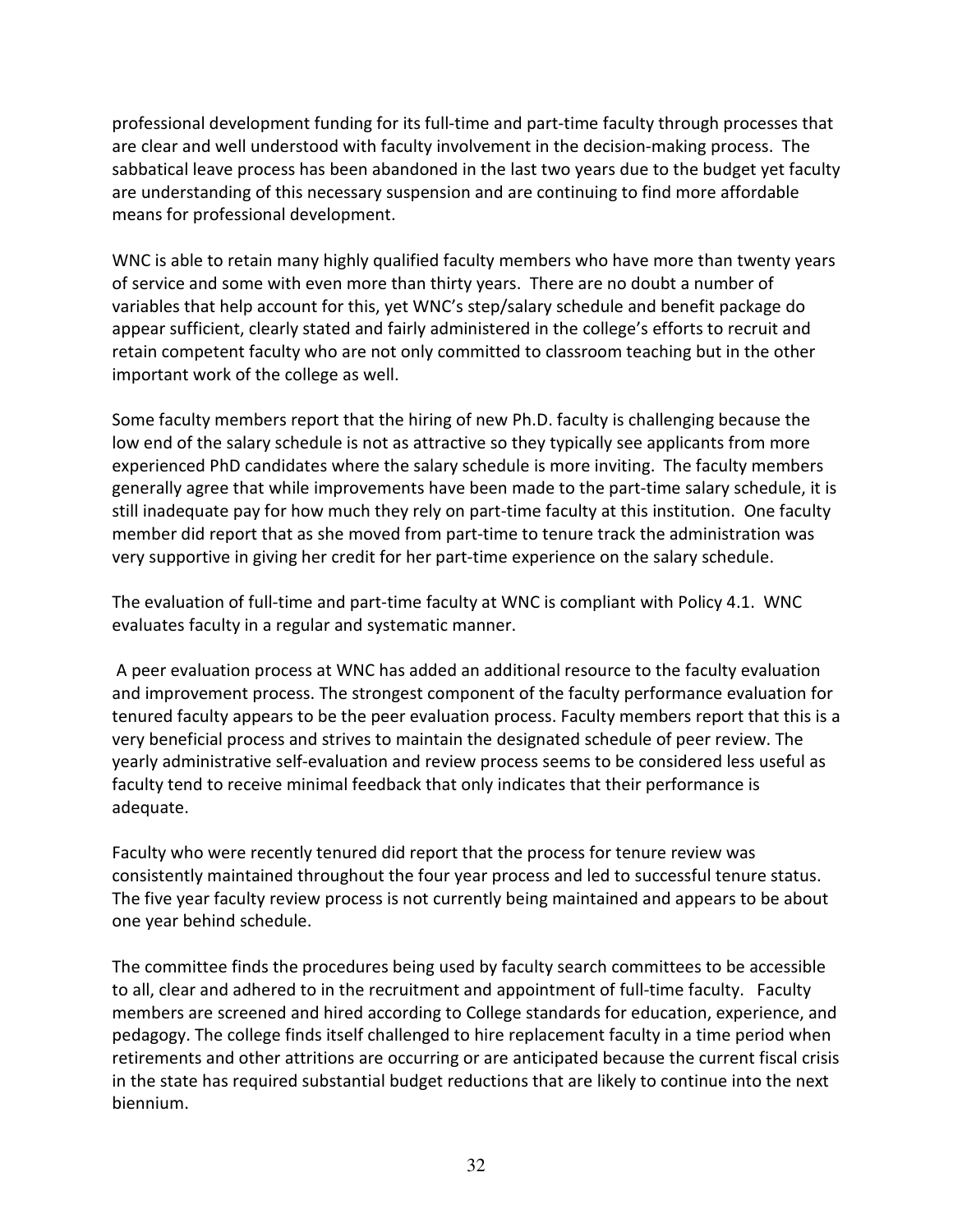professional development funding for its full-time and part-time faculty through processes that are clear and well understood with faculty involvement in the decision-making process. The sabbatical leave process has been abandoned in the last two years due to the budget yet faculty are understanding of this necessary suspension and are continuing to find more affordable means for professional development.

WNC is able to retain many highly qualified faculty members who have more than twenty years of service and some with even more than thirty years. There are no doubt a number of variables that help account for this, yet WNC's step/salary schedule and benefit package do appear sufficient, clearly stated and fairly administered in the college's efforts to recruit and retain competent faculty who are not only committed to classroom teaching but in the other important work of the college as well.

Some faculty members report that the hiring of new Ph.D. faculty is challenging because the low end of the salary schedule is not as attractive so they typically see applicants from more experienced PhD candidates where the salary schedule is more inviting. The faculty members generally agree that while improvements have been made to the part-time salary schedule, it is still inadequate pay for how much they rely on part-time faculty at this institution. One faculty member did report that as she moved from part-time to tenure track the administration was very supportive in giving her credit for her part-time experience on the salary schedule.

The evaluation of full-time and part-time faculty at WNC is compliant with Policy 4.1. WNC evaluates faculty in a regular and systematic manner.

A peer evaluation process at WNC has added an additional resource to the faculty evaluation and improvement process. The strongest component of the faculty performance evaluation for tenured faculty appears to be the peer evaluation process. Faculty members report that this is a very beneficial process and strives to maintain the designated schedule of peer review. The yearly administrative self-evaluation and review process seems to be considered less useful as faculty tend to receive minimal feedback that only indicates that their performance is adequate.

Faculty who were recently tenured did report that the process for tenure review was consistently maintained throughout the four year process and led to successful tenure status. The five year faculty review process is not currently being maintained and appears to be about one year behind schedule.

The committee finds the procedures being used by faculty search committees to be accessible to all, clear and adhered to in the recruitment and appointment of full-time faculty. Faculty members are screened and hired according to College standards for education, experience, and pedagogy. The college finds itself challenged to hire replacement faculty in a time period when retirements and other attritions are occurring or are anticipated because the current fiscal crisis in the state has required substantial budget reductions that are likely to continue into the next biennium.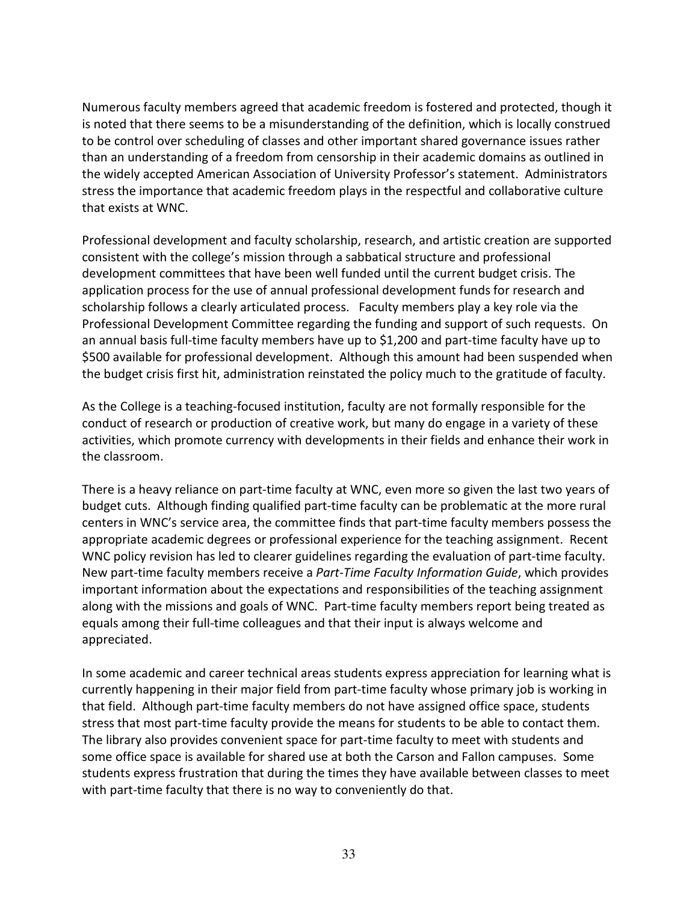Numerous faculty members agreed that academic freedom is fostered and protected, though it is noted that there seems to be a misunderstanding of the definition, which is locally construed to be control over scheduling of classes and other important shared governance issues rather than an understanding of a freedom from censorship in their academic domains as outlined in the widely accepted American Association of University Professor's statement. Administrators stress the importance that academic freedom plays in the respectful and collaborative culture that exists at WNC.

Professional development and faculty scholarship, research, and artistic creation are supported consistent with the college's mission through a sabbatical structure and professional development committees that have been well funded until the current budget crisis. The application process for the use of annual professional development funds for research and scholarship follows a clearly articulated process. Faculty members play a key role via the Professional Development Committee regarding the funding and support of such requests. On an annual basis full-time faculty members have up to $1,200 and part-time faculty have up to $500 available for professional development. Although this amount had been suspended when the budget crisis first hit, administration reinstated the policy much to the gratitude of faculty.

As the College is a teaching-focused institution, faculty are not formally responsible for the conduct of research or production of creative work, but many do engage in a variety of these activities, which promote currency with developments in their fields and enhance their work in the classroom.

There is a heavy reliance on part-time faculty at WNC, even more so given the last two years of budget cuts. Although finding qualified part-time faculty can be problematic at the more rural centers in WNC's service area, the committee finds that part-time faculty members possess the appropriate academic degrees or professional experience for the teaching assignment. Recent WNC policy revision has led to clearer guidelines regarding the evaluation of part-time faculty. New part-time faculty members receive a *Part-Time Faculty Information Guide*, which provides important information about the expectations and responsibilities of the teaching assignment along with the missions and goals of WNC. Part-time faculty members report being treated as equals among their full-time colleagues and that their input is always welcome and appreciated.

In some academic and career technical areas students express appreciation for learning what is currently happening in their major field from part-time faculty whose primary job is working in that field. Although part-time faculty members do not have assigned office space, students stress that most part-time faculty provide the means for students to be able to contact them. The library also provides convenient space for part-time faculty to meet with students and some office space is available for shared use at both the Carson and Fallon campuses. Some students express frustration that during the times they have available between classes to meet with part-time faculty that there is no way to conveniently do that.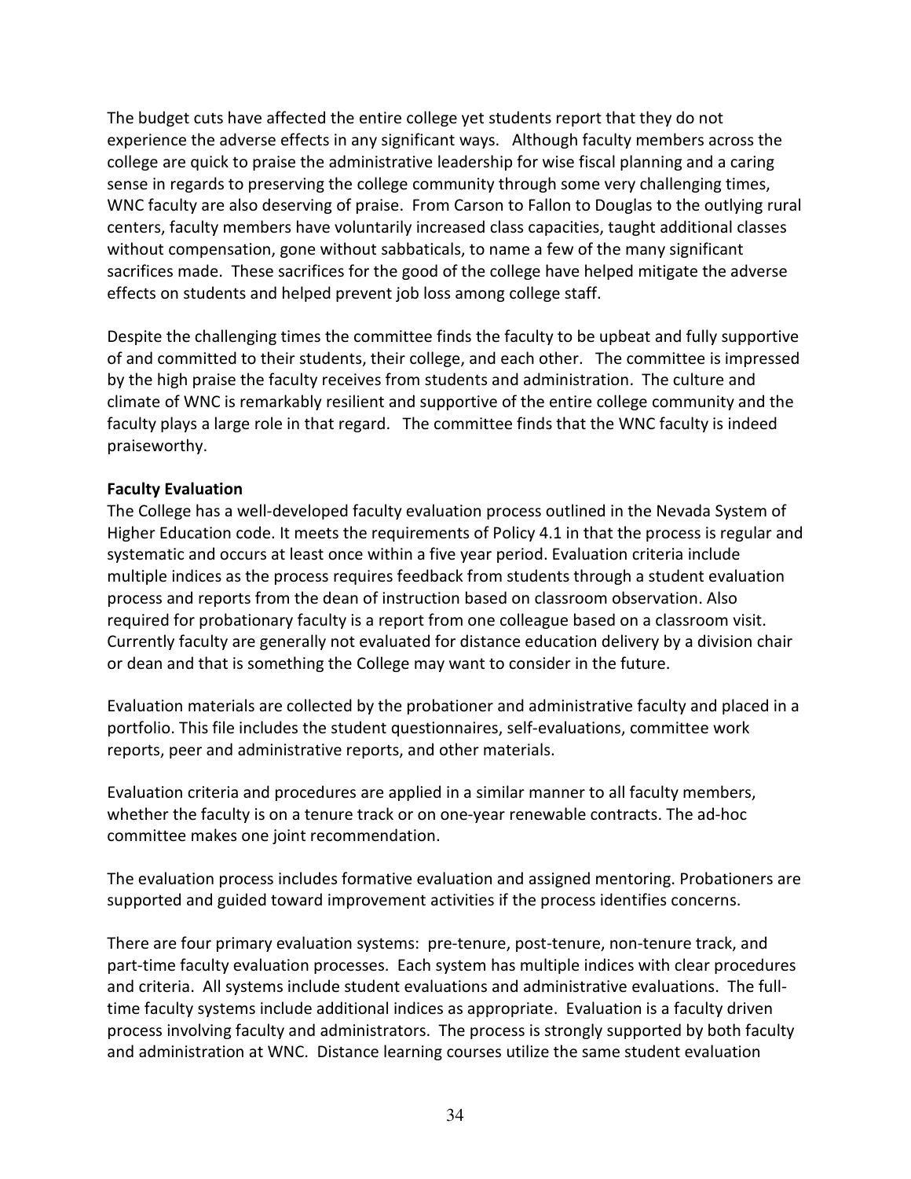The budget cuts have affected the entire college yet students report that they do not experience the adverse effects in any significant ways. Although faculty members across the college are quick to praise the administrative leadership for wise fiscal planning and a caring sense in regards to preserving the college community through some very challenging times, WNC faculty are also deserving of praise. From Carson to Fallon to Douglas to the outlying rural centers, faculty members have voluntarily increased class capacities, taught additional classes without compensation, gone without sabbaticals, to name a few of the many significant sacrifices made. These sacrifices for the good of the college have helped mitigate the adverse effects on students and helped prevent job loss among college staff.

Despite the challenging times the committee finds the faculty to be upbeat and fully supportive of and committed to their students, their college, and each other. The committee is impressed by the high praise the faculty receives from students and administration. The culture and climate of WNC is remarkably resilient and supportive of the entire college community and the faculty plays a large role in that regard. The committee finds that the WNC faculty is indeed praiseworthy.

**Faculty Evaluation**

The College has a well-developed faculty evaluation process outlined in the Nevada System of Higher Education code. It meets the requirements of Policy 4.1 in that the process is regular and systematic and occurs at least once within a five year period. Evaluation criteria include multiple indices as the process requires feedback from students through a student evaluation process and reports from the dean of instruction based on classroom observation. Also required for probationary faculty is a report from one colleague based on a classroom visit. Currently faculty are generally not evaluated for distance education delivery by a division chair or dean and that is something the College may want to consider in the future.

Evaluation materials are collected by the probationer and administrative faculty and placed in a portfolio. This file includes the student questionnaires, self-evaluations, committee work reports, peer and administrative reports, and other materials.

Evaluation criteria and procedures are applied in a similar manner to all faculty members, whether the faculty is on a tenure track or on one-year renewable contracts. The ad-hoc committee makes one joint recommendation.

The evaluation process includes formative evaluation and assigned mentoring. Probationers are supported and guided toward improvement activities if the process identifies concerns.

There are four primary evaluation systems: pre-tenure, post-tenure, non-tenure track, and part-time faculty evaluation processes. Each system has multiple indices with clear procedures and criteria. All systems include student evaluations and administrative evaluations. The full-time faculty systems include additional indices as appropriate. Evaluation is a faculty driven process involving faculty and administrators. The process is strongly supported by both faculty and administration at WNC. Distance learning courses utilize the same student evaluation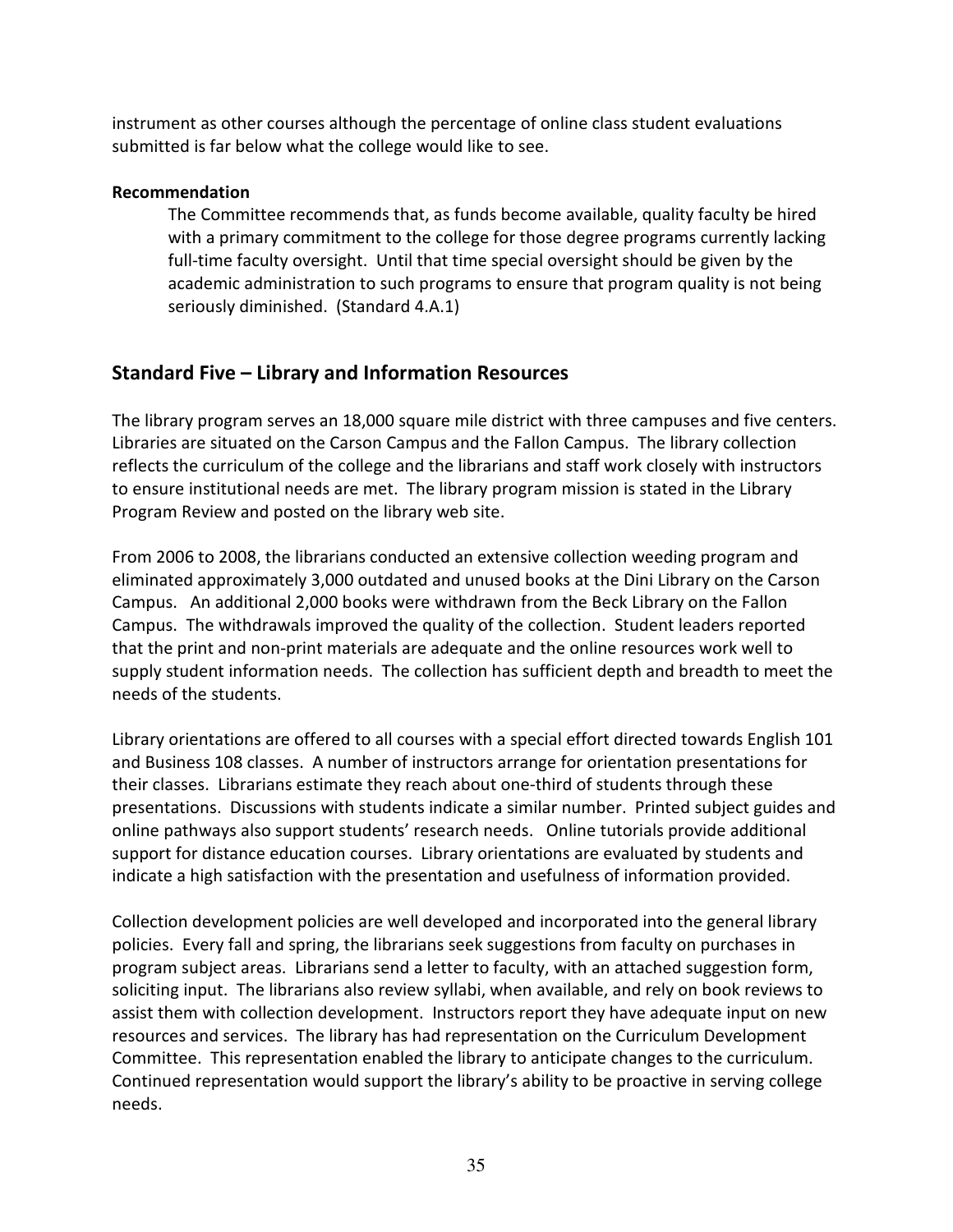instrument as other courses although the percentage of online class student evaluations submitted is far below what the college would like to see.

**Recommendation**

The Committee recommends that, as funds become available, quality faculty be hired with a primary commitment to the college for those degree programs currently lacking full-time faculty oversight. Until that time special oversight should be given by the academic administration to such programs to ensure that program quality is not being seriously diminished. (Standard 4.A.1)

## Standard Five – Library and Information Resources

The library program serves an 18,000 square mile district with three campuses and five centers. Libraries are situated on the Carson Campus and the Fallon Campus. The library collection reflects the curriculum of the college and the librarians and staff work closely with instructors to ensure institutional needs are met. The library program mission is stated in the Library Program Review and posted on the library web site.

From 2006 to 2008, the librarians conducted an extensive collection weeding program and eliminated approximately 3,000 outdated and unused books at the Dini Library on the Carson Campus. An additional 2,000 books were withdrawn from the Beck Library on the Fallon Campus. The withdrawals improved the quality of the collection. Student leaders reported that the print and non-print materials are adequate and the online resources work well to supply student information needs. The collection has sufficient depth and breadth to meet the needs of the students.

Library orientations are offered to all courses with a special effort directed towards English 101 and Business 108 classes. A number of instructors arrange for orientation presentations for their classes. Librarians estimate they reach about one-third of students through these presentations. Discussions with students indicate a similar number. Printed subject guides and online pathways also support students' research needs. Online tutorials provide additional support for distance education courses. Library orientations are evaluated by students and indicate a high satisfaction with the presentation and usefulness of information provided.

Collection development policies are well developed and incorporated into the general library policies. Every fall and spring, the librarians seek suggestions from faculty on purchases in program subject areas. Librarians send a letter to faculty, with an attached suggestion form, soliciting input. The librarians also review syllabi, when available, and rely on book reviews to assist them with collection development. Instructors report they have adequate input on new resources and services. The library has had representation on the Curriculum Development Committee. This representation enabled the library to anticipate changes to the curriculum. Continued representation would support the library's ability to be proactive in serving college needs.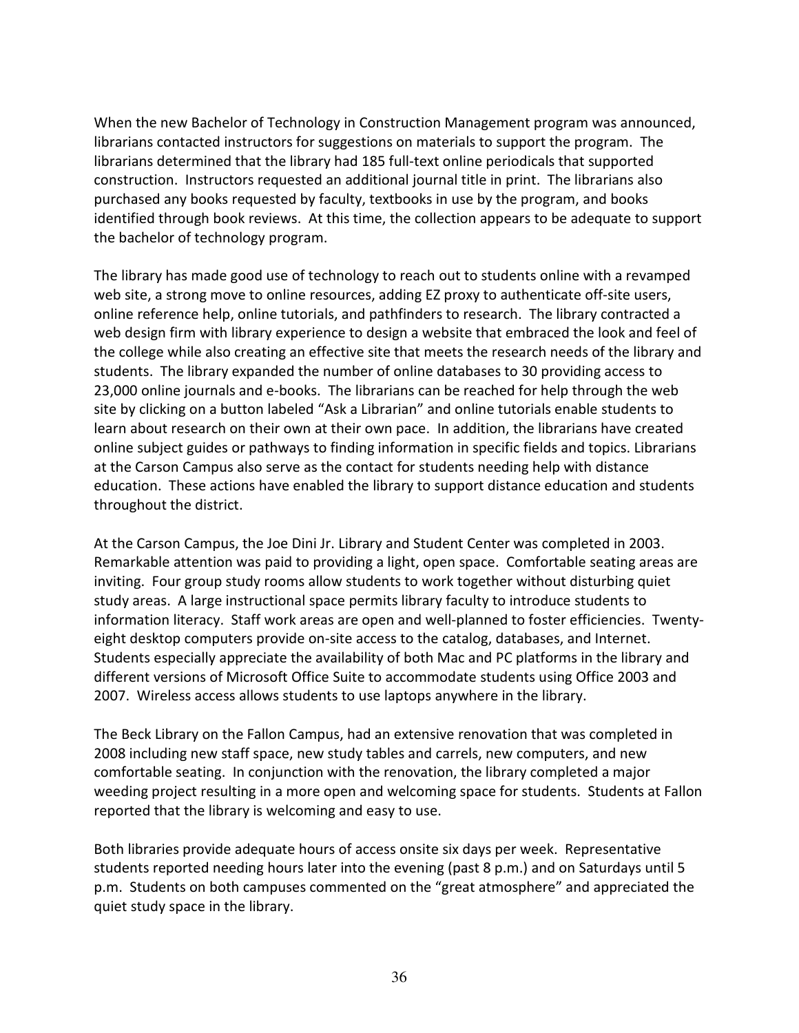When the new Bachelor of Technology in Construction Management program was announced, librarians contacted instructors for suggestions on materials to support the program. The librarians determined that the library had 185 full-text online periodicals that supported construction. Instructors requested an additional journal title in print. The librarians also purchased any books requested by faculty, textbooks in use by the program, and books identified through book reviews. At this time, the collection appears to be adequate to support the bachelor of technology program.

The library has made good use of technology to reach out to students online with a revamped web site, a strong move to online resources, adding EZ proxy to authenticate off-site users, online reference help, online tutorials, and pathfinders to research. The library contracted a web design firm with library experience to design a website that embraced the look and feel of the college while also creating an effective site that meets the research needs of the library and students. The library expanded the number of online databases to 30 providing access to 23,000 online journals and e-books. The librarians can be reached for help through the web site by clicking on a button labeled "Ask a Librarian" and online tutorials enable students to learn about research on their own at their own pace. In addition, the librarians have created online subject guides or pathways to finding information in specific fields and topics. Librarians at the Carson Campus also serve as the contact for students needing help with distance education. These actions have enabled the library to support distance education and students throughout the district.

At the Carson Campus, the Joe Dini Jr. Library and Student Center was completed in 2003. Remarkable attention was paid to providing a light, open space. Comfortable seating areas are inviting. Four group study rooms allow students to work together without disturbing quiet study areas. A large instructional space permits library faculty to introduce students to information literacy. Staff work areas are open and well-planned to foster efficiencies. Twenty-eight desktop computers provide on-site access to the catalog, databases, and Internet. Students especially appreciate the availability of both Mac and PC platforms in the library and different versions of Microsoft Office Suite to accommodate students using Office 2003 and 2007. Wireless access allows students to use laptops anywhere in the library.

The Beck Library on the Fallon Campus, had an extensive renovation that was completed in 2008 including new staff space, new study tables and carrels, new computers, and new comfortable seating. In conjunction with the renovation, the library completed a major weeding project resulting in a more open and welcoming space for students. Students at Fallon reported that the library is welcoming and easy to use.

Both libraries provide adequate hours of access onsite six days per week. Representative students reported needing hours later into the evening (past 8 p.m.) and on Saturdays until 5 p.m. Students on both campuses commented on the "great atmosphere" and appreciated the quiet study space in the library.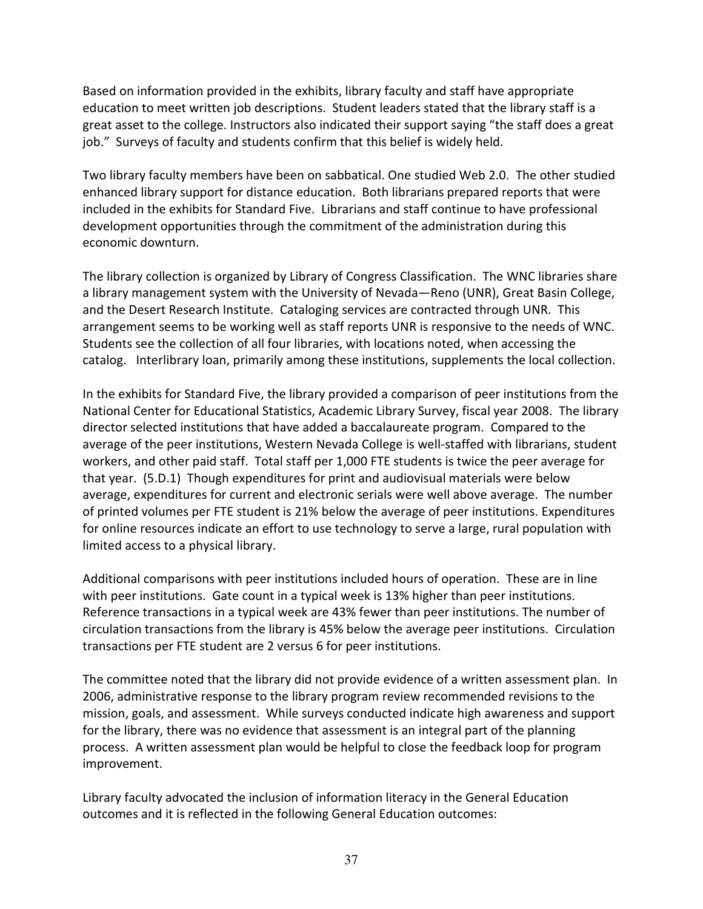Based on information provided in the exhibits, library faculty and staff have appropriate education to meet written job descriptions. Student leaders stated that the library staff is a great asset to the college. Instructors also indicated their support saying "the staff does a great job." Surveys of faculty and students confirm that this belief is widely held.

Two library faculty members have been on sabbatical. One studied Web 2.0. The other studied enhanced library support for distance education. Both librarians prepared reports that were included in the exhibits for Standard Five. Librarians and staff continue to have professional development opportunities through the commitment of the administration during this economic downturn.

The library collection is organized by Library of Congress Classification. The WNC libraries share a library management system with the University of Nevada—Reno (UNR), Great Basin College, and the Desert Research Institute. Cataloging services are contracted through UNR. This arrangement seems to be working well as staff reports UNR is responsive to the needs of WNC. Students see the collection of all four libraries, with locations noted, when accessing the catalog. Interlibrary loan, primarily among these institutions, supplements the local collection.

In the exhibits for Standard Five, the library provided a comparison of peer institutions from the National Center for Educational Statistics, Academic Library Survey, fiscal year 2008. The library director selected institutions that have added a baccalaureate program. Compared to the average of the peer institutions, Western Nevada College is well-staffed with librarians, student workers, and other paid staff. Total staff per 1,000 FTE students is twice the peer average for that year. (5.D.1) Though expenditures for print and audiovisual materials were below average, expenditures for current and electronic serials were well above average. The number of printed volumes per FTE student is 21% below the average of peer institutions. Expenditures for online resources indicate an effort to use technology to serve a large, rural population with limited access to a physical library.

Additional comparisons with peer institutions included hours of operation. These are in line with peer institutions. Gate count in a typical week is 13% higher than peer institutions. Reference transactions in a typical week are 43% fewer than peer institutions. The number of circulation transactions from the library is 45% below the average peer institutions. Circulation transactions per FTE student are 2 versus 6 for peer institutions.

The committee noted that the library did not provide evidence of a written assessment plan. In 2006, administrative response to the library program review recommended revisions to the mission, goals, and assessment. While surveys conducted indicate high awareness and support for the library, there was no evidence that assessment is an integral part of the planning process. A written assessment plan would be helpful to close the feedback loop for program improvement.

Library faculty advocated the inclusion of information literacy in the General Education outcomes and it is reflected in the following General Education outcomes: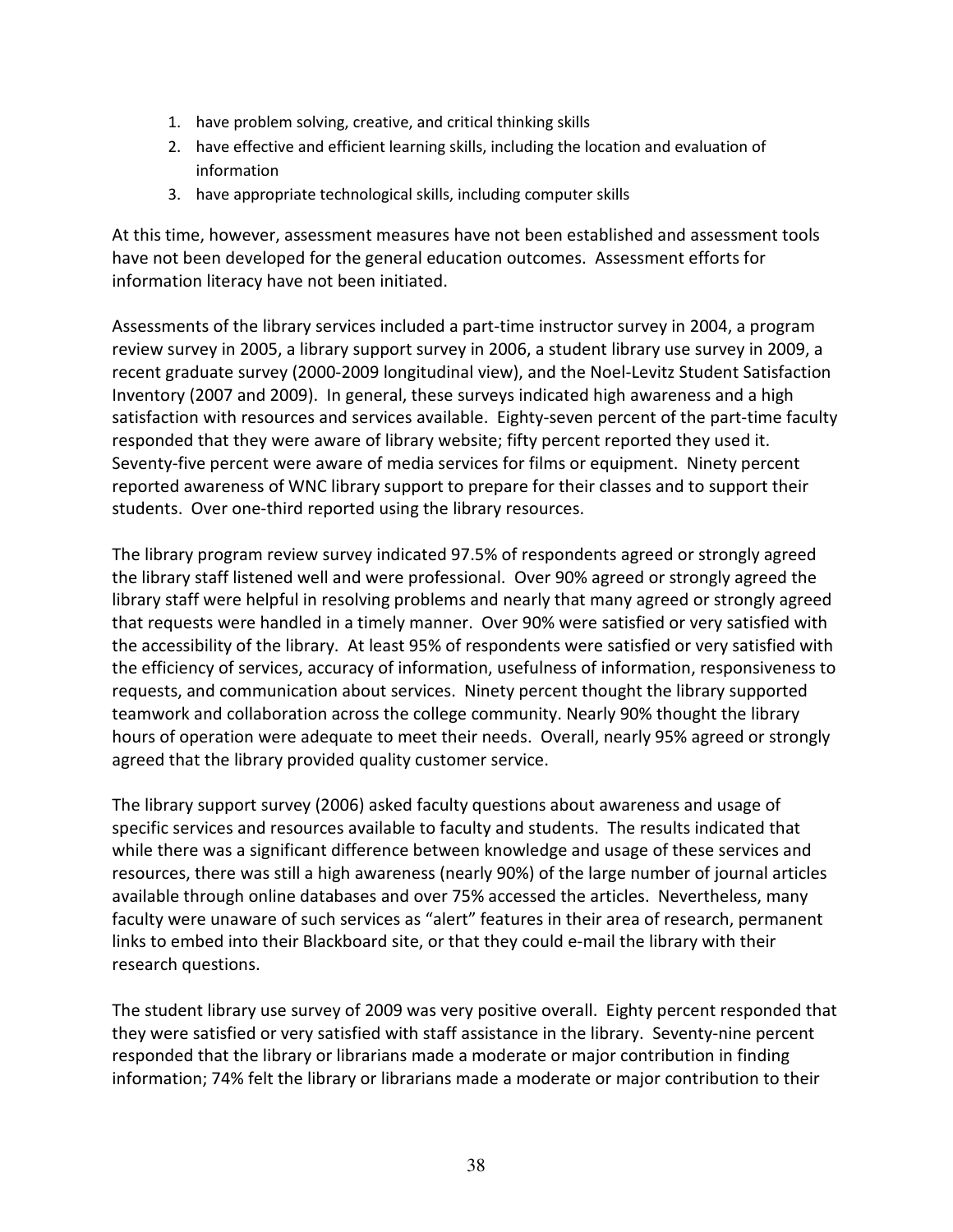1. have problem solving, creative, and critical thinking skills
2. have effective and efficient learning skills, including the location and evaluation of information
3. have appropriate technological skills, including computer skills

At this time, however, assessment measures have not been established and assessment tools have not been developed for the general education outcomes. Assessment efforts for information literacy have not been initiated.

Assessments of the library services included a part-time instructor survey in 2004, a program review survey in 2005, a library support survey in 2006, a student library use survey in 2009, a recent graduate survey (2000-2009 longitudinal view), and the Noel-Levitz Student Satisfaction Inventory (2007 and 2009). In general, these surveys indicated high awareness and a high satisfaction with resources and services available. Eighty-seven percent of the part-time faculty responded that they were aware of library website; fifty percent reported they used it. Seventy-five percent were aware of media services for films or equipment. Ninety percent reported awareness of WNC library support to prepare for their classes and to support their students. Over one-third reported using the library resources.

The library program review survey indicated 97.5% of respondents agreed or strongly agreed the library staff listened well and were professional. Over 90% agreed or strongly agreed the library staff were helpful in resolving problems and nearly that many agreed or strongly agreed that requests were handled in a timely manner. Over 90% were satisfied or very satisfied with the accessibility of the library. At least 95% of respondents were satisfied or very satisfied with the efficiency of services, accuracy of information, usefulness of information, responsiveness to requests, and communication about services. Ninety percent thought the library supported teamwork and collaboration across the college community. Nearly 90% thought the library hours of operation were adequate to meet their needs. Overall, nearly 95% agreed or strongly agreed that the library provided quality customer service.

The library support survey (2006) asked faculty questions about awareness and usage of specific services and resources available to faculty and students. The results indicated that while there was a significant difference between knowledge and usage of these services and resources, there was still a high awareness (nearly 90%) of the large number of journal articles available through online databases and over 75% accessed the articles. Nevertheless, many faculty were unaware of such services as "alert" features in their area of research, permanent links to embed into their Blackboard site, or that they could e-mail the library with their research questions.

The student library use survey of 2009 was very positive overall. Eighty percent responded that they were satisfied or very satisfied with staff assistance in the library. Seventy-nine percent responded that the library or librarians made a moderate or major contribution in finding information; 74% felt the library or librarians made a moderate or major contribution to their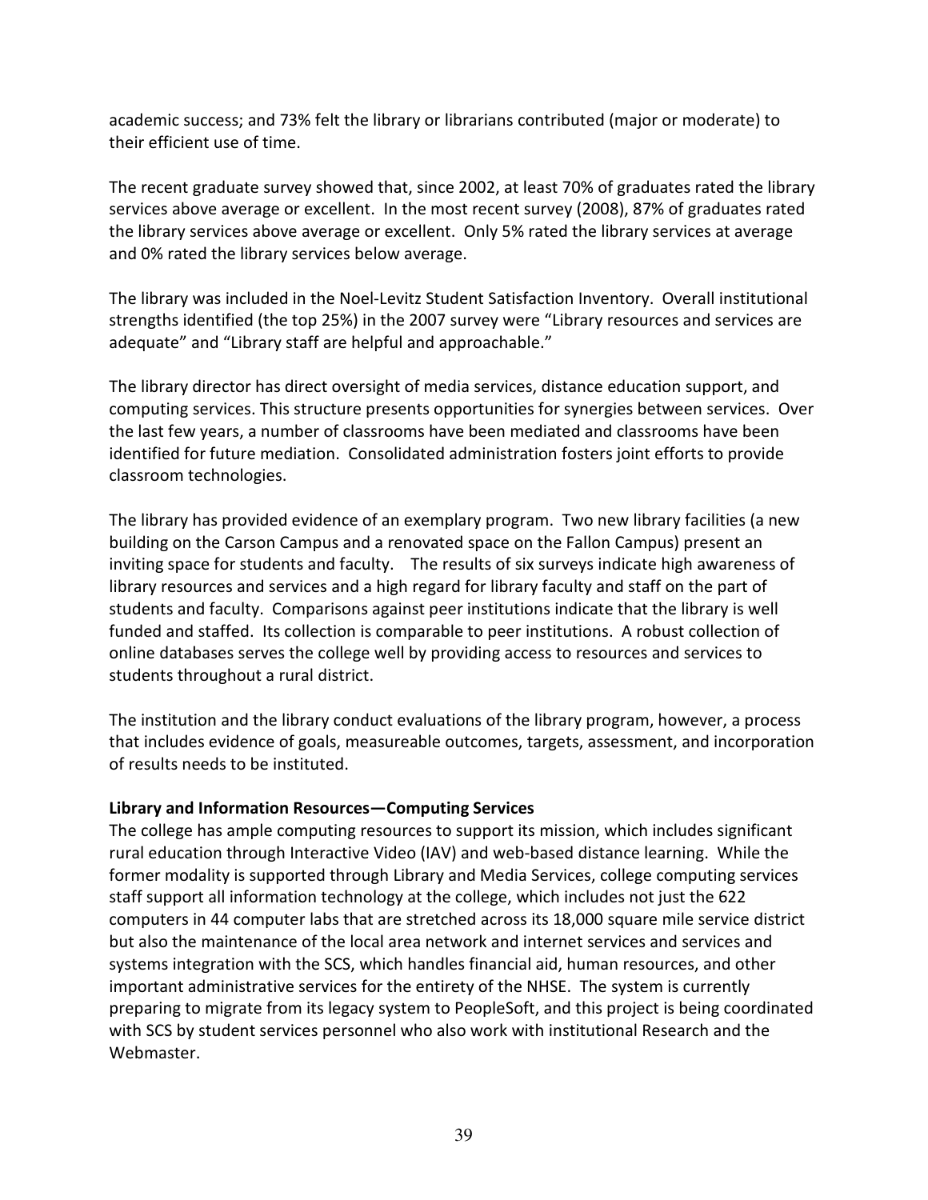academic success; and 73% felt the library or librarians contributed (major or moderate) to their efficient use of time.

The recent graduate survey showed that, since 2002, at least 70% of graduates rated the library services above average or excellent. In the most recent survey (2008), 87% of graduates rated the library services above average or excellent. Only 5% rated the library services at average and 0% rated the library services below average.

The library was included in the Noel-Levitz Student Satisfaction Inventory. Overall institutional strengths identified (the top 25%) in the 2007 survey were "Library resources and services are adequate" and "Library staff are helpful and approachable."

The library director has direct oversight of media services, distance education support, and computing services. This structure presents opportunities for synergies between services. Over the last few years, a number of classrooms have been mediated and classrooms have been identified for future mediation. Consolidated administration fosters joint efforts to provide classroom technologies.

The library has provided evidence of an exemplary program. Two new library facilities (a new building on the Carson Campus and a renovated space on the Fallon Campus) present an inviting space for students and faculty. The results of six surveys indicate high awareness of library resources and services and a high regard for library faculty and staff on the part of students and faculty. Comparisons against peer institutions indicate that the library is well funded and staffed. Its collection is comparable to peer institutions. A robust collection of online databases serves the college well by providing access to resources and services to students throughout a rural district.

The institution and the library conduct evaluations of the library program, however, a process that includes evidence of goals, measureable outcomes, targets, assessment, and incorporation of results needs to be instituted.

**Library and Information Resources—Computing Services**

The college has ample computing resources to support its mission, which includes significant rural education through Interactive Video (IAV) and web-based distance learning. While the former modality is supported through Library and Media Services, college computing services staff support all information technology at the college, which includes not just the 622 computers in 44 computer labs that are stretched across its 18,000 square mile service district but also the maintenance of the local area network and internet services and services and systems integration with the SCS, which handles financial aid, human resources, and other important administrative services for the entirety of the NHSE. The system is currently preparing to migrate from its legacy system to PeopleSoft, and this project is being coordinated with SCS by student services personnel who also work with institutional Research and the Webmaster.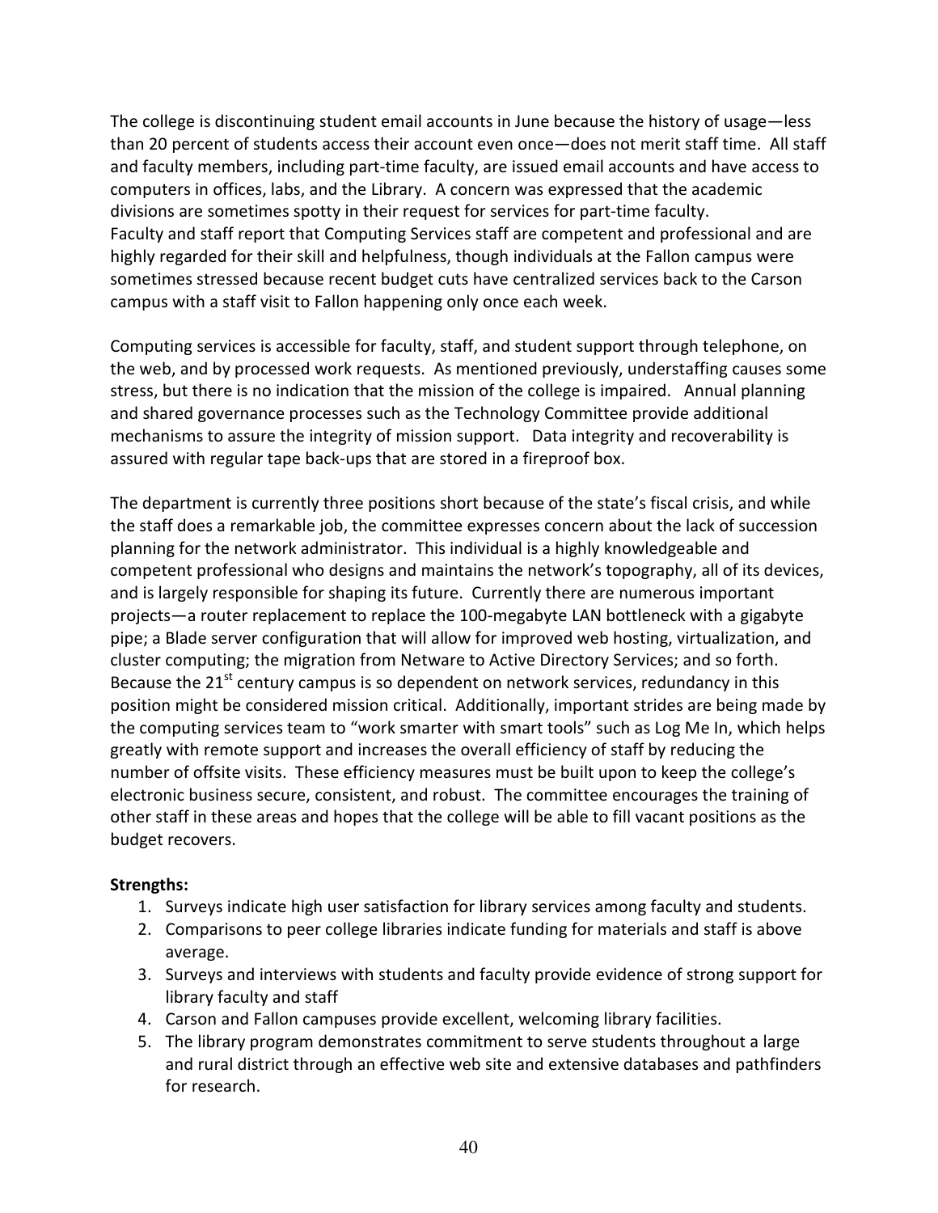The college is discontinuing student email accounts in June because the history of usage—less than 20 percent of students access their account even once—does not merit staff time. All staff and faculty members, including part-time faculty, are issued email accounts and have access to computers in offices, labs, and the Library. A concern was expressed that the academic divisions are sometimes spotty in their request for services for part-time faculty.
Faculty and staff report that Computing Services staff are competent and professional and are highly regarded for their skill and helpfulness, though individuals at the Fallon campus were sometimes stressed because recent budget cuts have centralized services back to the Carson campus with a staff visit to Fallon happening only once each week.

Computing services is accessible for faculty, staff, and student support through telephone, on the web, and by processed work requests. As mentioned previously, understaffing causes some stress, but there is no indication that the mission of the college is impaired. Annual planning and shared governance processes such as the Technology Committee provide additional mechanisms to assure the integrity of mission support. Data integrity and recoverability is assured with regular tape back-ups that are stored in a fireproof box.

The department is currently three positions short because of the state's fiscal crisis, and while the staff does a remarkable job, the committee expresses concern about the lack of succession planning for the network administrator. This individual is a highly knowledgeable and competent professional who designs and maintains the network's topography, all of its devices, and is largely responsible for shaping its future. Currently there are numerous important projects—a router replacement to replace the 100-megabyte LAN bottleneck with a gigabyte pipe; a Blade server configuration that will allow for improved web hosting, virtualization, and cluster computing; the migration from Netware to Active Directory Services; and so forth. Because the 21st century campus is so dependent on network services, redundancy in this position might be considered mission critical. Additionally, important strides are being made by the computing services team to "work smarter with smart tools" such as Log Me In, which helps greatly with remote support and increases the overall efficiency of staff by reducing the number of offsite visits. These efficiency measures must be built upon to keep the college's electronic business secure, consistent, and robust. The committee encourages the training of other staff in these areas and hopes that the college will be able to fill vacant positions as the budget recovers.

**Strengths:**

1. Surveys indicate high user satisfaction for library services among faculty and students.
2. Comparisons to peer college libraries indicate funding for materials and staff is above average.
3. Surveys and interviews with students and faculty provide evidence of strong support for library faculty and staff
4. Carson and Fallon campuses provide excellent, welcoming library facilities.
5. The library program demonstrates commitment to serve students throughout a large and rural district through an effective web site and extensive databases and pathfinders for research.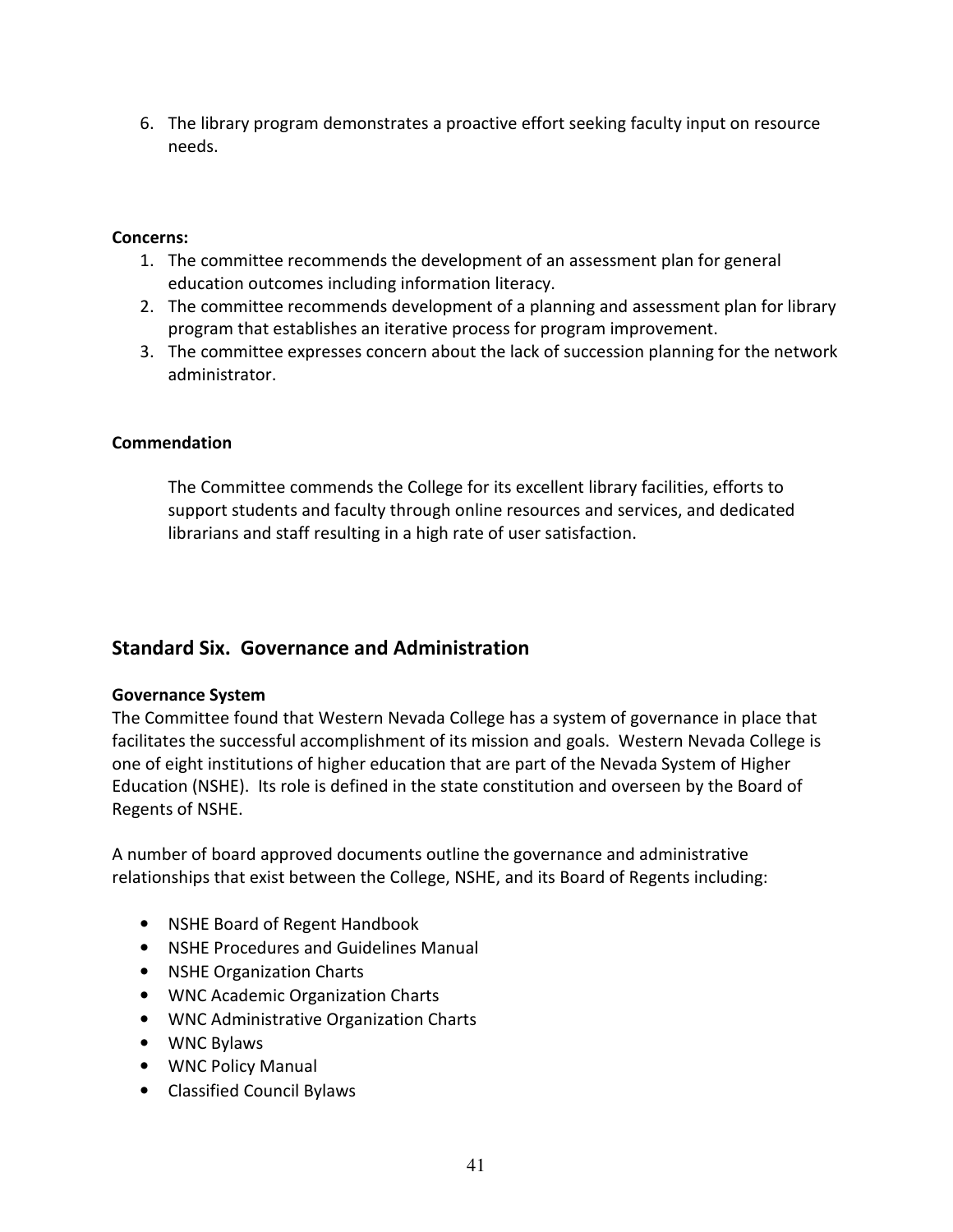6. The library program demonstrates a proactive effort seeking faculty input on resource needs.

**Concerns:**

1. The committee recommends the development of an assessment plan for general education outcomes including information literacy.
2. The committee recommends development of a planning and assessment plan for library program that establishes an iterative process for program improvement.
3. The committee expresses concern about the lack of succession planning for the network administrator.

**Commendation**

The Committee commends the College for its excellent library facilities, efforts to support students and faculty through online resources and services, and dedicated librarians and staff resulting in a high rate of user satisfaction.

## Standard Six. Governance and Administration

**Governance System**

The Committee found that Western Nevada College has a system of governance in place that facilitates the successful accomplishment of its mission and goals. Western Nevada College is one of eight institutions of higher education that are part of the Nevada System of Higher Education (NSHE). Its role is defined in the state constitution and overseen by the Board of Regents of NSHE.

A number of board approved documents outline the governance and administrative relationships that exist between the College, NSHE, and its Board of Regents including:

- NSHE Board of Regent Handbook
- NSHE Procedures and Guidelines Manual
- NSHE Organization Charts
- WNC Academic Organization Charts
- WNC Administrative Organization Charts
- WNC Bylaws
- WNC Policy Manual
- Classified Council Bylaws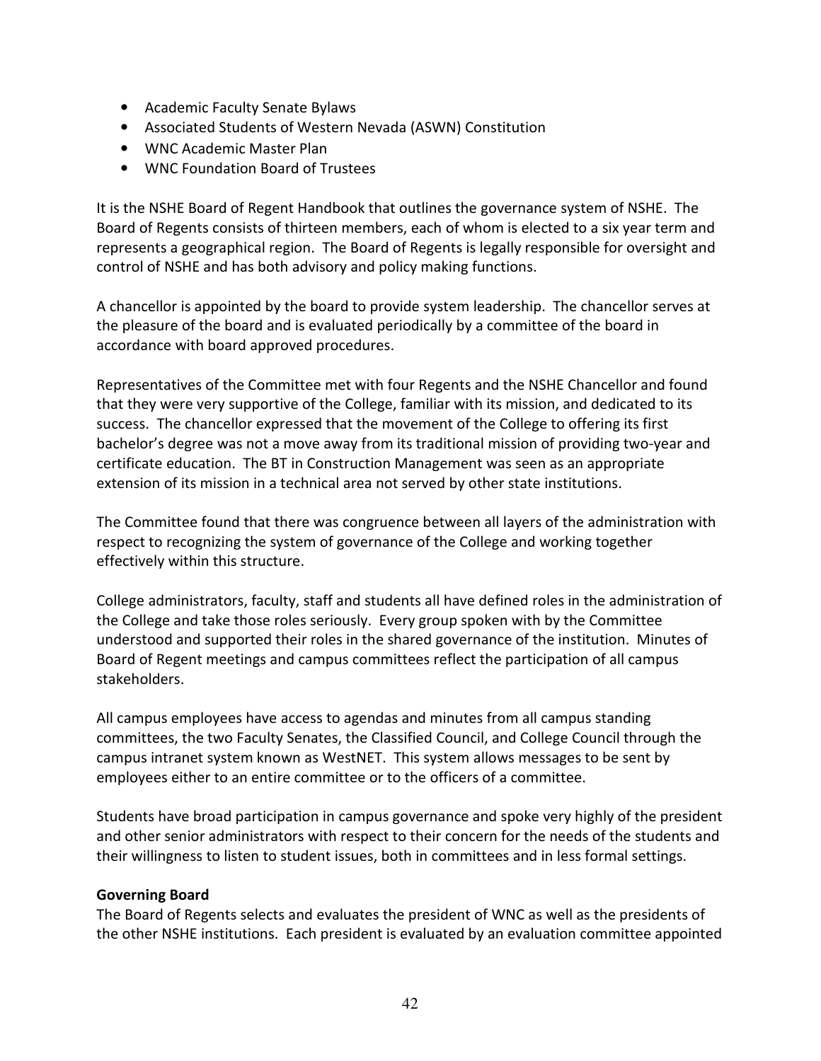- Academic Faculty Senate Bylaws
- Associated Students of Western Nevada (ASWN) Constitution
- WNC Academic Master Plan
- WNC Foundation Board of Trustees

It is the NSHE Board of Regent Handbook that outlines the governance system of NSHE. The Board of Regents consists of thirteen members, each of whom is elected to a six year term and represents a geographical region. The Board of Regents is legally responsible for oversight and control of NSHE and has both advisory and policy making functions.

A chancellor is appointed by the board to provide system leadership. The chancellor serves at the pleasure of the board and is evaluated periodically by a committee of the board in accordance with board approved procedures.

Representatives of the Committee met with four Regents and the NSHE Chancellor and found that they were very supportive of the College, familiar with its mission, and dedicated to its success. The chancellor expressed that the movement of the College to offering its first bachelor's degree was not a move away from its traditional mission of providing two-year and certificate education. The BT in Construction Management was seen as an appropriate extension of its mission in a technical area not served by other state institutions.

The Committee found that there was congruence between all layers of the administration with respect to recognizing the system of governance of the College and working together effectively within this structure.

College administrators, faculty, staff and students all have defined roles in the administration of the College and take those roles seriously. Every group spoken with by the Committee understood and supported their roles in the shared governance of the institution. Minutes of Board of Regent meetings and campus committees reflect the participation of all campus stakeholders.

All campus employees have access to agendas and minutes from all campus standing committees, the two Faculty Senates, the Classified Council, and College Council through the campus intranet system known as WestNET. This system allows messages to be sent by employees either to an entire committee or to the officers of a committee.

Students have broad participation in campus governance and spoke very highly of the president and other senior administrators with respect to their concern for the needs of the students and their willingness to listen to student issues, both in committees and in less formal settings.

**Governing Board**

The Board of Regents selects and evaluates the president of WNC as well as the presidents of the other NSHE institutions. Each president is evaluated by an evaluation committee appointed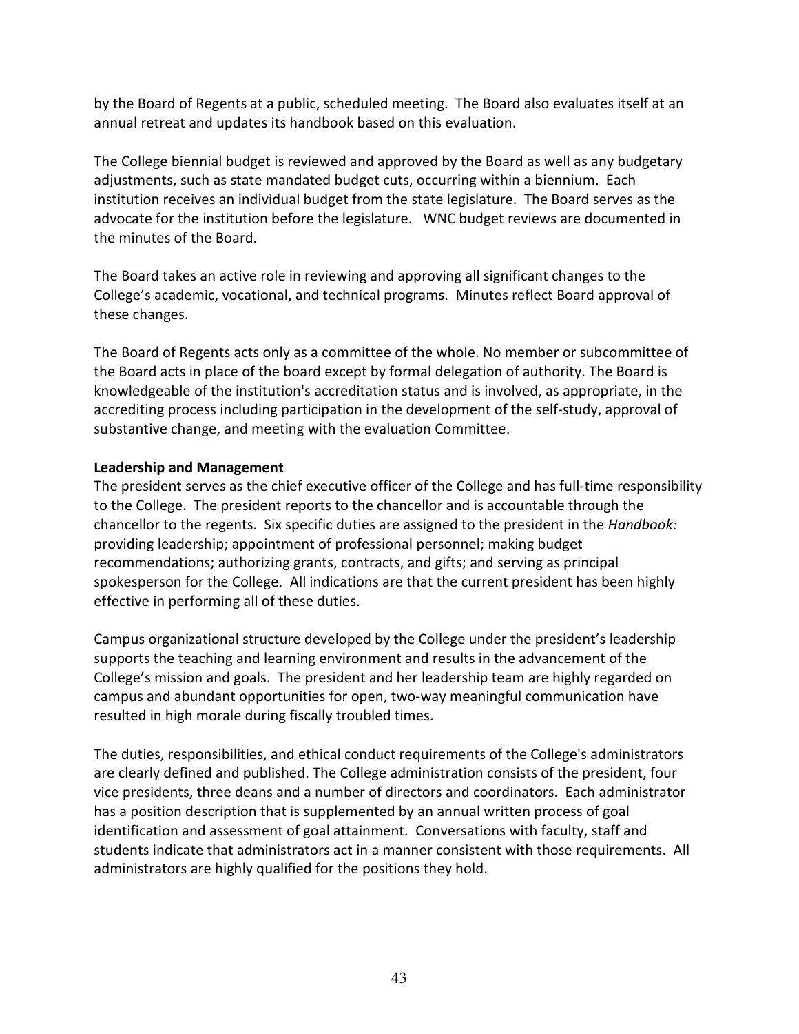by the Board of Regents at a public, scheduled meeting. The Board also evaluates itself at an annual retreat and updates its handbook based on this evaluation.

The College biennial budget is reviewed and approved by the Board as well as any budgetary adjustments, such as state mandated budget cuts, occurring within a biennium. Each institution receives an individual budget from the state legislature. The Board serves as the advocate for the institution before the legislature. WNC budget reviews are documented in the minutes of the Board.

The Board takes an active role in reviewing and approving all significant changes to the College's academic, vocational, and technical programs. Minutes reflect Board approval of these changes.

The Board of Regents acts only as a committee of the whole. No member or subcommittee of the Board acts in place of the board except by formal delegation of authority. The Board is knowledgeable of the institution's accreditation status and is involved, as appropriate, in the accrediting process including participation in the development of the self-study, approval of substantive change, and meeting with the evaluation Committee.

**Leadership and Management**

The president serves as the chief executive officer of the College and has full-time responsibility to the College. The president reports to the chancellor and is accountable through the chancellor to the regents. Six specific duties are assigned to the president in the *Handbook:* providing leadership; appointment of professional personnel; making budget recommendations; authorizing grants, contracts, and gifts; and serving as principal spokesperson for the College. All indications are that the current president has been highly effective in performing all of these duties.

Campus organizational structure developed by the College under the president's leadership supports the teaching and learning environment and results in the advancement of the College's mission and goals. The president and her leadership team are highly regarded on campus and abundant opportunities for open, two-way meaningful communication have resulted in high morale during fiscally troubled times.

The duties, responsibilities, and ethical conduct requirements of the College's administrators are clearly defined and published. The College administration consists of the president, four vice presidents, three deans and a number of directors and coordinators. Each administrator has a position description that is supplemented by an annual written process of goal identification and assessment of goal attainment. Conversations with faculty, staff and students indicate that administrators act in a manner consistent with those requirements. All administrators are highly qualified for the positions they hold.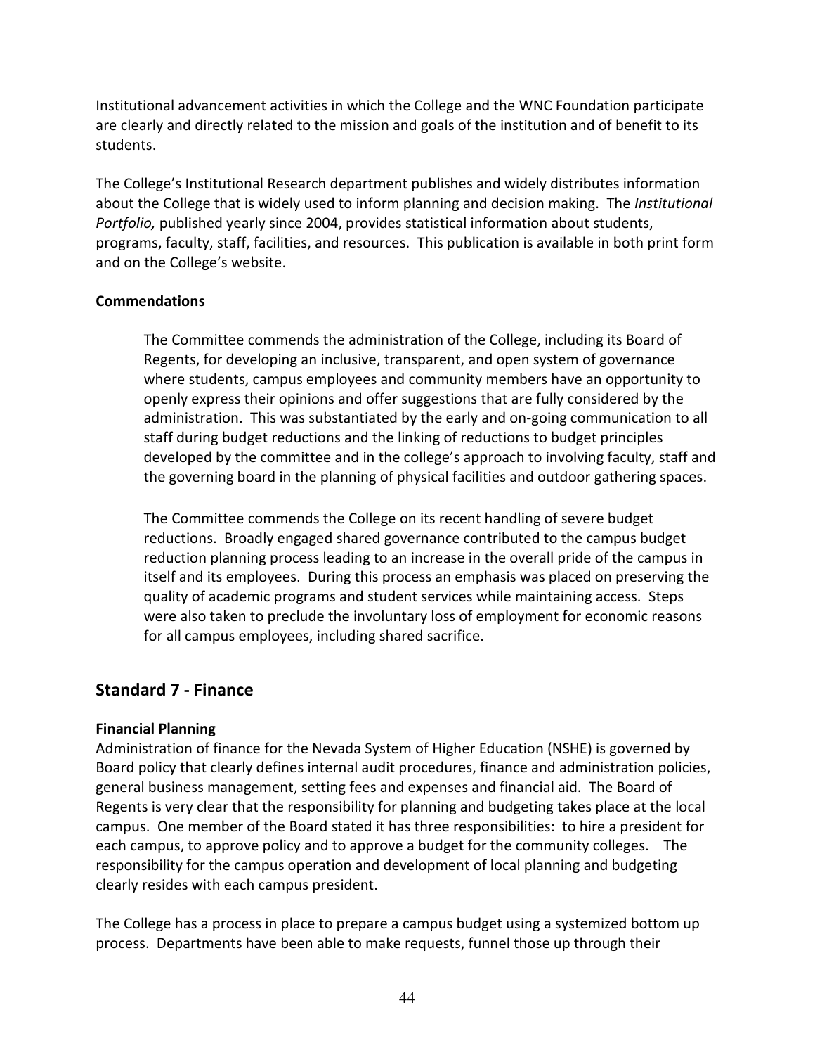Institutional advancement activities in which the College and the WNC Foundation participate are clearly and directly related to the mission and goals of the institution and of benefit to its students.

The College's Institutional Research department publishes and widely distributes information about the College that is widely used to inform planning and decision making. The *Institutional Portfolio,* published yearly since 2004, provides statistical information about students, programs, faculty, staff, facilities, and resources. This publication is available in both print form and on the College's website.

**Commendations**

> The Committee commends the administration of the College, including its Board of Regents, for developing an inclusive, transparent, and open system of governance where students, campus employees and community members have an opportunity to openly express their opinions and offer suggestions that are fully considered by the administration. This was substantiated by the early and on-going communication to all staff during budget reductions and the linking of reductions to budget principles developed by the committee and in the college's approach to involving faculty, staff and the governing board in the planning of physical facilities and outdoor gathering spaces.
>
> The Committee commends the College on its recent handling of severe budget reductions. Broadly engaged shared governance contributed to the campus budget reduction planning process leading to an increase in the overall pride of the campus in itself and its employees. During this process an emphasis was placed on preserving the quality of academic programs and student services while maintaining access. Steps were also taken to preclude the involuntary loss of employment for economic reasons for all campus employees, including shared sacrifice.

## Standard 7 - Finance

**Financial Planning**

Administration of finance for the Nevada System of Higher Education (NSHE) is governed by Board policy that clearly defines internal audit procedures, finance and administration policies, general business management, setting fees and expenses and financial aid. The Board of Regents is very clear that the responsibility for planning and budgeting takes place at the local campus. One member of the Board stated it has three responsibilities: to hire a president for each campus, to approve policy and to approve a budget for the community colleges. The responsibility for the campus operation and development of local planning and budgeting clearly resides with each campus president.

The College has a process in place to prepare a campus budget using a systemized bottom up process. Departments have been able to make requests, funnel those up through their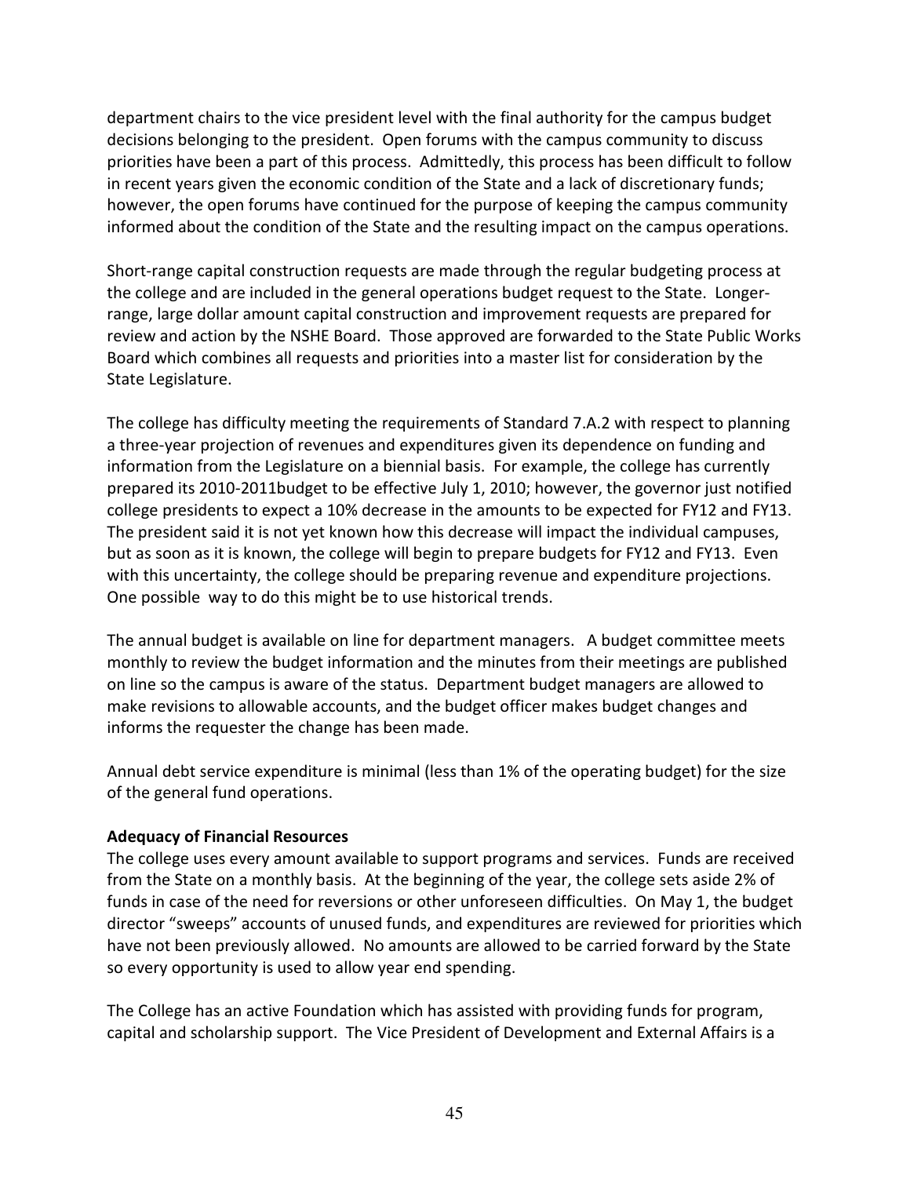department chairs to the vice president level with the final authority for the campus budget decisions belonging to the president. Open forums with the campus community to discuss priorities have been a part of this process. Admittedly, this process has been difficult to follow in recent years given the economic condition of the State and a lack of discretionary funds; however, the open forums have continued for the purpose of keeping the campus community informed about the condition of the State and the resulting impact on the campus operations.

Short-range capital construction requests are made through the regular budgeting process at the college and are included in the general operations budget request to the State. Longer-range, large dollar amount capital construction and improvement requests are prepared for review and action by the NSHE Board. Those approved are forwarded to the State Public Works Board which combines all requests and priorities into a master list for consideration by the State Legislature.

The college has difficulty meeting the requirements of Standard 7.A.2 with respect to planning a three-year projection of revenues and expenditures given its dependence on funding and information from the Legislature on a biennial basis. For example, the college has currently prepared its 2010-2011budget to be effective July 1, 2010; however, the governor just notified college presidents to expect a 10% decrease in the amounts to be expected for FY12 and FY13. The president said it is not yet known how this decrease will impact the individual campuses, but as soon as it is known, the college will begin to prepare budgets for FY12 and FY13. Even with this uncertainty, the college should be preparing revenue and expenditure projections. One possible way to do this might be to use historical trends.

The annual budget is available on line for department managers. A budget committee meets monthly to review the budget information and the minutes from their meetings are published on line so the campus is aware of the status. Department budget managers are allowed to make revisions to allowable accounts, and the budget officer makes budget changes and informs the requester the change has been made.

Annual debt service expenditure is minimal (less than 1% of the operating budget) for the size of the general fund operations.

**Adequacy of Financial Resources**

The college uses every amount available to support programs and services. Funds are received from the State on a monthly basis. At the beginning of the year, the college sets aside 2% of funds in case of the need for reversions or other unforeseen difficulties. On May 1, the budget director "sweeps" accounts of unused funds, and expenditures are reviewed for priorities which have not been previously allowed. No amounts are allowed to be carried forward by the State so every opportunity is used to allow year end spending.

The College has an active Foundation which has assisted with providing funds for program, capital and scholarship support. The Vice President of Development and External Affairs is a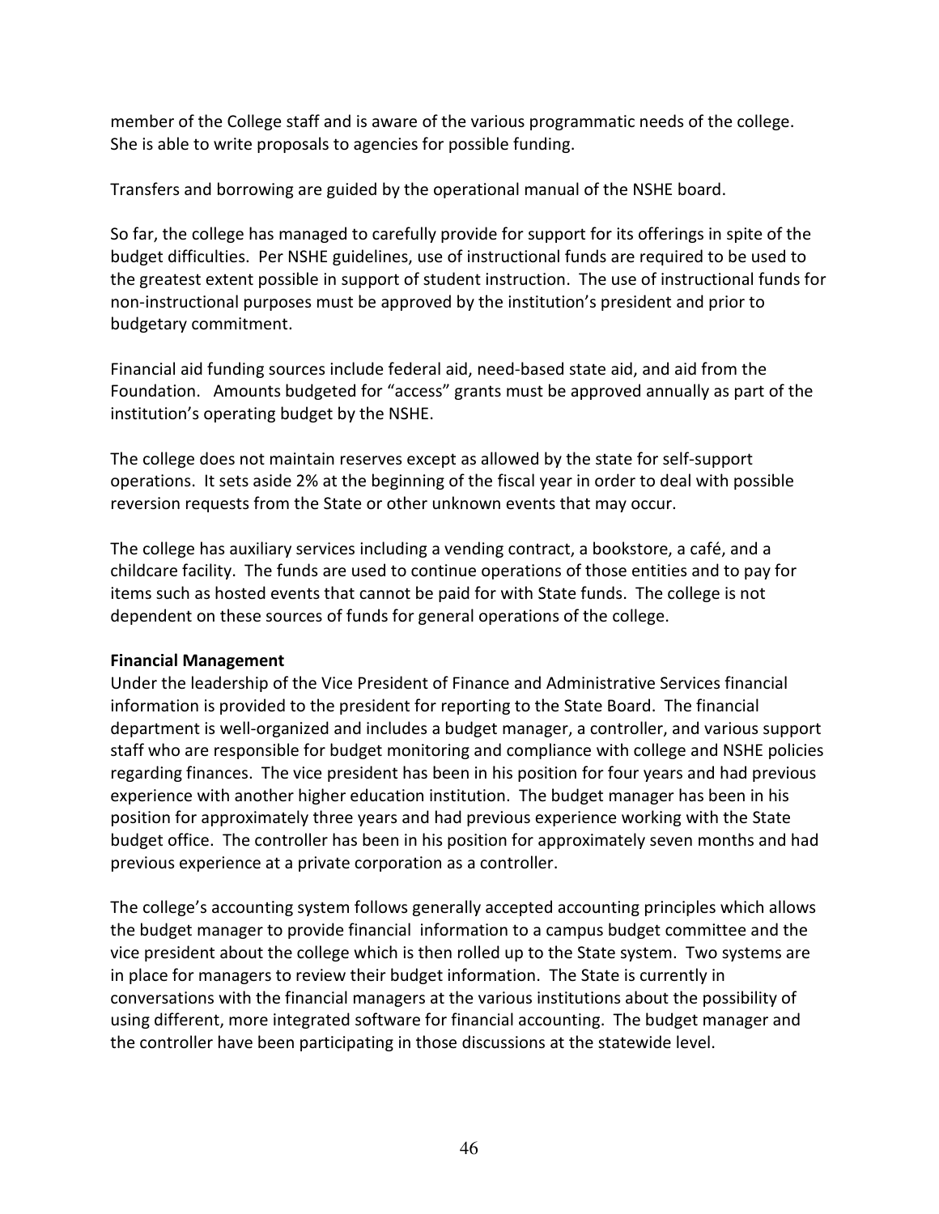member of the College staff and is aware of the various programmatic needs of the college. She is able to write proposals to agencies for possible funding.

Transfers and borrowing are guided by the operational manual of the NSHE board.

So far, the college has managed to carefully provide for support for its offerings in spite of the budget difficulties. Per NSHE guidelines, use of instructional funds are required to be used to the greatest extent possible in support of student instruction. The use of instructional funds for non-instructional purposes must be approved by the institution's president and prior to budgetary commitment.

Financial aid funding sources include federal aid, need-based state aid, and aid from the Foundation. Amounts budgeted for "access" grants must be approved annually as part of the institution's operating budget by the NSHE.

The college does not maintain reserves except as allowed by the state for self-support operations. It sets aside 2% at the beginning of the fiscal year in order to deal with possible reversion requests from the State or other unknown events that may occur.

The college has auxiliary services including a vending contract, a bookstore, a café, and a childcare facility. The funds are used to continue operations of those entities and to pay for items such as hosted events that cannot be paid for with State funds. The college is not dependent on these sources of funds for general operations of the college.

**Financial Management**

Under the leadership of the Vice President of Finance and Administrative Services financial information is provided to the president for reporting to the State Board. The financial department is well-organized and includes a budget manager, a controller, and various support staff who are responsible for budget monitoring and compliance with college and NSHE policies regarding finances. The vice president has been in his position for four years and had previous experience with another higher education institution. The budget manager has been in his position for approximately three years and had previous experience working with the State budget office. The controller has been in his position for approximately seven months and had previous experience at a private corporation as a controller.

The college's accounting system follows generally accepted accounting principles which allows the budget manager to provide financial information to a campus budget committee and the vice president about the college which is then rolled up to the State system. Two systems are in place for managers to review their budget information. The State is currently in conversations with the financial managers at the various institutions about the possibility of using different, more integrated software for financial accounting. The budget manager and the controller have been participating in those discussions at the statewide level.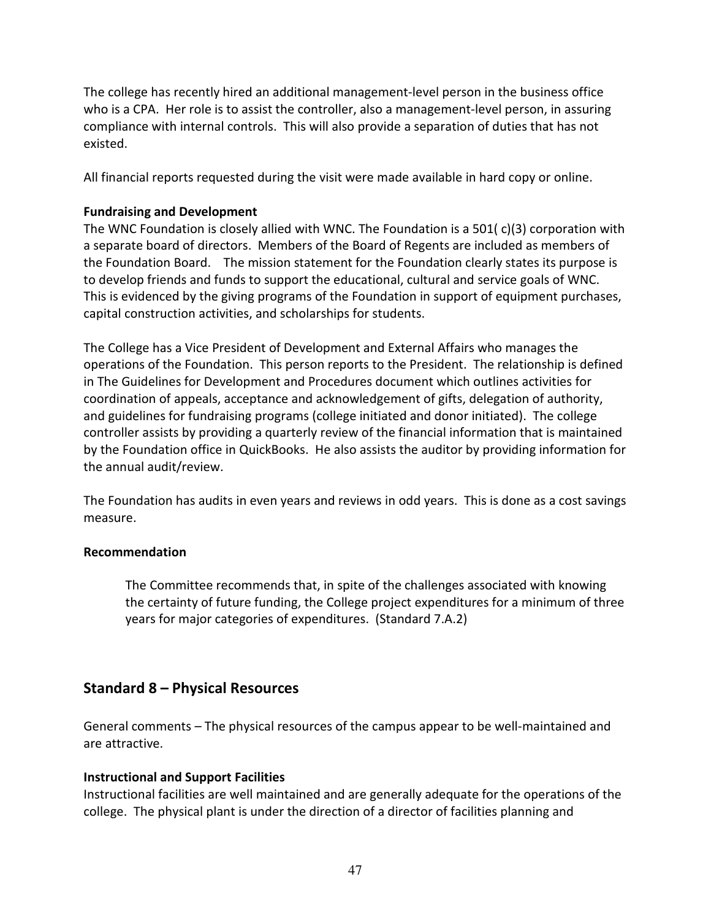The college has recently hired an additional management-level person in the business office who is a CPA. Her role is to assist the controller, also a management-level person, in assuring compliance with internal controls. This will also provide a separation of duties that has not existed.

All financial reports requested during the visit were made available in hard copy or online.

**Fundraising and Development**

The WNC Foundation is closely allied with WNC. The Foundation is a 501( c)(3) corporation with a separate board of directors. Members of the Board of Regents are included as members of the Foundation Board. The mission statement for the Foundation clearly states its purpose is to develop friends and funds to support the educational, cultural and service goals of WNC. This is evidenced by the giving programs of the Foundation in support of equipment purchases, capital construction activities, and scholarships for students.

The College has a Vice President of Development and External Affairs who manages the operations of the Foundation. This person reports to the President. The relationship is defined in The Guidelines for Development and Procedures document which outlines activities for coordination of appeals, acceptance and acknowledgement of gifts, delegation of authority, and guidelines for fundraising programs (college initiated and donor initiated). The college controller assists by providing a quarterly review of the financial information that is maintained by the Foundation office in QuickBooks. He also assists the auditor by providing information for the annual audit/review.

The Foundation has audits in even years and reviews in odd years. This is done as a cost savings measure.

**Recommendation**

> The Committee recommends that, in spite of the challenges associated with knowing the certainty of future funding, the College project expenditures for a minimum of three years for major categories of expenditures. (Standard 7.A.2)

## Standard 8 – Physical Resources

General comments – The physical resources of the campus appear to be well-maintained and are attractive.

**Instructional and Support Facilities**

Instructional facilities are well maintained and are generally adequate for the operations of the college. The physical plant is under the direction of a director of facilities planning and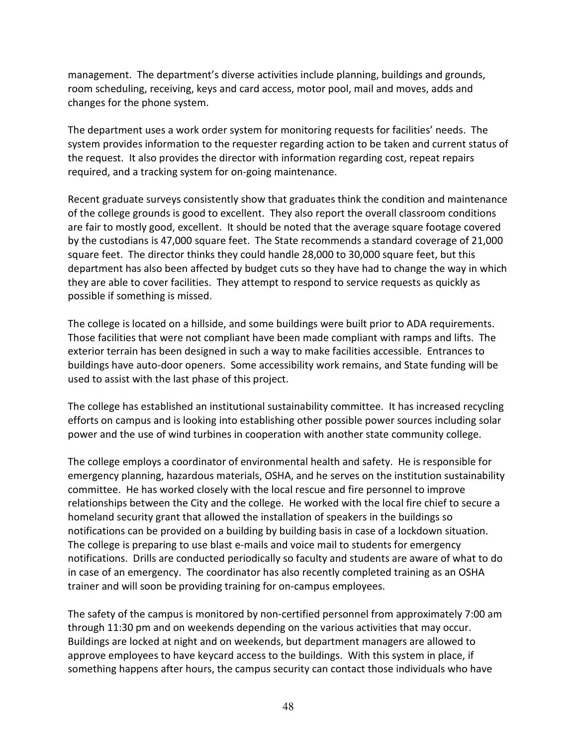management. The department's diverse activities include planning, buildings and grounds, room scheduling, receiving, keys and card access, motor pool, mail and moves, adds and changes for the phone system.

The department uses a work order system for monitoring requests for facilities' needs. The system provides information to the requester regarding action to be taken and current status of the request. It also provides the director with information regarding cost, repeat repairs required, and a tracking system for on-going maintenance.

Recent graduate surveys consistently show that graduates think the condition and maintenance of the college grounds is good to excellent. They also report the overall classroom conditions are fair to mostly good, excellent. It should be noted that the average square footage covered by the custodians is 47,000 square feet. The State recommends a standard coverage of 21,000 square feet. The director thinks they could handle 28,000 to 30,000 square feet, but this department has also been affected by budget cuts so they have had to change the way in which they are able to cover facilities. They attempt to respond to service requests as quickly as possible if something is missed.

The college is located on a hillside, and some buildings were built prior to ADA requirements. Those facilities that were not compliant have been made compliant with ramps and lifts. The exterior terrain has been designed in such a way to make facilities accessible. Entrances to buildings have auto-door openers. Some accessibility work remains, and State funding will be used to assist with the last phase of this project.

The college has established an institutional sustainability committee. It has increased recycling efforts on campus and is looking into establishing other possible power sources including solar power and the use of wind turbines in cooperation with another state community college.

The college employs a coordinator of environmental health and safety. He is responsible for emergency planning, hazardous materials, OSHA, and he serves on the institution sustainability committee. He has worked closely with the local rescue and fire personnel to improve relationships between the City and the college. He worked with the local fire chief to secure a homeland security grant that allowed the installation of speakers in the buildings so notifications can be provided on a building by building basis in case of a lockdown situation. The college is preparing to use blast e-mails and voice mail to students for emergency notifications. Drills are conducted periodically so faculty and students are aware of what to do in case of an emergency. The coordinator has also recently completed training as an OSHA trainer and will soon be providing training for on-campus employees.

The safety of the campus is monitored by non-certified personnel from approximately 7:00 am through 11:30 pm and on weekends depending on the various activities that may occur. Buildings are locked at night and on weekends, but department managers are allowed to approve employees to have keycard access to the buildings. With this system in place, if something happens after hours, the campus security can contact those individuals who have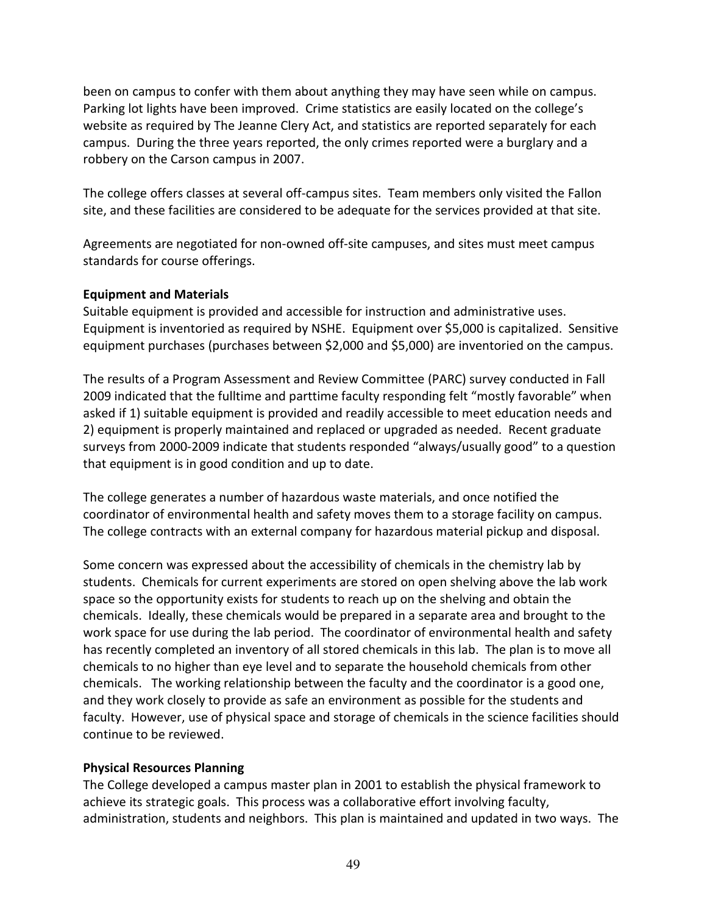been on campus to confer with them about anything they may have seen while on campus. Parking lot lights have been improved. Crime statistics are easily located on the college's website as required by The Jeanne Clery Act, and statistics are reported separately for each campus. During the three years reported, the only crimes reported were a burglary and a robbery on the Carson campus in 2007.

The college offers classes at several off-campus sites. Team members only visited the Fallon site, and these facilities are considered to be adequate for the services provided at that site.

Agreements are negotiated for non-owned off-site campuses, and sites must meet campus standards for course offerings.

**Equipment and Materials**

Suitable equipment is provided and accessible for instruction and administrative uses. Equipment is inventoried as required by NSHE. Equipment over $5,000 is capitalized. Sensitive equipment purchases (purchases between $2,000 and $5,000) are inventoried on the campus.

The results of a Program Assessment and Review Committee (PARC) survey conducted in Fall 2009 indicated that the fulltime and parttime faculty responding felt "mostly favorable" when asked if 1) suitable equipment is provided and readily accessible to meet education needs and 2) equipment is properly maintained and replaced or upgraded as needed. Recent graduate surveys from 2000-2009 indicate that students responded "always/usually good" to a question that equipment is in good condition and up to date.

The college generates a number of hazardous waste materials, and once notified the coordinator of environmental health and safety moves them to a storage facility on campus. The college contracts with an external company for hazardous material pickup and disposal.

Some concern was expressed about the accessibility of chemicals in the chemistry lab by students. Chemicals for current experiments are stored on open shelving above the lab work space so the opportunity exists for students to reach up on the shelving and obtain the chemicals. Ideally, these chemicals would be prepared in a separate area and brought to the work space for use during the lab period. The coordinator of environmental health and safety has recently completed an inventory of all stored chemicals in this lab. The plan is to move all chemicals to no higher than eye level and to separate the household chemicals from other chemicals. The working relationship between the faculty and the coordinator is a good one, and they work closely to provide as safe an environment as possible for the students and faculty. However, use of physical space and storage of chemicals in the science facilities should continue to be reviewed.

**Physical Resources Planning**

The College developed a campus master plan in 2001 to establish the physical framework to achieve its strategic goals. This process was a collaborative effort involving faculty, administration, students and neighbors. This plan is maintained and updated in two ways. The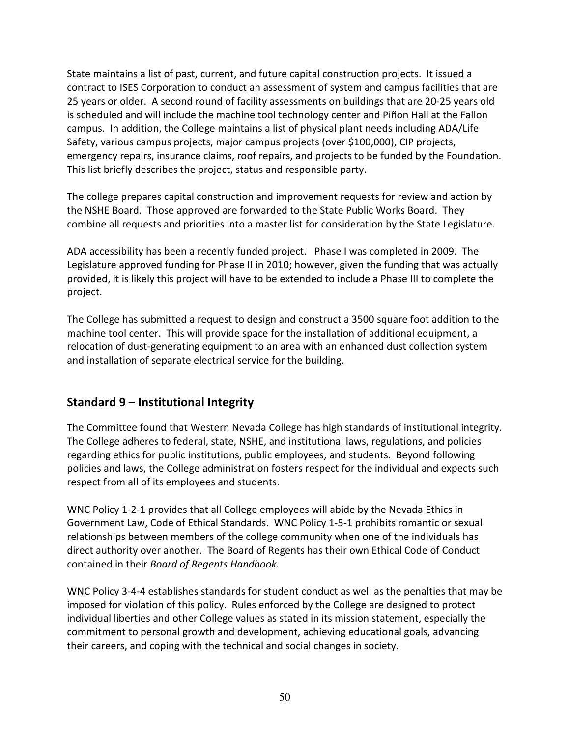State maintains a list of past, current, and future capital construction projects. It issued a contract to ISES Corporation to conduct an assessment of system and campus facilities that are 25 years or older. A second round of facility assessments on buildings that are 20-25 years old is scheduled and will include the machine tool technology center and Piñon Hall at the Fallon campus. In addition, the College maintains a list of physical plant needs including ADA/Life Safety, various campus projects, major campus projects (over $100,000), CIP projects, emergency repairs, insurance claims, roof repairs, and projects to be funded by the Foundation. This list briefly describes the project, status and responsible party.

The college prepares capital construction and improvement requests for review and action by the NSHE Board. Those approved are forwarded to the State Public Works Board. They combine all requests and priorities into a master list for consideration by the State Legislature.

ADA accessibility has been a recently funded project. Phase I was completed in 2009. The Legislature approved funding for Phase II in 2010; however, given the funding that was actually provided, it is likely this project will have to be extended to include a Phase III to complete the project.

The College has submitted a request to design and construct a 3500 square foot addition to the machine tool center. This will provide space for the installation of additional equipment, a relocation of dust-generating equipment to an area with an enhanced dust collection system and installation of separate electrical service for the building.

## Standard 9 – Institutional Integrity

The Committee found that Western Nevada College has high standards of institutional integrity. The College adheres to federal, state, NSHE, and institutional laws, regulations, and policies regarding ethics for public institutions, public employees, and students. Beyond following policies and laws, the College administration fosters respect for the individual and expects such respect from all of its employees and students.

WNC Policy 1-2-1 provides that all College employees will abide by the Nevada Ethics in Government Law, Code of Ethical Standards. WNC Policy 1-5-1 prohibits romantic or sexual relationships between members of the college community when one of the individuals has direct authority over another. The Board of Regents has their own Ethical Code of Conduct contained in their *Board of Regents Handbook.*

WNC Policy 3-4-4 establishes standards for student conduct as well as the penalties that may be imposed for violation of this policy. Rules enforced by the College are designed to protect individual liberties and other College values as stated in its mission statement, especially the commitment to personal growth and development, achieving educational goals, advancing their careers, and coping with the technical and social changes in society.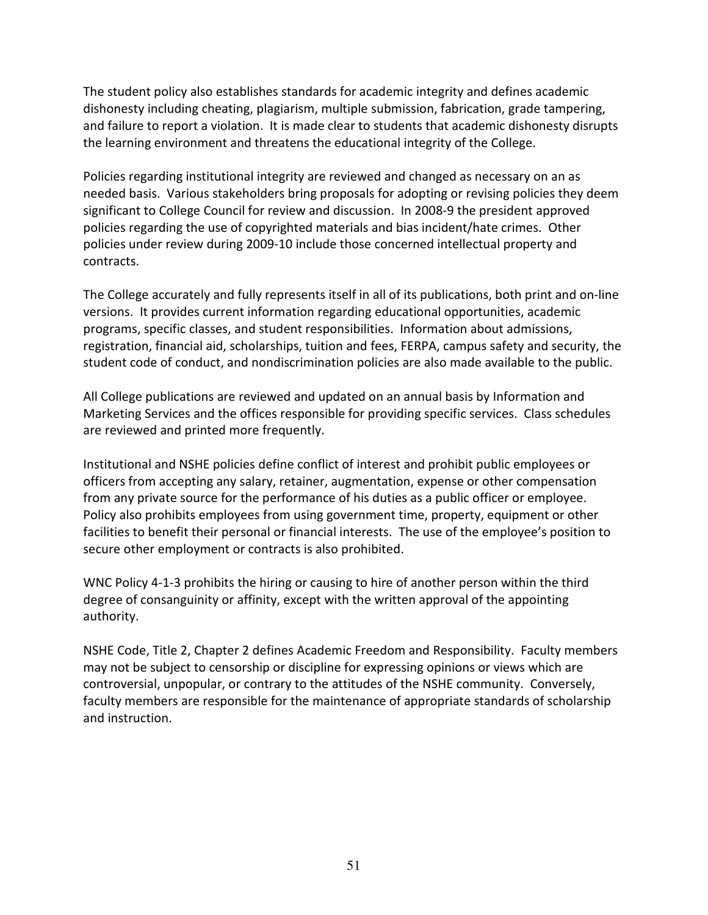The student policy also establishes standards for academic integrity and defines academic dishonesty including cheating, plagiarism, multiple submission, fabrication, grade tampering, and failure to report a violation. It is made clear to students that academic dishonesty disrupts the learning environment and threatens the educational integrity of the College.

Policies regarding institutional integrity are reviewed and changed as necessary on an as needed basis. Various stakeholders bring proposals for adopting or revising policies they deem significant to College Council for review and discussion. In 2008-9 the president approved policies regarding the use of copyrighted materials and bias incident/hate crimes. Other policies under review during 2009-10 include those concerned intellectual property and contracts.

The College accurately and fully represents itself in all of its publications, both print and on-line versions. It provides current information regarding educational opportunities, academic programs, specific classes, and student responsibilities. Information about admissions, registration, financial aid, scholarships, tuition and fees, FERPA, campus safety and security, the student code of conduct, and nondiscrimination policies are also made available to the public.

All College publications are reviewed and updated on an annual basis by Information and Marketing Services and the offices responsible for providing specific services. Class schedules are reviewed and printed more frequently.

Institutional and NSHE policies define conflict of interest and prohibit public employees or officers from accepting any salary, retainer, augmentation, expense or other compensation from any private source for the performance of his duties as a public officer or employee. Policy also prohibits employees from using government time, property, equipment or other facilities to benefit their personal or financial interests. The use of the employee's position to secure other employment or contracts is also prohibited.

WNC Policy 4-1-3 prohibits the hiring or causing to hire of another person within the third degree of consanguinity or affinity, except with the written approval of the appointing authority.

NSHE Code, Title 2, Chapter 2 defines Academic Freedom and Responsibility. Faculty members may not be subject to censorship or discipline for expressing opinions or views which are controversial, unpopular, or contrary to the attitudes of the NSHE community. Conversely, faculty members are responsible for the maintenance of appropriate standards of scholarship and instruction.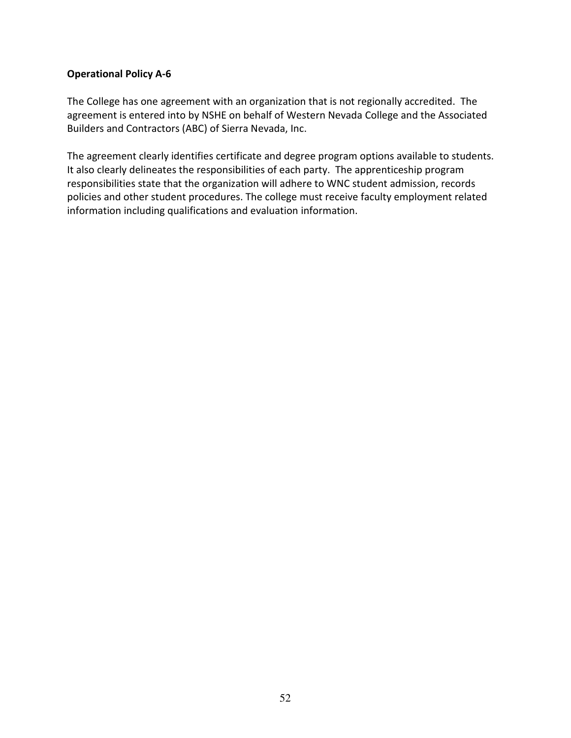**Operational Policy A-6**

The College has one agreement with an organization that is not regionally accredited. The agreement is entered into by NSHE on behalf of Western Nevada College and the Associated Builders and Contractors (ABC) of Sierra Nevada, Inc.

The agreement clearly identifies certificate and degree program options available to students. It also clearly delineates the responsibilities of each party. The apprenticeship program responsibilities state that the organization will adhere to WNC student admission, records policies and other student procedures. The college must receive faculty employment related information including qualifications and evaluation information.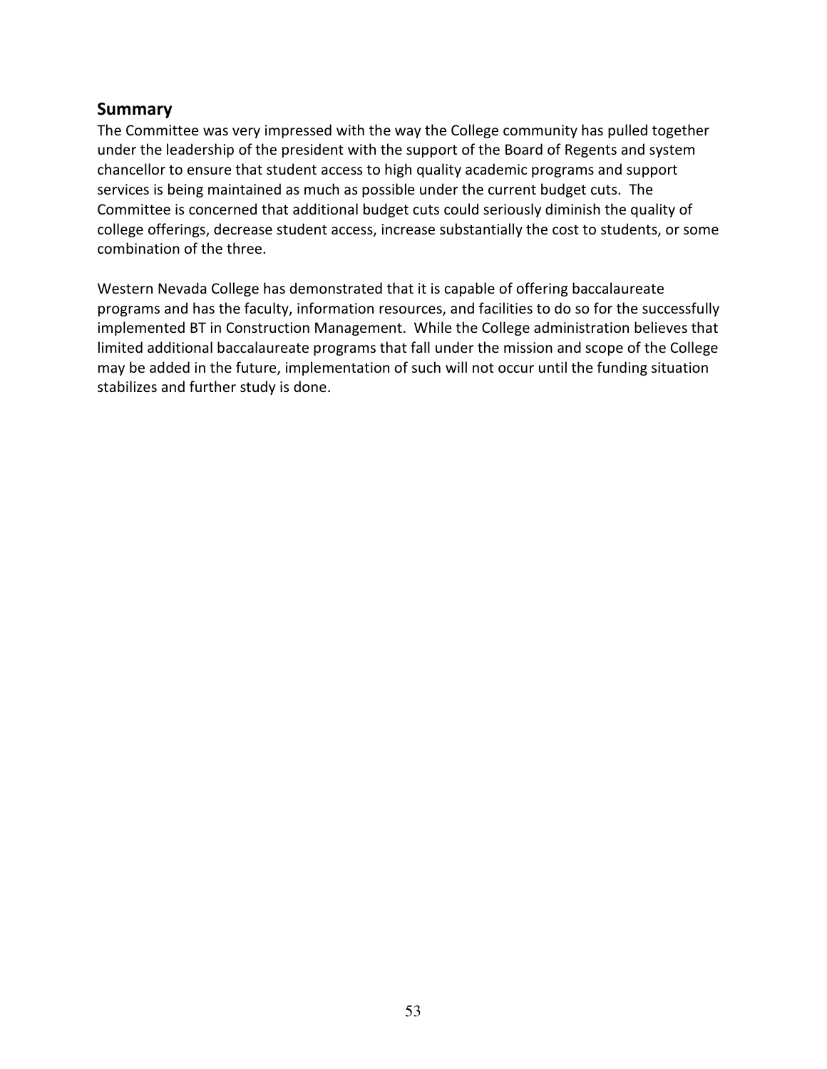## Summary

The Committee was very impressed with the way the College community has pulled together under the leadership of the president with the support of the Board of Regents and system chancellor to ensure that student access to high quality academic programs and support services is being maintained as much as possible under the current budget cuts. The Committee is concerned that additional budget cuts could seriously diminish the quality of college offerings, decrease student access, increase substantially the cost to students, or some combination of the three.

Western Nevada College has demonstrated that it is capable of offering baccalaureate programs and has the faculty, information resources, and facilities to do so for the successfully implemented BT in Construction Management. While the College administration believes that limited additional baccalaureate programs that fall under the mission and scope of the College may be added in the future, implementation of such will not occur until the funding situation stabilizes and further study is done.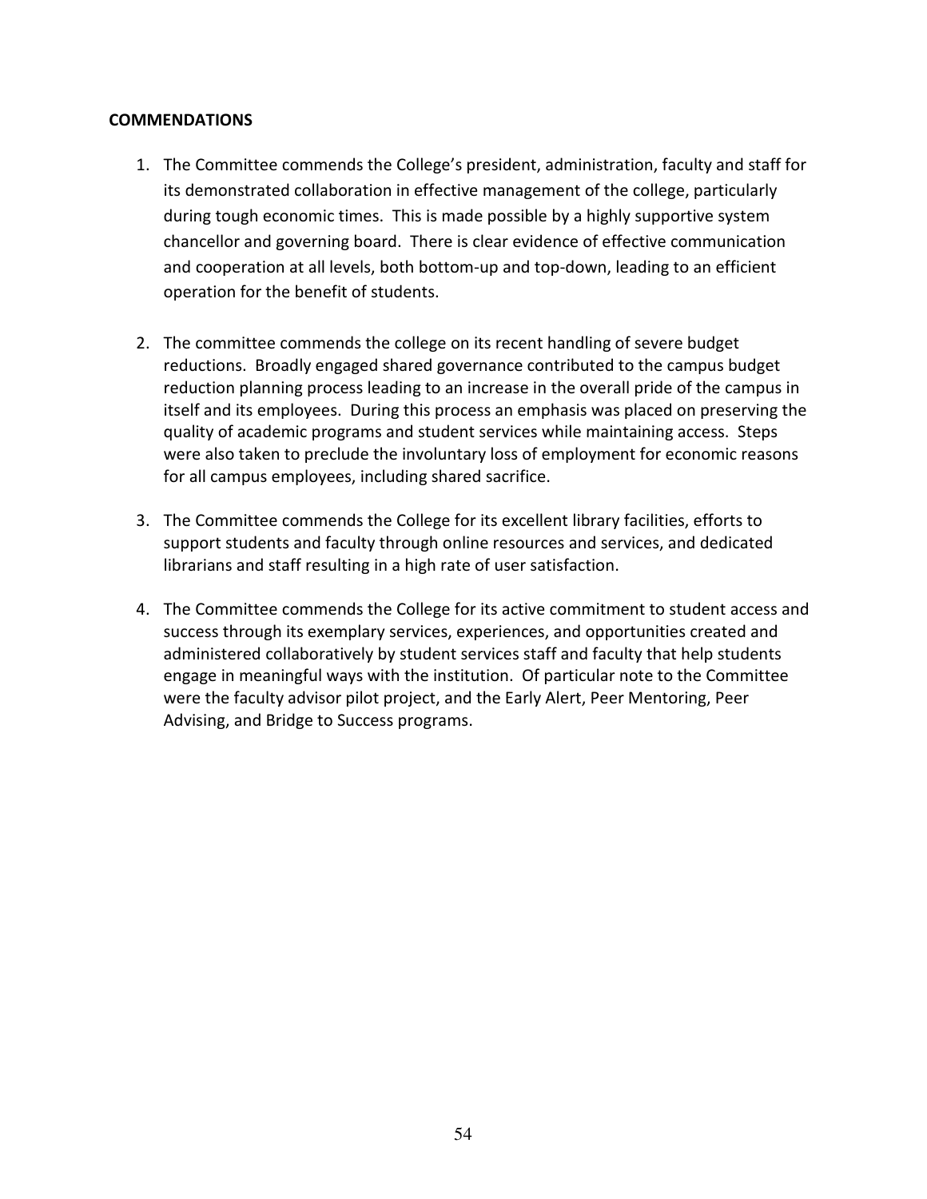**COMMENDATIONS**

1. The Committee commends the College's president, administration, faculty and staff for its demonstrated collaboration in effective management of the college, particularly during tough economic times. This is made possible by a highly supportive system chancellor and governing board. There is clear evidence of effective communication and cooperation at all levels, both bottom-up and top-down, leading to an efficient operation for the benefit of students.

2. The committee commends the college on its recent handling of severe budget reductions. Broadly engaged shared governance contributed to the campus budget reduction planning process leading to an increase in the overall pride of the campus in itself and its employees. During this process an emphasis was placed on preserving the quality of academic programs and student services while maintaining access. Steps were also taken to preclude the involuntary loss of employment for economic reasons for all campus employees, including shared sacrifice.

3. The Committee commends the College for its excellent library facilities, efforts to support students and faculty through online resources and services, and dedicated librarians and staff resulting in a high rate of user satisfaction.

4. The Committee commends the College for its active commitment to student access and success through its exemplary services, experiences, and opportunities created and administered collaboratively by student services staff and faculty that help students engage in meaningful ways with the institution. Of particular note to the Committee were the faculty advisor pilot project, and the Early Alert, Peer Mentoring, Peer Advising, and Bridge to Success programs.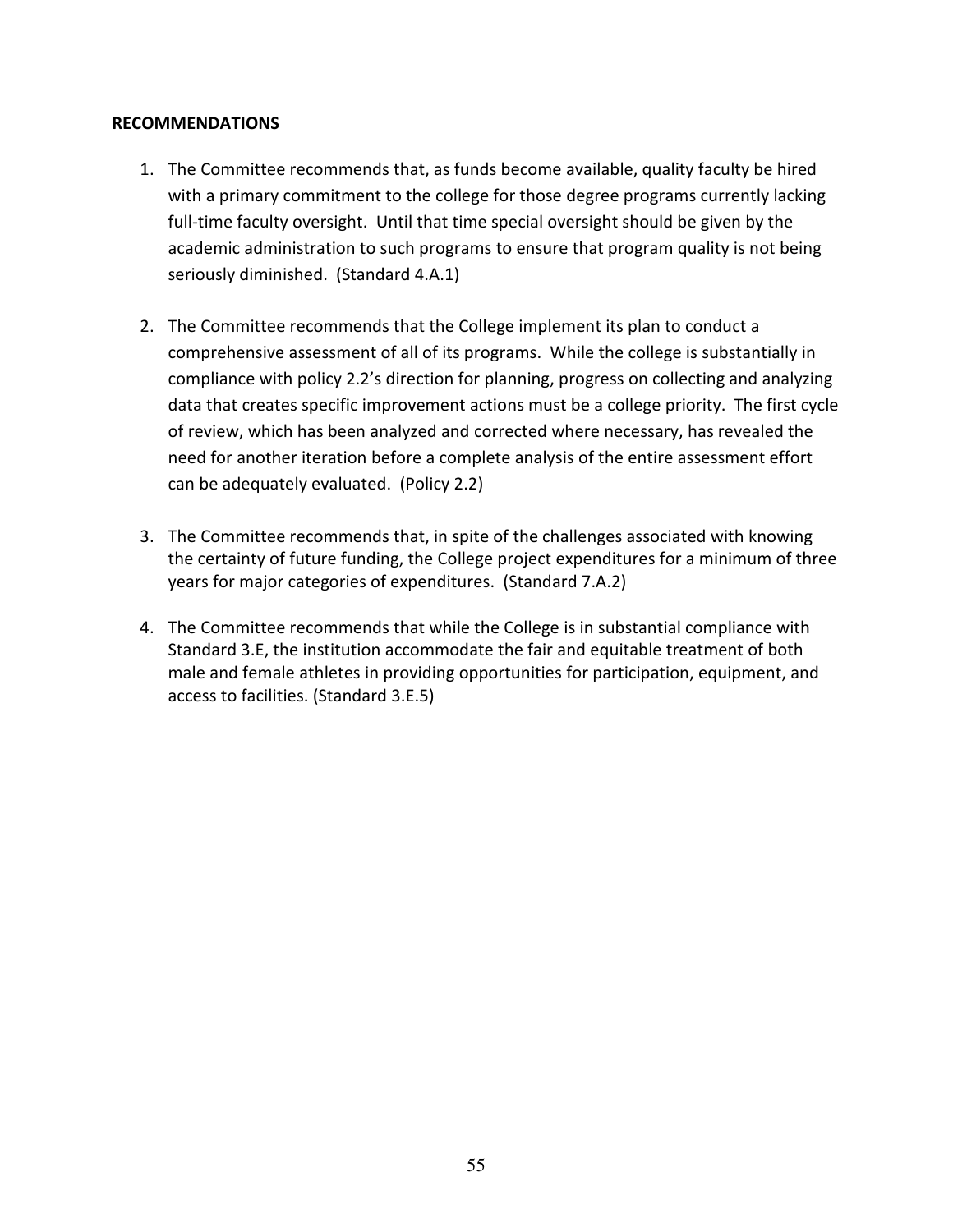**RECOMMENDATIONS**

1. The Committee recommends that, as funds become available, quality faculty be hired with a primary commitment to the college for those degree programs currently lacking full-time faculty oversight. Until that time special oversight should be given by the academic administration to such programs to ensure that program quality is not being seriously diminished. (Standard 4.A.1)

2. The Committee recommends that the College implement its plan to conduct a comprehensive assessment of all of its programs. While the college is substantially in compliance with policy 2.2's direction for planning, progress on collecting and analyzing data that creates specific improvement actions must be a college priority. The first cycle of review, which has been analyzed and corrected where necessary, has revealed the need for another iteration before a complete analysis of the entire assessment effort can be adequately evaluated. (Policy 2.2)

3. The Committee recommends that, in spite of the challenges associated with knowing the certainty of future funding, the College project expenditures for a minimum of three years for major categories of expenditures. (Standard 7.A.2)

4. The Committee recommends that while the College is in substantial compliance with Standard 3.E, the institution accommodate the fair and equitable treatment of both male and female athletes in providing opportunities for participation, equipment, and access to facilities. (Standard 3.E.5)